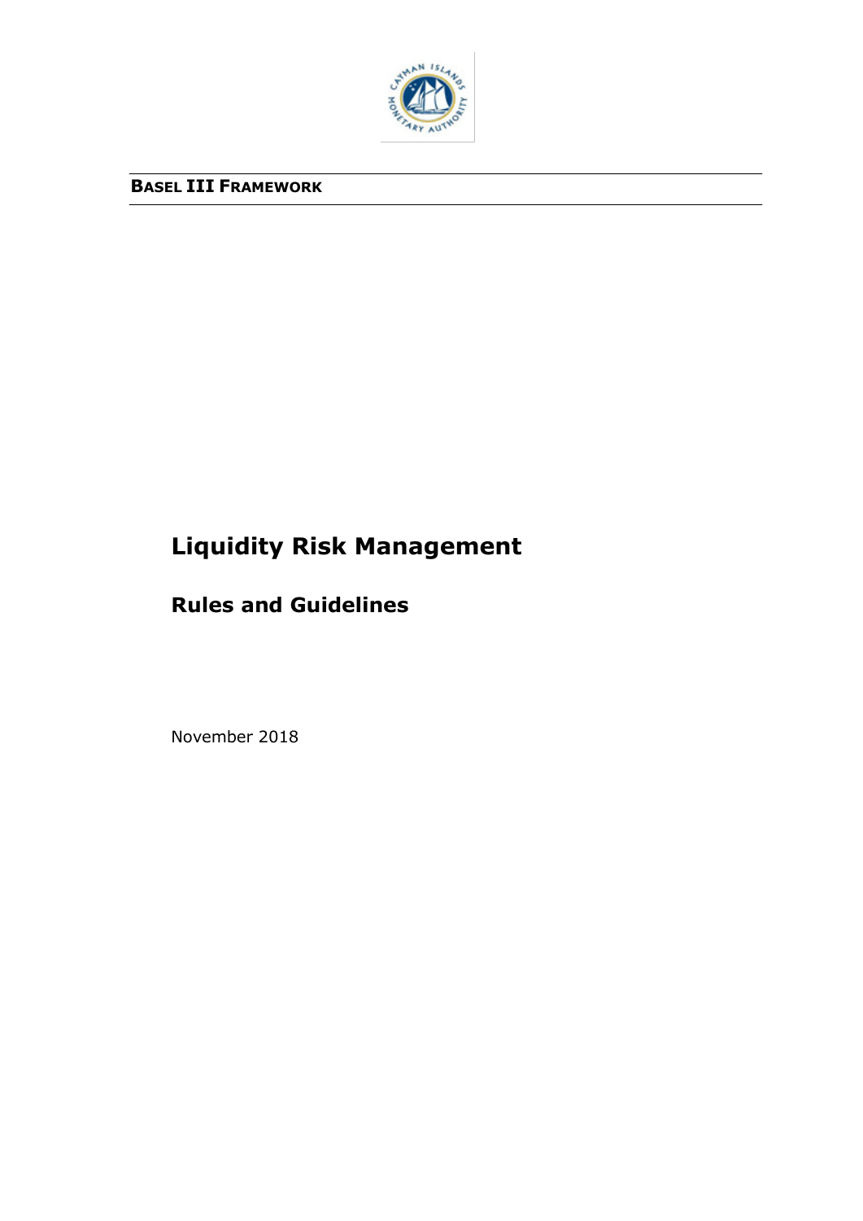**BASEL III FRAMEWORK**

# Liquidity Risk Management

## Rules and Guidelines

November 2018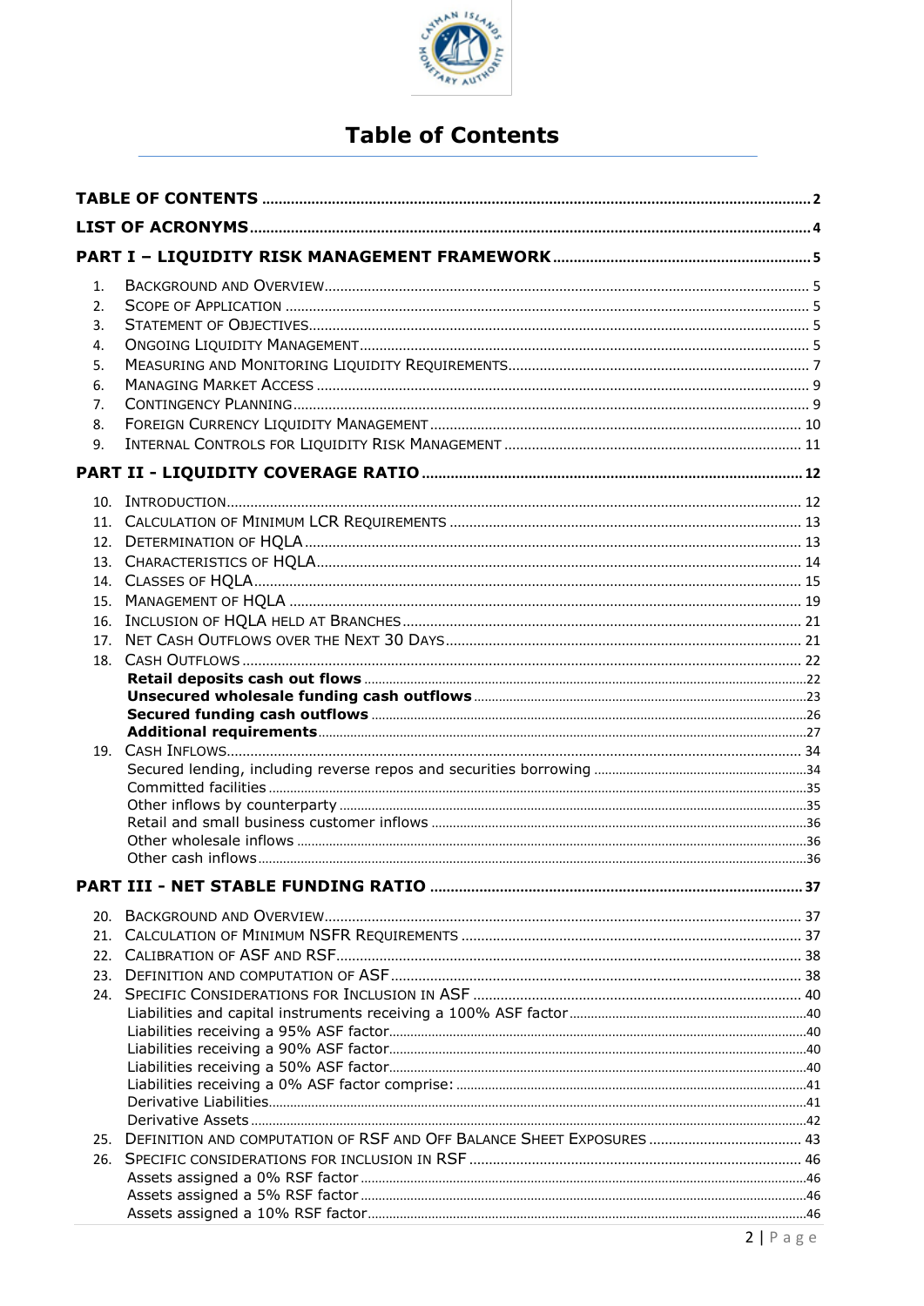# Table of Contents

**TABLE OF CONTENTS** ..... 2

**LIST OF ACRONYMS** ..... 4

**PART I – LIQUIDITY RISK MANAGEMENT FRAMEWORK** ..... 5

1. Background and Overview ..... 5
2. Scope of Application ..... 5
3. Statement of Objectives ..... 5
4. Ongoing Liquidity Management ..... 5
5. Measuring and Monitoring Liquidity Requirements ..... 7
6. Managing Market Access ..... 9
7. Contingency Planning ..... 9
8. Foreign Currency Liquidity Management ..... 10
9. Internal Controls for Liquidity Risk Management ..... 11

**PART II - LIQUIDITY COVERAGE RATIO** ..... 12

10. Introduction ..... 12
11. Calculation of Minimum LCR Requirements ..... 13
12. Determination of HQLA ..... 13
13. Characteristics of HQLA ..... 14
14. Classes of HQLA ..... 15
15. Management of HQLA ..... 19
16. Inclusion of HQLA held at Branches ..... 21
17. Net Cash Outflows over the Next 30 Days ..... 21
18. Cash Outflows ..... 22
    - **Retail deposits cash out flows** ..... 22
    - **Unsecured wholesale funding cash outflows** ..... 23
    - **Secured funding cash outflows** ..... 26
    - **Additional requirements** ..... 27
19. Cash Inflows ..... 34
    - Secured lending, including reverse repos and securities borrowing ..... 34
    - Committed facilities ..... 35
    - Other inflows by counterparty ..... 35
    - Retail and small business customer inflows ..... 36
    - Other wholesale inflows ..... 36
    - Other cash inflows ..... 36

**PART III - NET STABLE FUNDING RATIO** ..... 37

20. Background and Overview ..... 37
21. Calculation of Minimum NSFR Requirements ..... 37
22. Calibration of ASF and RSF ..... 38
23. Definition and Computation of ASF ..... 38
24. Specific Considerations for Inclusion in ASF ..... 40
    - Liabilities and capital instruments receiving a 100% ASF factor ..... 40
    - Liabilities receiving a 95% ASF factor ..... 40
    - Liabilities receiving a 90% ASF factor ..... 40
    - Liabilities receiving a 50% ASF factor ..... 40
    - Liabilities receiving a 0% ASF factor comprise: ..... 41
    - Derivative Liabilities ..... 41
    - Derivative Assets ..... 42
25. Definition and Computation of RSF and Off Balance Sheet Exposures ..... 43
26. Specific Considerations for Inclusion in RSF ..... 46
    - Assets assigned a 0% RSF factor ..... 46
    - Assets assigned a 5% RSF factor ..... 46
    - Assets assigned a 10% RSF factor ..... 46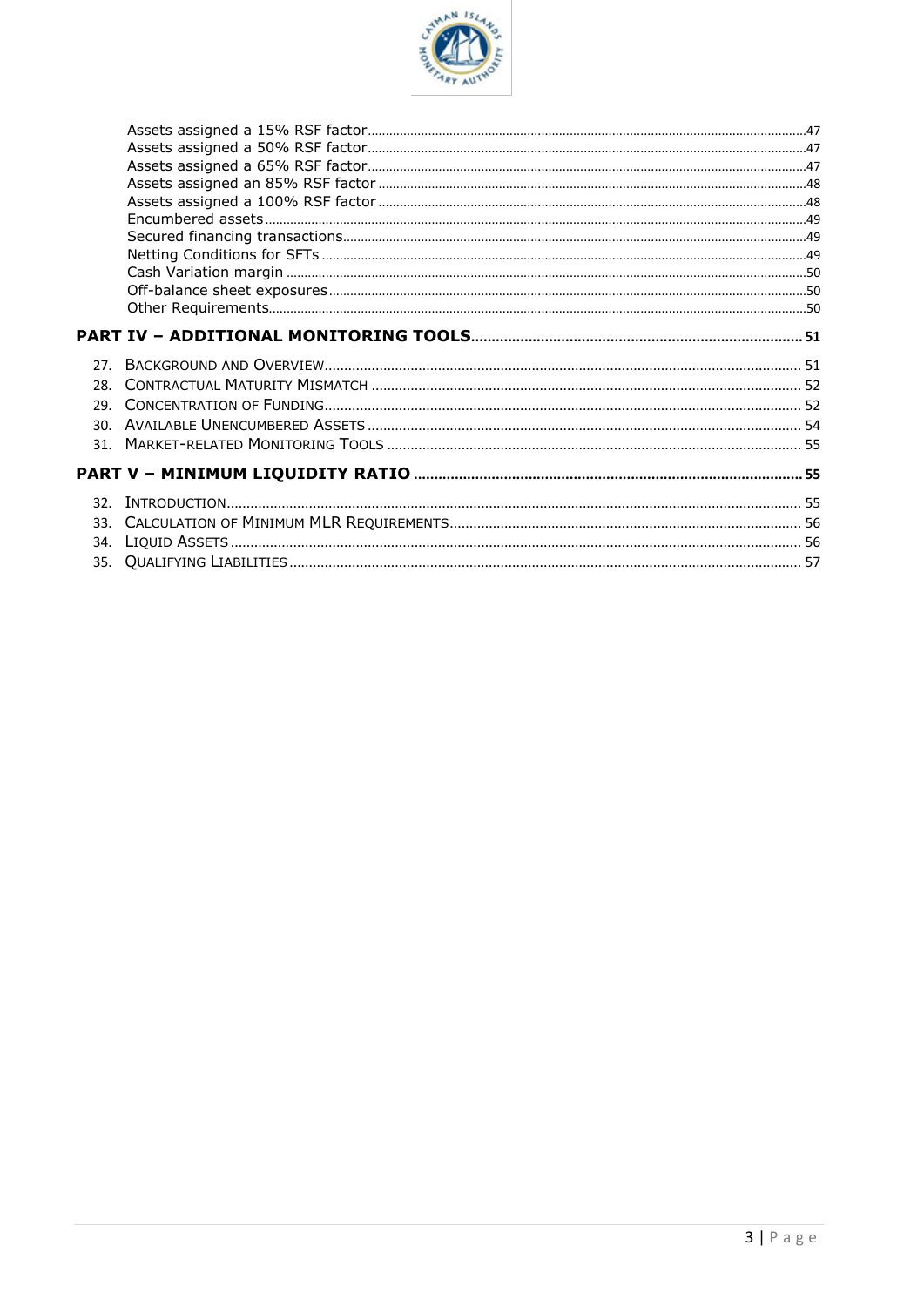Assets assigned a 15% RSF factor ..... 47
Assets assigned a 50% RSF factor ..... 47
Assets assigned a 65% RSF factor ..... 47
Assets assigned an 85% RSF factor ..... 48
Assets assigned a 100% RSF factor ..... 48
Encumbered assets ..... 49
Secured financing transactions ..... 49
Netting Conditions for SFTs ..... 49
Cash Variation margin ..... 50
Off-balance sheet exposures ..... 50
Other Requirements ..... 50

**PART IV – ADDITIONAL MONITORING TOOLS ..... 51**

27. Background and Overview ..... 51
28. Contractual Maturity Mismatch ..... 52
29. Concentration of Funding ..... 52
30. Available Unencumbered Assets ..... 54
31. Market-Related Monitoring Tools ..... 55

**PART V – MINIMUM LIQUIDITY RATIO ..... 55**

32. Introduction ..... 55
33. Calculation of Minimum MLR Requirements ..... 56
34. Liquid Assets ..... 56
35. Qualifying Liabilities ..... 57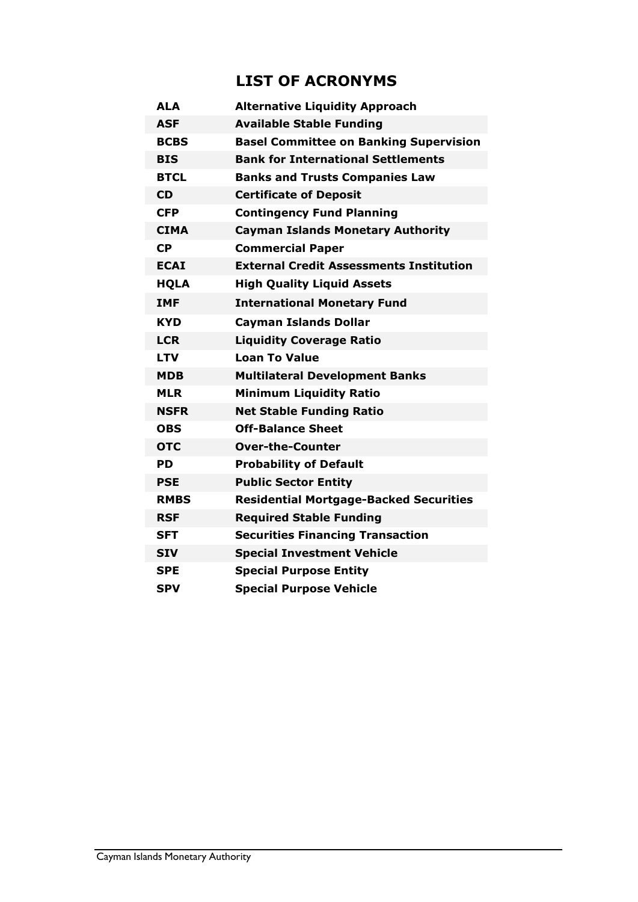## LIST OF ACRONYMS

| | |
|---|---|
| **ALA** | **Alternative Liquidity Approach** |
| **ASF** | **Available Stable Funding** |
| **BCBS** | **Basel Committee on Banking Supervision** |
| **BIS** | **Bank for International Settlements** |
| **BTCL** | **Banks and Trusts Companies Law** |
| **CD** | **Certificate of Deposit** |
| **CFP** | **Contingency Fund Planning** |
| **CIMA** | **Cayman Islands Monetary Authority** |
| **CP** | **Commercial Paper** |
| **ECAI** | **External Credit Assessments Institution** |
| **HQLA** | **High Quality Liquid Assets** |
| **IMF** | **International Monetary Fund** |
| **KYD** | **Cayman Islands Dollar** |
| **LCR** | **Liquidity Coverage Ratio** |
| **LTV** | **Loan To Value** |
| **MDB** | **Multilateral Development Banks** |
| **MLR** | **Minimum Liquidity Ratio** |
| **NSFR** | **Net Stable Funding Ratio** |
| **OBS** | **Off-Balance Sheet** |
| **OTC** | **Over-the-Counter** |
| **PD** | **Probability of Default** |
| **PSE** | **Public Sector Entity** |
| **RMBS** | **Residential Mortgage-Backed Securities** |
| **RSF** | **Required Stable Funding** |
| **SFT** | **Securities Financing Transaction** |
| **SIV** | **Special Investment Vehicle** |
| **SPE** | **Special Purpose Entity** |
| **SPV** | **Special Purpose Vehicle** |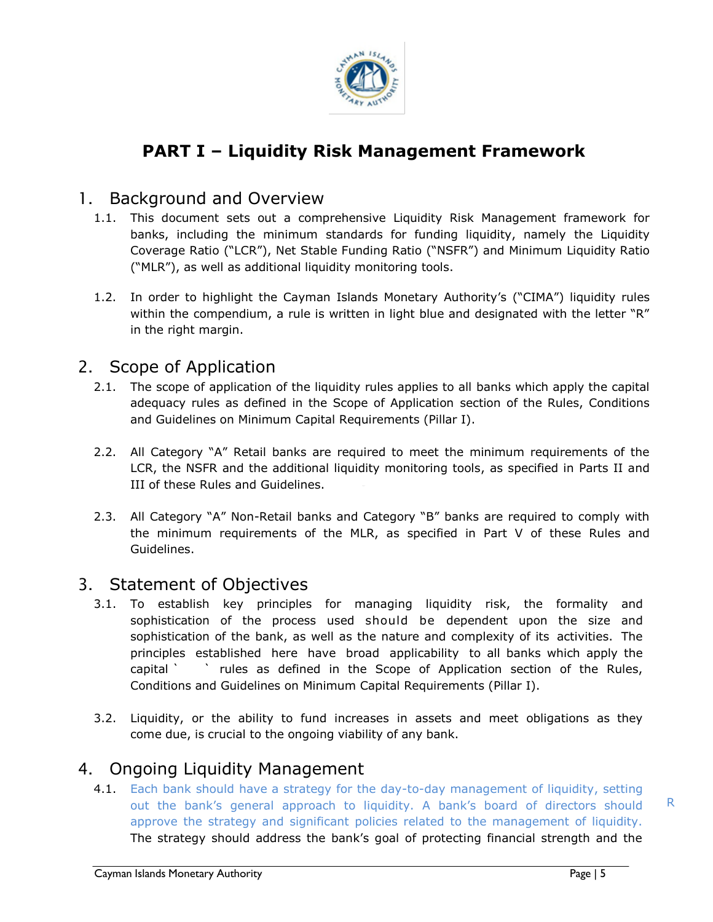# PART I – Liquidity Risk Management Framework

## 1. Background and Overview

1.1. This document sets out a comprehensive Liquidity Risk Management framework for banks, including the minimum standards for funding liquidity, namely the Liquidity Coverage Ratio ("LCR"), Net Stable Funding Ratio ("NSFR") and Minimum Liquidity Ratio ("MLR"), as well as additional liquidity monitoring tools.

1.2. In order to highlight the Cayman Islands Monetary Authority's ("CIMA") liquidity rules within the compendium, a rule is written in light blue and designated with the letter "R" in the right margin.

## 2. Scope of Application

2.1. The scope of application of the liquidity rules applies to all banks which apply the capital adequacy rules as defined in the Scope of Application section of the Rules, Conditions and Guidelines on Minimum Capital Requirements (Pillar I).

2.2. All Category "A" Retail banks are required to meet the minimum requirements of the LCR, the NSFR and the additional liquidity monitoring tools, as specified in Parts II and III of these Rules and Guidelines.

2.3. All Category "A" Non-Retail banks and Category "B" banks are required to comply with the minimum requirements of the MLR, as specified in Part V of these Rules and Guidelines.

## 3. Statement of Objectives

3.1. To establish key principles for managing liquidity risk, the formality and sophistication of the process used should be dependent upon the size and sophistication of the bank, as well as the nature and complexity of its activities. The principles established here have broad applicability to all banks which apply the capital ` ` rules as defined in the Scope of Application section of the Rules, Conditions and Guidelines on Minimum Capital Requirements (Pillar I).

3.2. Liquidity, or the ability to fund increases in assets and meet obligations as they come due, is crucial to the ongoing viability of any bank.

## 4. Ongoing Liquidity Management

4.1. Each bank should have a strategy for the day-to-day management of liquidity, setting out the bank's general approach to liquidity. A bank's board of directors should approve the strategy and significant policies related to the management of liquidity. **R** The strategy should address the bank's goal of protecting financial strength and the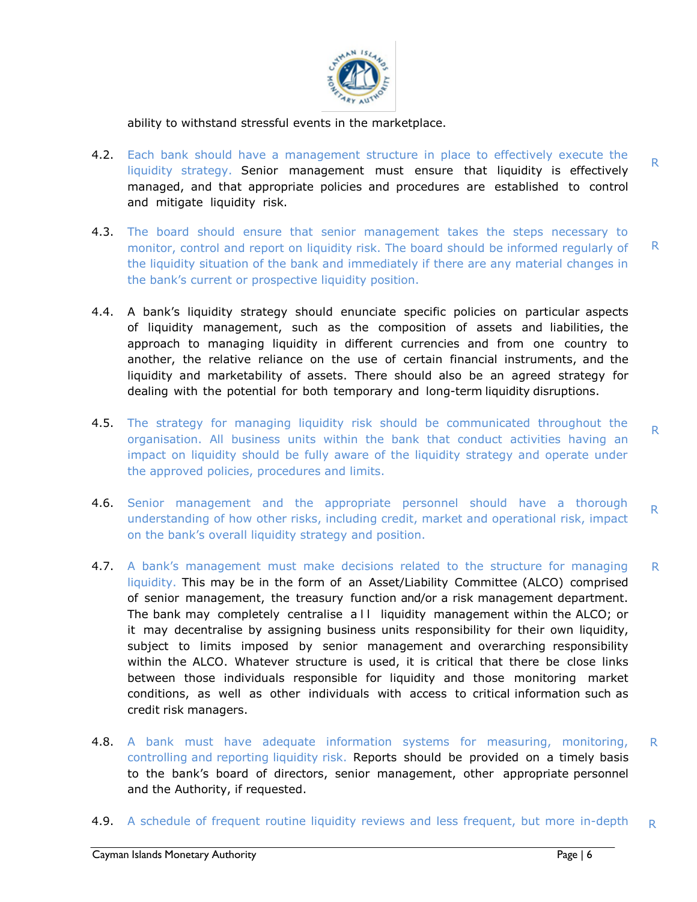ability to withstand stressful events in the marketplace.

4.2. Each bank should have a management structure in place to effectively execute the liquidity strategy. Senior management must ensure that liquidity is effectively managed, and that appropriate policies and procedures are established to control and mitigate liquidity risk. R

4.3. The board should ensure that senior management takes the steps necessary to monitor, control and report on liquidity risk. The board should be informed regularly of the liquidity situation of the bank and immediately if there are any material changes in the bank's current or prospective liquidity position. R

4.4. A bank's liquidity strategy should enunciate specific policies on particular aspects of liquidity management, such as the composition of assets and liabilities, the approach to managing liquidity in different currencies and from one country to another, the relative reliance on the use of certain financial instruments, and the liquidity and marketability of assets. There should also be an agreed strategy for dealing with the potential for both temporary and long-term liquidity disruptions.

4.5. The strategy for managing liquidity risk should be communicated throughout the organisation. All business units within the bank that conduct activities having an impact on liquidity should be fully aware of the liquidity strategy and operate under the approved policies, procedures and limits. R

4.6. Senior management and the appropriate personnel should have a thorough understanding of how other risks, including credit, market and operational risk, impact on the bank's overall liquidity strategy and position. R

4.7. A bank's management must make decisions related to the structure for managing liquidity. This may be in the form of an Asset/Liability Committee (ALCO) comprised of senior management, the treasury function and/or a risk management department. The bank may completely centralise all liquidity management within the ALCO; or it may decentralise by assigning business units responsibility for their own liquidity, subject to limits imposed by senior management and overarching responsibility within the ALCO. Whatever structure is used, it is critical that there be close links between those individuals responsible for liquidity and those monitoring market conditions, as well as other individuals with access to critical information such as credit risk managers. R

4.8. A bank must have adequate information systems for measuring, monitoring, controlling and reporting liquidity risk. Reports should be provided on a timely basis to the bank's board of directors, senior management, other appropriate personnel and the Authority, if requested. R

4.9. A schedule of frequent routine liquidity reviews and less frequent, but more in-depth R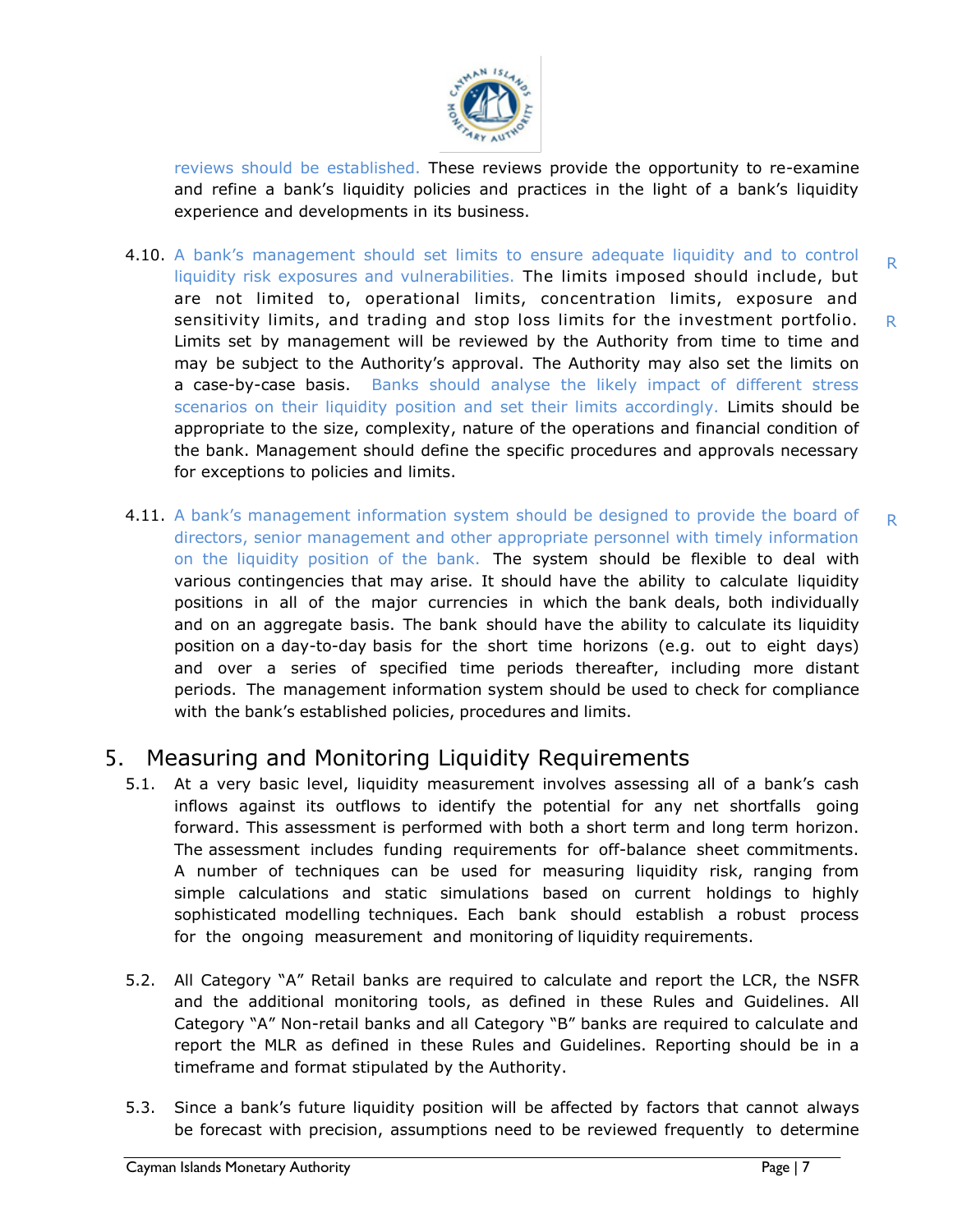reviews should be established. These reviews provide the opportunity to re-examine and refine a bank's liquidity policies and practices in the light of a bank's liquidity experience and developments in its business.

4.10. A bank's management should set limits to ensure adequate liquidity and to control liquidity risk exposures and vulnerabilities. The limits imposed should include, but are not limited to, operational limits, concentration limits, exposure and sensitivity limits, and trading and stop loss limits for the investment portfolio. Limits set by management will be reviewed by the Authority from time to time and may be subject to the Authority's approval. The Authority may also set the limits on a case-by-case basis. Banks should analyse the likely impact of different stress scenarios on their liquidity position and set their limits accordingly. Limits should be appropriate to the size, complexity, nature of the operations and financial condition of the bank. Management should define the specific procedures and approvals necessary for exceptions to policies and limits. R R

4.11. A bank's management information system should be designed to provide the board of directors, senior management and other appropriate personnel with timely information on the liquidity position of the bank. The system should be flexible to deal with various contingencies that may arise. It should have the ability to calculate liquidity positions in all of the major currencies in which the bank deals, both individually and on an aggregate basis. The bank should have the ability to calculate its liquidity position on a day-to-day basis for the short time horizons (e.g. out to eight days) and over a series of specified time periods thereafter, including more distant periods. The management information system should be used to check for compliance with the bank's established policies, procedures and limits. R

## 5. Measuring and Monitoring Liquidity Requirements

5.1. At a very basic level, liquidity measurement involves assessing all of a bank's cash inflows against its outflows to identify the potential for any net shortfalls going forward. This assessment is performed with both a short term and long term horizon. The assessment includes funding requirements for off-balance sheet commitments. A number of techniques can be used for measuring liquidity risk, ranging from simple calculations and static simulations based on current holdings to highly sophisticated modelling techniques. Each bank should establish a robust process for the ongoing measurement and monitoring of liquidity requirements.

5.2. All Category "A" Retail banks are required to calculate and report the LCR, the NSFR and the additional monitoring tools, as defined in these Rules and Guidelines. All Category "A" Non-retail banks and all Category "B" banks are required to calculate and report the MLR as defined in these Rules and Guidelines. Reporting should be in a timeframe and format stipulated by the Authority.

5.3. Since a bank's future liquidity position will be affected by factors that cannot always be forecast with precision, assumptions need to be reviewed frequently to determine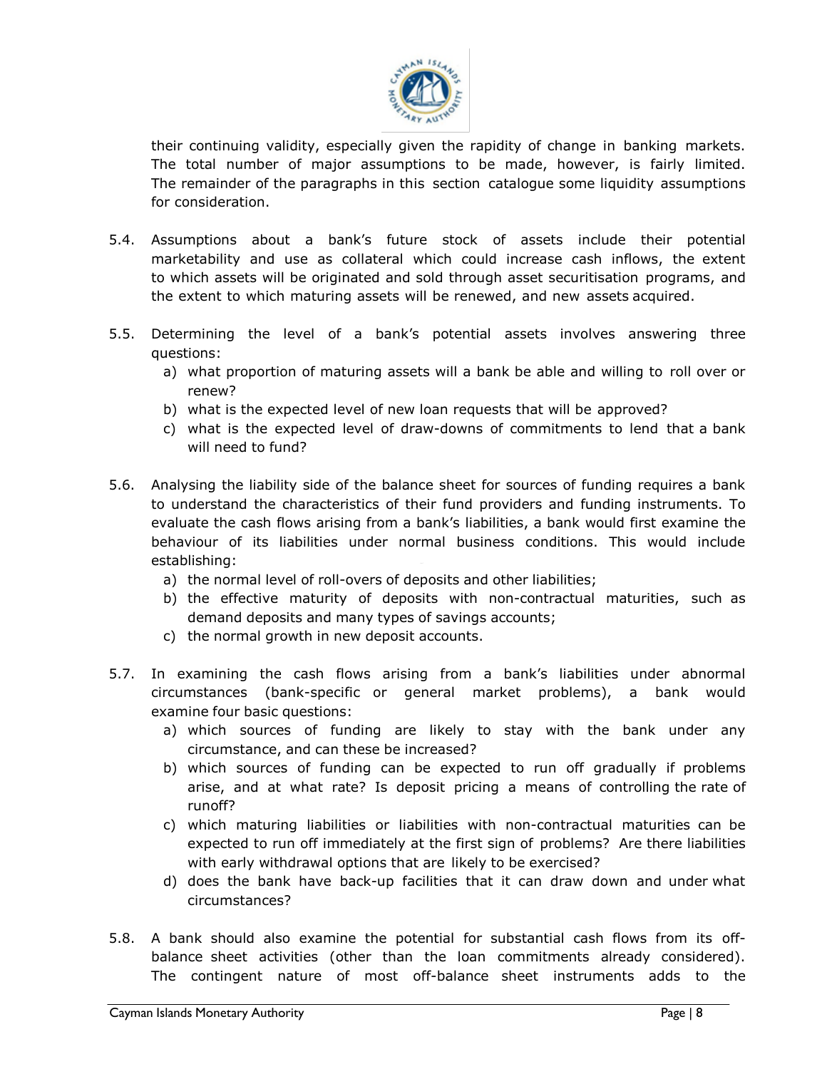their continuing validity, especially given the rapidity of change in banking markets. The total number of major assumptions to be made, however, is fairly limited. The remainder of the paragraphs in this section catalogue some liquidity assumptions for consideration.

5.4. Assumptions about a bank's future stock of assets include their potential marketability and use as collateral which could increase cash inflows, the extent to which assets will be originated and sold through asset securitisation programs, and the extent to which maturing assets will be renewed, and new assets acquired.

5.5. Determining the level of a bank's potential assets involves answering three questions:

   a) what proportion of maturing assets will a bank be able and willing to roll over or renew?
   b) what is the expected level of new loan requests that will be approved?
   c) what is the expected level of draw-downs of commitments to lend that a bank will need to fund?

5.6. Analysing the liability side of the balance sheet for sources of funding requires a bank to understand the characteristics of their fund providers and funding instruments. To evaluate the cash flows arising from a bank's liabilities, a bank would first examine the behaviour of its liabilities under normal business conditions. This would include establishing:

   a) the normal level of roll-overs of deposits and other liabilities;
   b) the effective maturity of deposits with non-contractual maturities, such as demand deposits and many types of savings accounts;
   c) the normal growth in new deposit accounts.

5.7. In examining the cash flows arising from a bank's liabilities under abnormal circumstances (bank-specific or general market problems), a bank would examine four basic questions:

   a) which sources of funding are likely to stay with the bank under any circumstance, and can these be increased?
   b) which sources of funding can be expected to run off gradually if problems arise, and at what rate? Is deposit pricing a means of controlling the rate of runoff?
   c) which maturing liabilities or liabilities with non-contractual maturities can be expected to run off immediately at the first sign of problems? Are there liabilities with early withdrawal options that are likely to be exercised?
   d) does the bank have back-up facilities that it can draw down and under what circumstances?

5.8. A bank should also examine the potential for substantial cash flows from its off-balance sheet activities (other than the loan commitments already considered). The contingent nature of most off-balance sheet instruments adds to the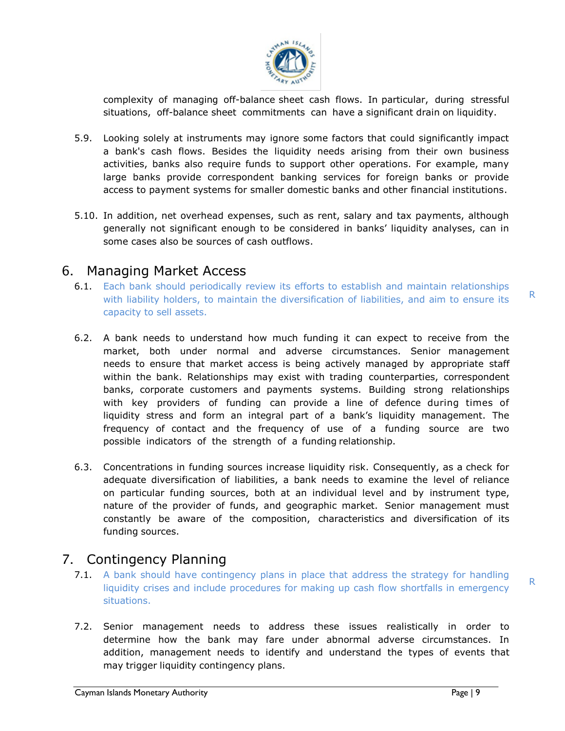complexity of managing off-balance sheet cash flows. In particular, during stressful situations, off-balance sheet commitments can have a significant drain on liquidity.

5.9. Looking solely at instruments may ignore some factors that could significantly impact a bank's cash flows. Besides the liquidity needs arising from their own business activities, banks also require funds to support other operations. For example, many large banks provide correspondent banking services for foreign banks or provide access to payment systems for smaller domestic banks and other financial institutions.

5.10. In addition, net overhead expenses, such as rent, salary and tax payments, although generally not significant enough to be considered in banks' liquidity analyses, can in some cases also be sources of cash outflows.

## 6. Managing Market Access

6.1. Each bank should periodically review its efforts to establish and maintain relationships with liability holders, to maintain the diversification of liabilities, and aim to ensure its capacity to sell assets. R

6.2. A bank needs to understand how much funding it can expect to receive from the market, both under normal and adverse circumstances. Senior management needs to ensure that market access is being actively managed by appropriate staff within the bank. Relationships may exist with trading counterparties, correspondent banks, corporate customers and payments systems. Building strong relationships with key providers of funding can provide a line of defence during times of liquidity stress and form an integral part of a bank's liquidity management. The frequency of contact and the frequency of use of a funding source are two possible indicators of the strength of a funding relationship.

6.3. Concentrations in funding sources increase liquidity risk. Consequently, as a check for adequate diversification of liabilities, a bank needs to examine the level of reliance on particular funding sources, both at an individual level and by instrument type, nature of the provider of funds, and geographic market. Senior management must constantly be aware of the composition, characteristics and diversification of its funding sources.

## 7. Contingency Planning

7.1. A bank should have contingency plans in place that address the strategy for handling liquidity crises and include procedures for making up cash flow shortfalls in emergency situations. R

7.2. Senior management needs to address these issues realistically in order to determine how the bank may fare under abnormal adverse circumstances. In addition, management needs to identify and understand the types of events that may trigger liquidity contingency plans.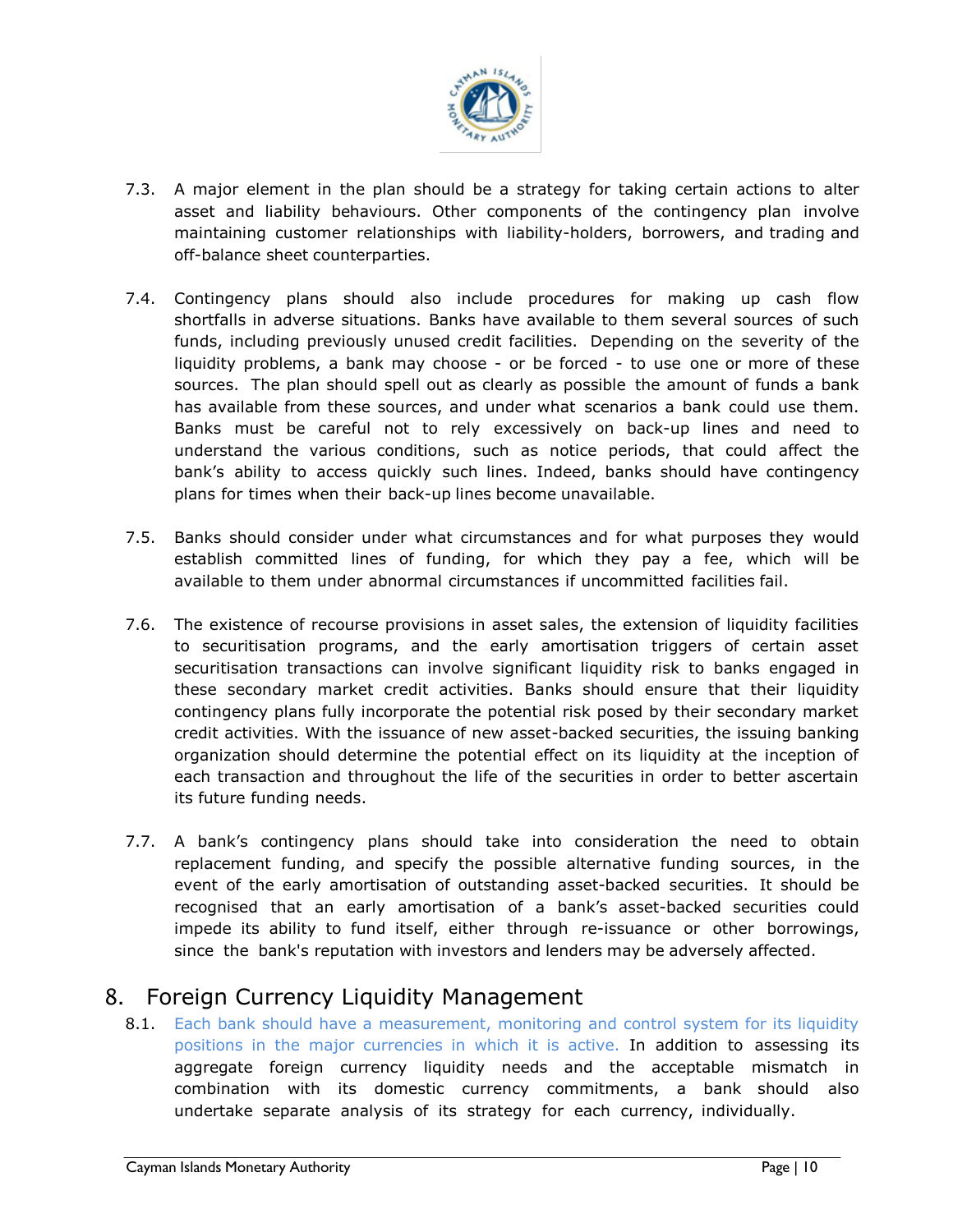7.3. A major element in the plan should be a strategy for taking certain actions to alter asset and liability behaviours. Other components of the contingency plan involve maintaining customer relationships with liability-holders, borrowers, and trading and off-balance sheet counterparties.

7.4. Contingency plans should also include procedures for making up cash flow shortfalls in adverse situations. Banks have available to them several sources of such funds, including previously unused credit facilities. Depending on the severity of the liquidity problems, a bank may choose - or be forced - to use one or more of these sources. The plan should spell out as clearly as possible the amount of funds a bank has available from these sources, and under what scenarios a bank could use them. Banks must be careful not to rely excessively on back-up lines and need to understand the various conditions, such as notice periods, that could affect the bank's ability to access quickly such lines. Indeed, banks should have contingency plans for times when their back-up lines become unavailable.

7.5. Banks should consider under what circumstances and for what purposes they would establish committed lines of funding, for which they pay a fee, which will be available to them under abnormal circumstances if uncommitted facilities fail.

7.6. The existence of recourse provisions in asset sales, the extension of liquidity facilities to securitisation programs, and the early amortisation triggers of certain asset securitisation transactions can involve significant liquidity risk to banks engaged in these secondary market credit activities. Banks should ensure that their liquidity contingency plans fully incorporate the potential risk posed by their secondary market credit activities. With the issuance of new asset-backed securities, the issuing banking organization should determine the potential effect on its liquidity at the inception of each transaction and throughout the life of the securities in order to better ascertain its future funding needs.

7.7. A bank's contingency plans should take into consideration the need to obtain replacement funding, and specify the possible alternative funding sources, in the event of the early amortisation of outstanding asset-backed securities. It should be recognised that an early amortisation of a bank's asset-backed securities could impede its ability to fund itself, either through re-issuance or other borrowings, since the bank's reputation with investors and lenders may be adversely affected.

## 8. Foreign Currency Liquidity Management

8.1. Each bank should have a measurement, monitoring and control system for its liquidity positions in the major currencies in which it is active. In addition to assessing its aggregate foreign currency liquidity needs and the acceptable mismatch in combination with its domestic currency commitments, a bank should also undertake separate analysis of its strategy for each currency, individually.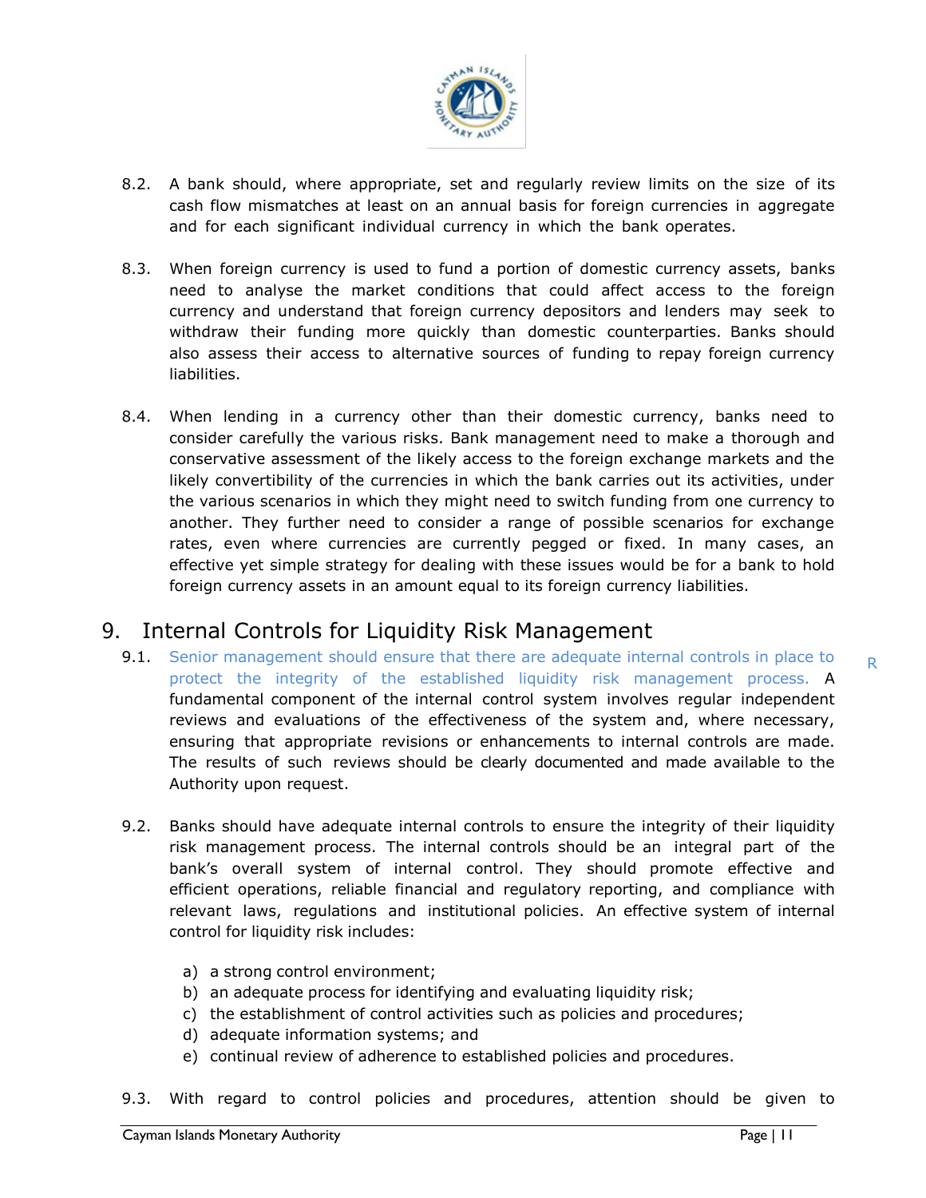8.2. A bank should, where appropriate, set and regularly review limits on the size of its cash flow mismatches at least on an annual basis for foreign currencies in aggregate and for each significant individual currency in which the bank operates.

8.3. When foreign currency is used to fund a portion of domestic currency assets, banks need to analyse the market conditions that could affect access to the foreign currency and understand that foreign currency depositors and lenders may seek to withdraw their funding more quickly than domestic counterparties. Banks should also assess their access to alternative sources of funding to repay foreign currency liabilities.

8.4. When lending in a currency other than their domestic currency, banks need to consider carefully the various risks. Bank management need to make a thorough and conservative assessment of the likely access to the foreign exchange markets and the likely convertibility of the currencies in which the bank carries out its activities, under the various scenarios in which they might need to switch funding from one currency to another. They further need to consider a range of possible scenarios for exchange rates, even where currencies are currently pegged or fixed. In many cases, an effective yet simple strategy for dealing with these issues would be for a bank to hold foreign currency assets in an amount equal to its foreign currency liabilities.

# 9. Internal Controls for Liquidity Risk Management

9.1. Senior management should ensure that there are adequate internal controls in place to protect the integrity of the established liquidity risk management process. A fundamental component of the internal control system involves regular independent reviews and evaluations of the effectiveness of the system and, where necessary, ensuring that appropriate revisions or enhancements to internal controls are made. The results of such reviews should be clearly documented and made available to the Authority upon request.

R

9.2. Banks should have adequate internal controls to ensure the integrity of their liquidity risk management process. The internal controls should be an integral part of the bank's overall system of internal control. They should promote effective and efficient operations, reliable financial and regulatory reporting, and compliance with relevant laws, regulations and institutional policies. An effective system of internal control for liquidity risk includes:

a) a strong control environment;
b) an adequate process for identifying and evaluating liquidity risk;
c) the establishment of control activities such as policies and procedures;
d) adequate information systems; and
e) continual review of adherence to established policies and procedures.

9.3. With regard to control policies and procedures, attention should be given to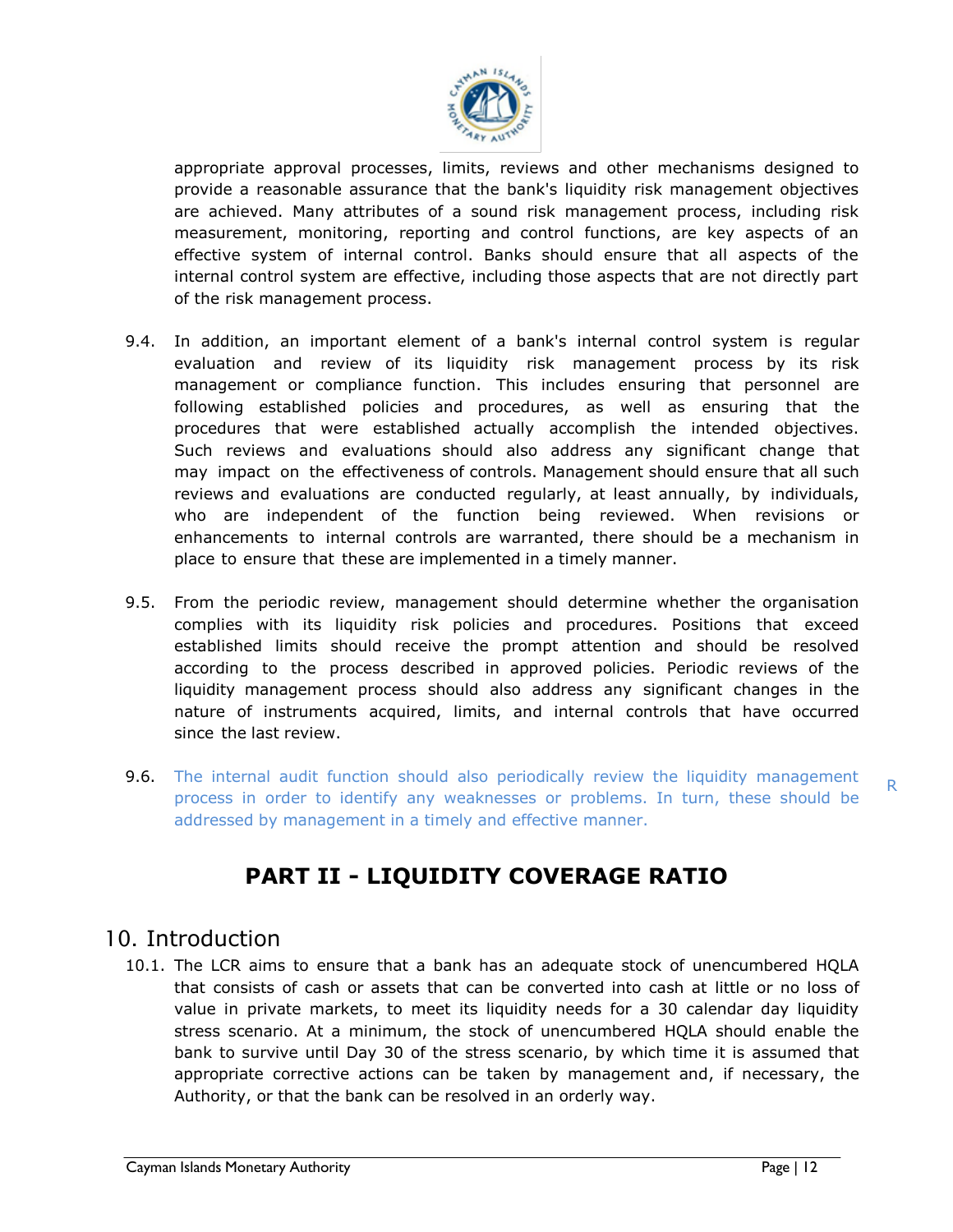appropriate approval processes, limits, reviews and other mechanisms designed to provide a reasonable assurance that the bank's liquidity risk management objectives are achieved. Many attributes of a sound risk management process, including risk measurement, monitoring, reporting and control functions, are key aspects of an effective system of internal control. Banks should ensure that all aspects of the internal control system are effective, including those aspects that are not directly part of the risk management process.

9.4. In addition, an important element of a bank's internal control system is regular evaluation and review of its liquidity risk management process by its risk management or compliance function. This includes ensuring that personnel are following established policies and procedures, as well as ensuring that the procedures that were established actually accomplish the intended objectives. Such reviews and evaluations should also address any significant change that may impact on the effectiveness of controls. Management should ensure that all such reviews and evaluations are conducted regularly, at least annually, by individuals, who are independent of the function being reviewed. When revisions or enhancements to internal controls are warranted, there should be a mechanism in place to ensure that these are implemented in a timely manner.

9.5. From the periodic review, management should determine whether the organisation complies with its liquidity risk policies and procedures. Positions that exceed established limits should receive the prompt attention and should be resolved according to the process described in approved policies. Periodic reviews of the liquidity management process should also address any significant changes in the nature of instruments acquired, limits, and internal controls that have occurred since the last review.

9.6. The internal audit function should also periodically review the liquidity management process in order to identify any weaknesses or problems. In turn, these should be addressed by management in a timely and effective manner. R

# PART II - LIQUIDITY COVERAGE RATIO

## 10. Introduction

10.1. The LCR aims to ensure that a bank has an adequate stock of unencumbered HQLA that consists of cash or assets that can be converted into cash at little or no loss of value in private markets, to meet its liquidity needs for a 30 calendar day liquidity stress scenario. At a minimum, the stock of unencumbered HQLA should enable the bank to survive until Day 30 of the stress scenario, by which time it is assumed that appropriate corrective actions can be taken by management and, if necessary, the Authority, or that the bank can be resolved in an orderly way.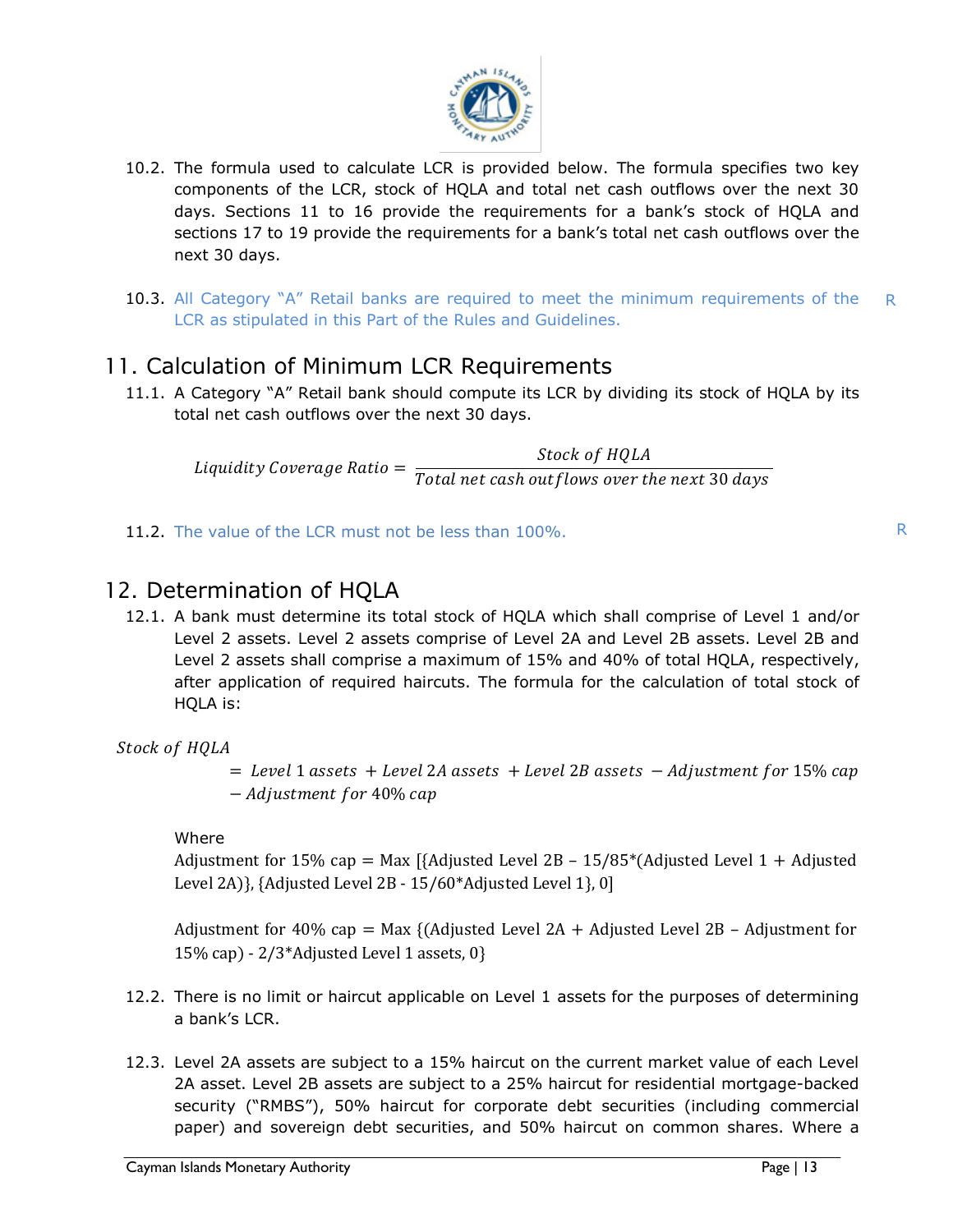10.2. The formula used to calculate LCR is provided below. The formula specifies two key components of the LCR, stock of HQLA and total net cash outflows over the next 30 days. Sections 11 to 16 provide the requirements for a bank's stock of HQLA and sections 17 to 19 provide the requirements for a bank's total net cash outflows over the next 30 days.

10.3. All Category "A" Retail banks are required to meet the minimum requirements of the LCR as stipulated in this Part of the Rules and Guidelines. R

## 11. Calculation of Minimum LCR Requirements

11.1. A Category "A" Retail bank should compute its LCR by dividing its stock of HQLA by its total net cash outflows over the next 30 days.

$$Liquidity\ Coverage\ Ratio = \frac{Stock\ of\ HQLA}{Total\ net\ cash\ outflows\ over\ the\ next\ 30\ days}$$

11.2. The value of the LCR must not be less than 100%. R

## 12. Determination of HQLA

12.1. A bank must determine its total stock of HQLA which shall comprise of Level 1 and/or Level 2 assets. Level 2 assets comprise of Level 2A and Level 2B assets. Level 2B and Level 2 assets shall comprise a maximum of 15% and 40% of total HQLA, respectively, after application of required haircuts. The formula for the calculation of total stock of HQLA is:

$$Stock\ of\ HQLA = Level\ 1\ assets + Level\ 2A\ assets + Level\ 2B\ assets - Adjustment\ for\ 15\%\ cap - Adjustment\ for\ 40\%\ cap$$

Where

Adjustment for 15% cap = Max [{Adjusted Level 2B – 15/85*(Adjusted Level 1 + Adjusted Level 2A)}, {Adjusted Level 2B - 15/60*Adjusted Level 1}, 0]

Adjustment for 40% cap = Max {(Adjusted Level 2A + Adjusted Level 2B – Adjustment for 15% cap) - 2/3*Adjusted Level 1 assets, 0}

12.2. There is no limit or haircut applicable on Level 1 assets for the purposes of determining a bank's LCR.

12.3. Level 2A assets are subject to a 15% haircut on the current market value of each Level 2A asset. Level 2B assets are subject to a 25% haircut for residential mortgage-backed security ("RMBS"), 50% haircut for corporate debt securities (including commercial paper) and sovereign debt securities, and 50% haircut on common shares. Where a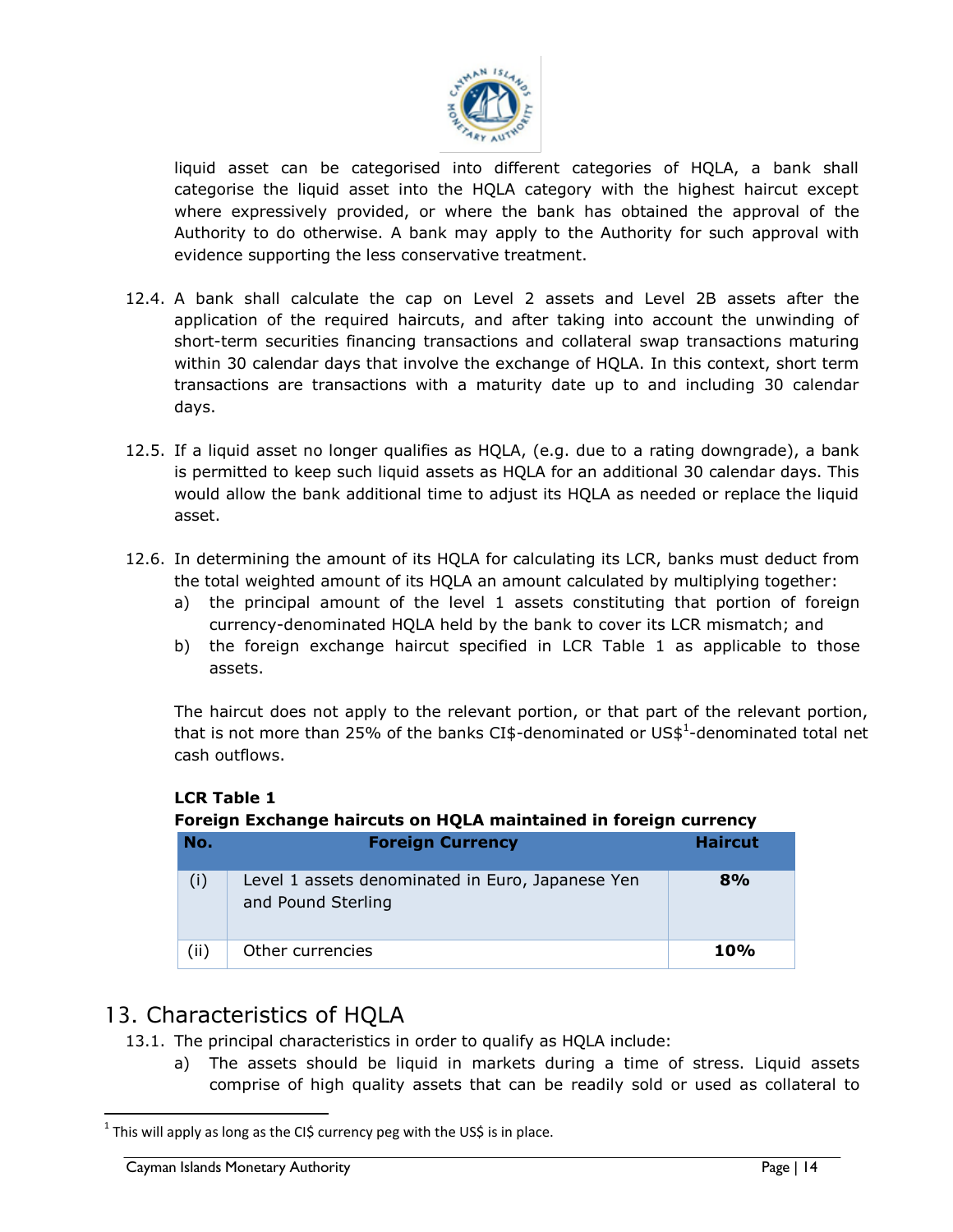liquid asset can be categorised into different categories of HQLA, a bank shall categorise the liquid asset into the HQLA category with the highest haircut except where expressively provided, or where the bank has obtained the approval of the Authority to do otherwise. A bank may apply to the Authority for such approval with evidence supporting the less conservative treatment.

12.4. A bank shall calculate the cap on Level 2 assets and Level 2B assets after the application of the required haircuts, and after taking into account the unwinding of short-term securities financing transactions and collateral swap transactions maturing within 30 calendar days that involve the exchange of HQLA. In this context, short term transactions are transactions with a maturity date up to and including 30 calendar days.

12.5. If a liquid asset no longer qualifies as HQLA, (e.g. due to a rating downgrade), a bank is permitted to keep such liquid assets as HQLA for an additional 30 calendar days. This would allow the bank additional time to adjust its HQLA as needed or replace the liquid asset.

12.6. In determining the amount of its HQLA for calculating its LCR, banks must deduct from the total weighted amount of its HQLA an amount calculated by multiplying together:

a) the principal amount of the level 1 assets constituting that portion of foreign currency-denominated HQLA held by the bank to cover its LCR mismatch; and

b) the foreign exchange haircut specified in LCR Table 1 as applicable to those assets.

The haircut does not apply to the relevant portion, or that part of the relevant portion, that is not more than 25% of the banks CI$-denominated or US$[1]-denominated total net cash outflows.

**LCR Table 1**
**Foreign Exchange haircuts on HQLA maintained in foreign currency**

| No. | Foreign Currency | Haircut |
|---|---|---|
| (i) | Level 1 assets denominated in Euro, Japanese Yen and Pound Sterling | **8%** |
| (ii) | Other currencies | **10%** |

## 13. Characteristics of HQLA

13.1. The principal characteristics in order to qualify as HQLA include:

a) The assets should be liquid in markets during a time of stress. Liquid assets comprise of high quality assets that can be readily sold or used as collateral to

[1] This will apply as long as the CI$ currency peg with the US$ is in place.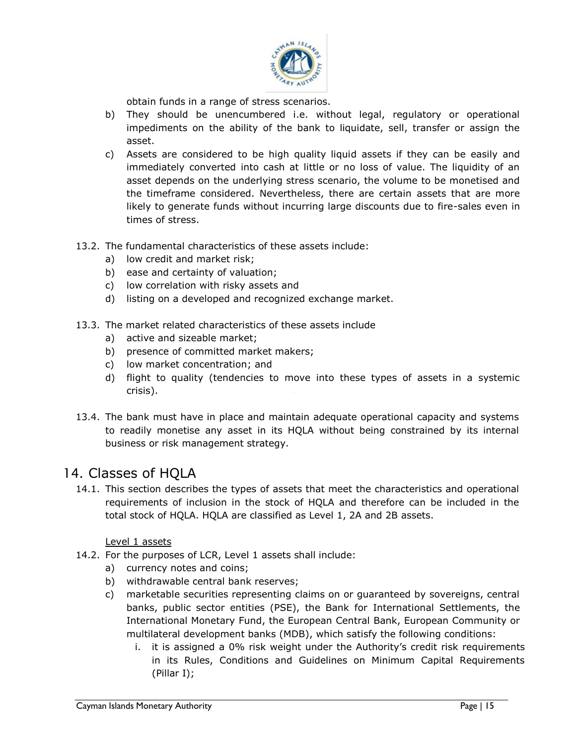obtain funds in a range of stress scenarios.

b) They should be unencumbered i.e. without legal, regulatory or operational impediments on the ability of the bank to liquidate, sell, transfer or assign the asset.

c) Assets are considered to be high quality liquid assets if they can be easily and immediately converted into cash at little or no loss of value. The liquidity of an asset depends on the underlying stress scenario, the volume to be monetised and the timeframe considered. Nevertheless, there are certain assets that are more likely to generate funds without incurring large discounts due to fire-sales even in times of stress.

13.2. The fundamental characteristics of these assets include:

a) low credit and market risk;
b) ease and certainty of valuation;
c) low correlation with risky assets and
d) listing on a developed and recognized exchange market.

13.3. The market related characteristics of these assets include

a) active and sizeable market;
b) presence of committed market makers;
c) low market concentration; and
d) flight to quality (tendencies to move into these types of assets in a systemic crisis).

13.4. The bank must have in place and maintain adequate operational capacity and systems to readily monetise any asset in its HQLA without being constrained by its internal business or risk management strategy.

# 14. Classes of HQLA

14.1. This section describes the types of assets that meet the characteristics and operational requirements of inclusion in the stock of HQLA and therefore can be included in the total stock of HQLA. HQLA are classified as Level 1, 2A and 2B assets.

Level 1 assets

14.2. For the purposes of LCR, Level 1 assets shall include:

a) currency notes and coins;
b) withdrawable central bank reserves;
c) marketable securities representing claims on or guaranteed by sovereigns, central banks, public sector entities (PSE), the Bank for International Settlements, the International Monetary Fund, the European Central Bank, European Community or multilateral development banks (MDB), which satisfy the following conditions:
    i. it is assigned a 0% risk weight under the Authority's credit risk requirements in its Rules, Conditions and Guidelines on Minimum Capital Requirements (Pillar I);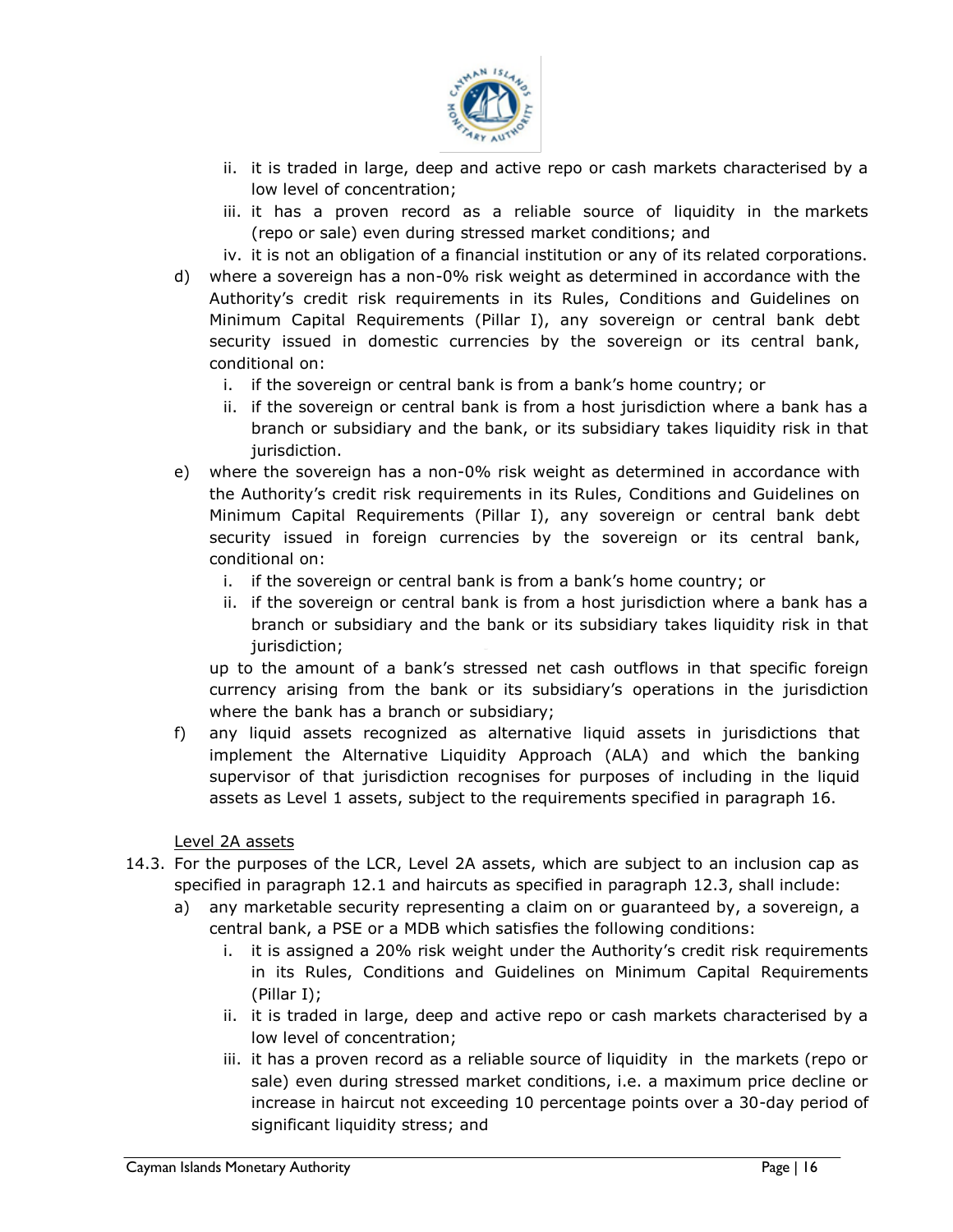ii. it is traded in large, deep and active repo or cash markets characterised by a low level of concentration;
   iii. it has a proven record as a reliable source of liquidity in the markets (repo or sale) even during stressed market conditions; and
   iv. it is not an obligation of a financial institution or any of its related corporations.

d) where a sovereign has a non-0% risk weight as determined in accordance with the Authority's credit risk requirements in its Rules, Conditions and Guidelines on Minimum Capital Requirements (Pillar I), any sovereign or central bank debt security issued in domestic currencies by the sovereign or its central bank, conditional on:
   i. if the sovereign or central bank is from a bank's home country; or
   ii. if the sovereign or central bank is from a host jurisdiction where a bank has a branch or subsidiary and the bank, or its subsidiary takes liquidity risk in that jurisdiction.

e) where the sovereign has a non-0% risk weight as determined in accordance with the Authority's credit risk requirements in its Rules, Conditions and Guidelines on Minimum Capital Requirements (Pillar I), any sovereign or central bank debt security issued in foreign currencies by the sovereign or its central bank, conditional on:
   i. if the sovereign or central bank is from a bank's home country; or
   ii. if the sovereign or central bank is from a host jurisdiction where a bank has a branch or subsidiary and the bank or its subsidiary takes liquidity risk in that jurisdiction;

   up to the amount of a bank's stressed net cash outflows in that specific foreign currency arising from the bank or its subsidiary's operations in the jurisdiction where the bank has a branch or subsidiary;

f) any liquid assets recognized as alternative liquid assets in jurisdictions that implement the Alternative Liquidity Approach (ALA) and which the banking supervisor of that jurisdiction recognises for purposes of including in the liquid assets as Level 1 assets, subject to the requirements specified in paragraph 16.

Level 2A assets

14.3. For the purposes of the LCR, Level 2A assets, which are subject to an inclusion cap as specified in paragraph 12.1 and haircuts as specified in paragraph 12.3, shall include:

a) any marketable security representing a claim on or guaranteed by, a sovereign, a central bank, a PSE or a MDB which satisfies the following conditions:
   i. it is assigned a 20% risk weight under the Authority's credit risk requirements in its Rules, Conditions and Guidelines on Minimum Capital Requirements (Pillar I);
   ii. it is traded in large, deep and active repo or cash markets characterised by a low level of concentration;
   iii. it has a proven record as a reliable source of liquidity in the markets (repo or sale) even during stressed market conditions, i.e. a maximum price decline or increase in haircut not exceeding 10 percentage points over a 30-day period of significant liquidity stress; and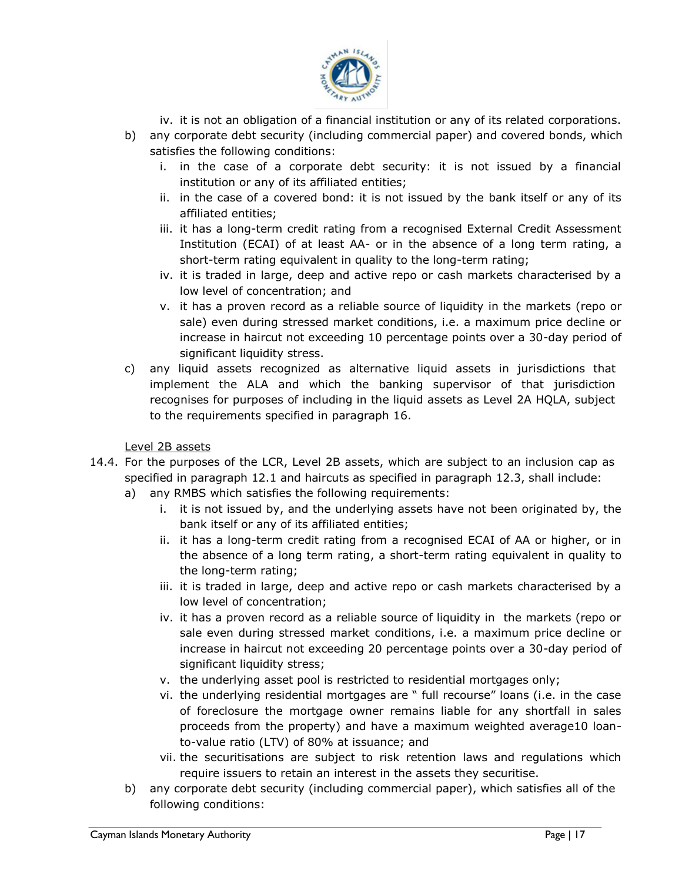iv. it is not an obligation of a financial institution or any of its related corporations.

b) any corporate debt security (including commercial paper) and covered bonds, which satisfies the following conditions:
   i. in the case of a corporate debt security: it is not issued by a financial institution or any of its affiliated entities;
   ii. in the case of a covered bond: it is not issued by the bank itself or any of its affiliated entities;
   iii. it has a long-term credit rating from a recognised External Credit Assessment Institution (ECAI) of at least AA- or in the absence of a long term rating, a short-term rating equivalent in quality to the long-term rating;
   iv. it is traded in large, deep and active repo or cash markets characterised by a low level of concentration; and
   v. it has a proven record as a reliable source of liquidity in the markets (repo or sale) even during stressed market conditions, i.e. a maximum price decline or increase in haircut not exceeding 10 percentage points over a 30-day period of significant liquidity stress.

c) any liquid assets recognized as alternative liquid assets in jurisdictions that implement the ALA and which the banking supervisor of that jurisdiction recognises for purposes of including in the liquid assets as Level 2A HQLA, subject to the requirements specified in paragraph 16.

<u>Level 2B assets</u>

14.4. For the purposes of the LCR, Level 2B assets, which are subject to an inclusion cap as specified in paragraph 12.1 and haircuts as specified in paragraph 12.3, shall include:

a) any RMBS which satisfies the following requirements:
   i. it is not issued by, and the underlying assets have not been originated by, the bank itself or any of its affiliated entities;
   ii. it has a long-term credit rating from a recognised ECAI of AA or higher, or in the absence of a long term rating, a short-term rating equivalent in quality to the long-term rating;
   iii. it is traded in large, deep and active repo or cash markets characterised by a low level of concentration;
   iv. it has a proven record as a reliable source of liquidity in the markets (repo or sale even during stressed market conditions, i.e. a maximum price decline or increase in haircut not exceeding 20 percentage points over a 30-day period of significant liquidity stress;
   v. the underlying asset pool is restricted to residential mortgages only;
   vi. the underlying residential mortgages are " full recourse" loans (i.e. in the case of foreclosure the mortgage owner remains liable for any shortfall in sales proceeds from the property) and have a maximum weighted average[10] loan-to-value ratio (LTV) of 80% at issuance; and
   vii. the securitisations are subject to risk retention laws and regulations which require issuers to retain an interest in the assets they securitise.

b) any corporate debt security (including commercial paper), which satisfies all of the following conditions: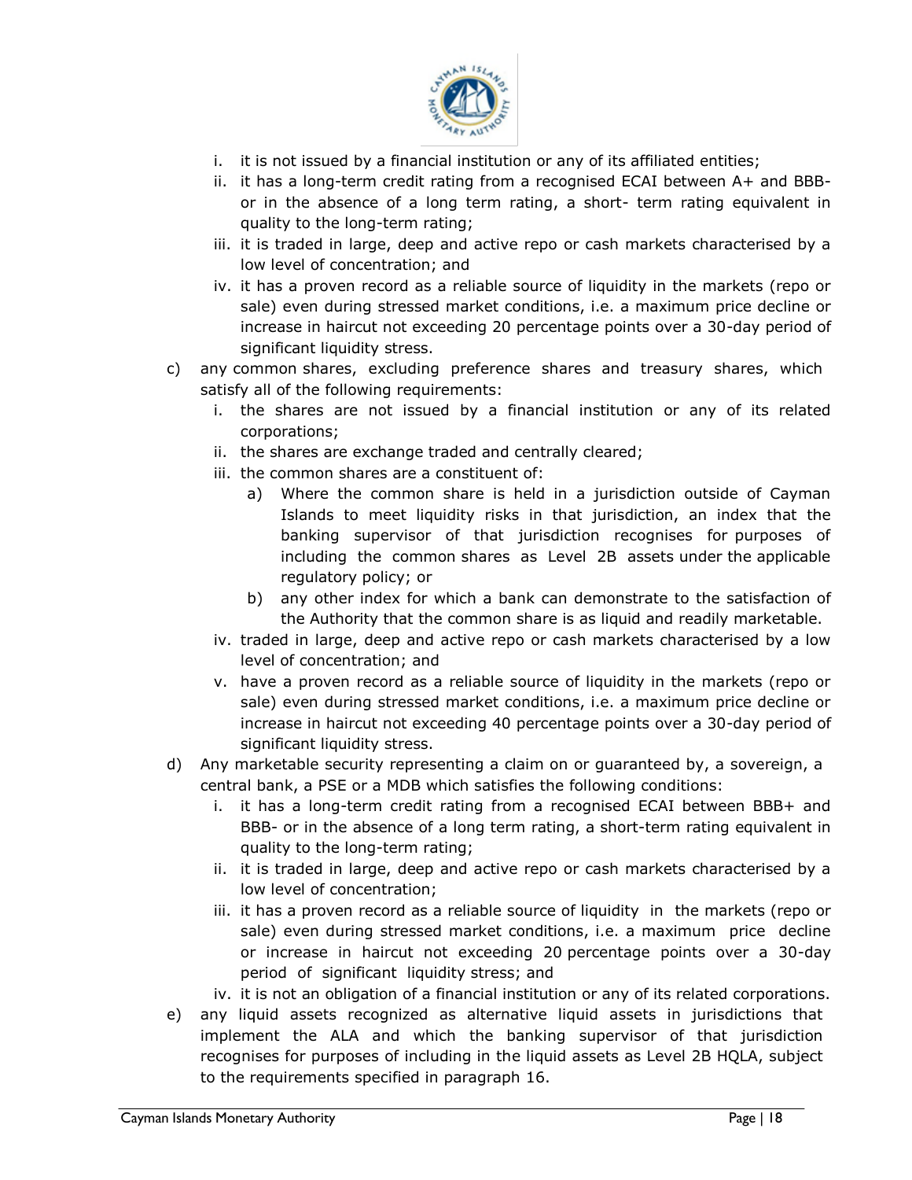i. it is not issued by a financial institution or any of its affiliated entities;
   ii. it has a long-term credit rating from a recognised ECAI between A+ and BBB- or in the absence of a long term rating, a short- term rating equivalent in quality to the long-term rating;
   iii. it is traded in large, deep and active repo or cash markets characterised by a low level of concentration; and
   iv. it has a proven record as a reliable source of liquidity in the markets (repo or sale) even during stressed market conditions, i.e. a maximum price decline or increase in haircut not exceeding 20 percentage points over a 30-day period of significant liquidity stress.

c) any common shares, excluding preference shares and treasury shares, which satisfy all of the following requirements:
   i. the shares are not issued by a financial institution or any of its related corporations;
   ii. the shares are exchange traded and centrally cleared;
   iii. the common shares are a constituent of:
      a) Where the common share is held in a jurisdiction outside of Cayman Islands to meet liquidity risks in that jurisdiction, an index that the banking supervisor of that jurisdiction recognises for purposes of including the common shares as Level 2B assets under the applicable regulatory policy; or
      b) any other index for which a bank can demonstrate to the satisfaction of the Authority that the common share is as liquid and readily marketable.
   iv. traded in large, deep and active repo or cash markets characterised by a low level of concentration; and
   v. have a proven record as a reliable source of liquidity in the markets (repo or sale) even during stressed market conditions, i.e. a maximum price decline or increase in haircut not exceeding 40 percentage points over a 30-day period of significant liquidity stress.

d) Any marketable security representing a claim on or guaranteed by, a sovereign, a central bank, a PSE or a MDB which satisfies the following conditions:
   i. it has a long-term credit rating from a recognised ECAI between BBB+ and BBB- or in the absence of a long term rating, a short-term rating equivalent in quality to the long-term rating;
   ii. it is traded in large, deep and active repo or cash markets characterised by a low level of concentration;
   iii. it has a proven record as a reliable source of liquidity in the markets (repo or sale) even during stressed market conditions, i.e. a maximum price decline or increase in haircut not exceeding 20 percentage points over a 30-day period of significant liquidity stress; and
   iv. it is not an obligation of a financial institution or any of its related corporations.

e) any liquid assets recognized as alternative liquid assets in jurisdictions that implement the ALA and which the banking supervisor of that jurisdiction recognises for purposes of including in the liquid assets as Level 2B HQLA, subject to the requirements specified in paragraph 16.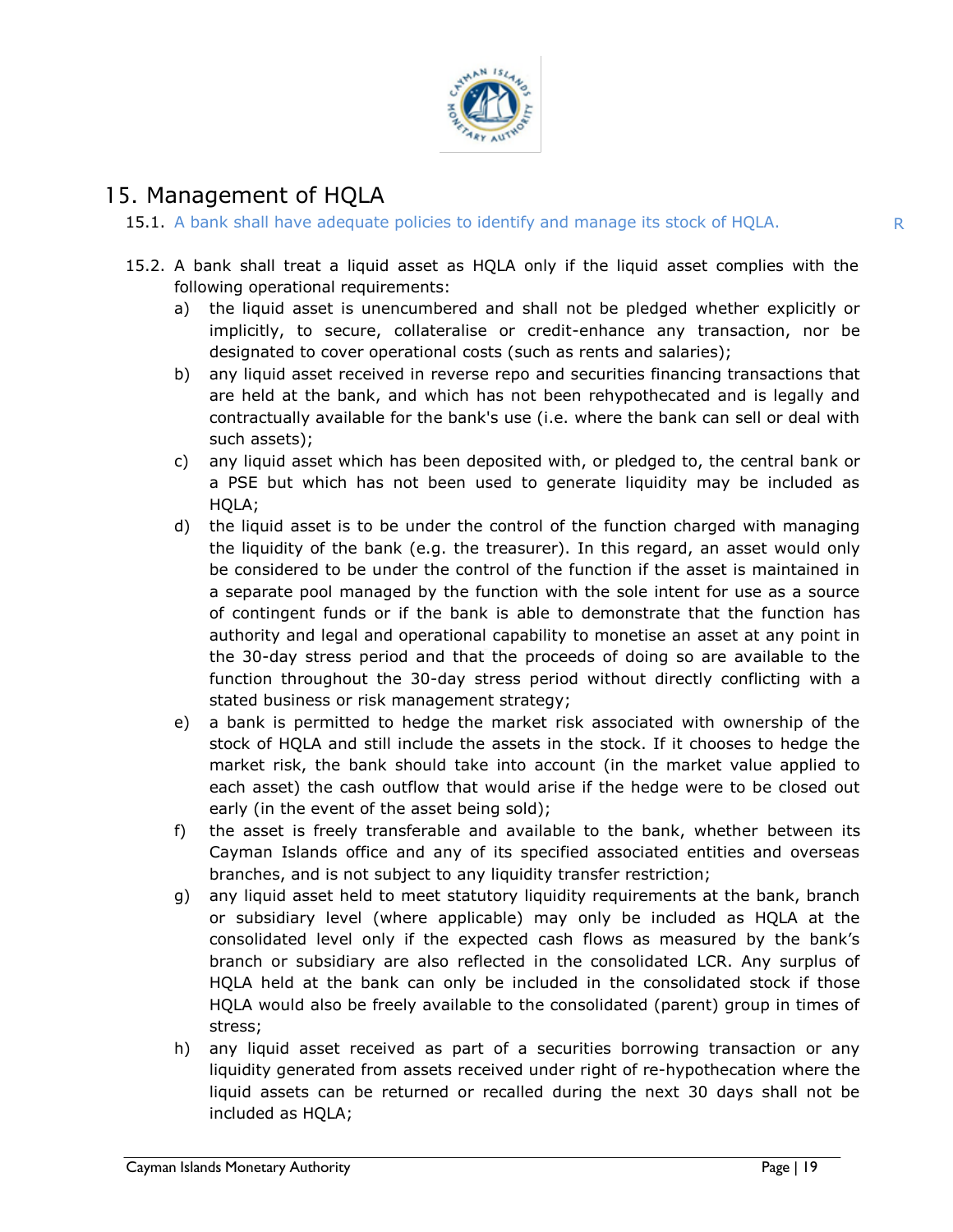# 15. Management of HQLA

15.1. A bank shall have adequate policies to identify and manage its stock of HQLA. R

15.2. A bank shall treat a liquid asset as HQLA only if the liquid asset complies with the following operational requirements:

a) the liquid asset is unencumbered and shall not be pledged whether explicitly or implicitly, to secure, collateralise or credit-enhance any transaction, nor be designated to cover operational costs (such as rents and salaries);

b) any liquid asset received in reverse repo and securities financing transactions that are held at the bank, and which has not been rehypothecated and is legally and contractually available for the bank's use (i.e. where the bank can sell or deal with such assets);

c) any liquid asset which has been deposited with, or pledged to, the central bank or a PSE but which has not been used to generate liquidity may be included as HQLA;

d) the liquid asset is to be under the control of the function charged with managing the liquidity of the bank (e.g. the treasurer). In this regard, an asset would only be considered to be under the control of the function if the asset is maintained in a separate pool managed by the function with the sole intent for use as a source of contingent funds or if the bank is able to demonstrate that the function has authority and legal and operational capability to monetise an asset at any point in the 30-day stress period and that the proceeds of doing so are available to the function throughout the 30-day stress period without directly conflicting with a stated business or risk management strategy;

e) a bank is permitted to hedge the market risk associated with ownership of the stock of HQLA and still include the assets in the stock. If it chooses to hedge the market risk, the bank should take into account (in the market value applied to each asset) the cash outflow that would arise if the hedge were to be closed out early (in the event of the asset being sold);

f) the asset is freely transferable and available to the bank, whether between its Cayman Islands office and any of its specified associated entities and overseas branches, and is not subject to any liquidity transfer restriction;

g) any liquid asset held to meet statutory liquidity requirements at the bank, branch or subsidiary level (where applicable) may only be included as HQLA at the consolidated level only if the expected cash flows as measured by the bank's branch or subsidiary are also reflected in the consolidated LCR. Any surplus of HQLA held at the bank can only be included in the consolidated stock if those HQLA would also be freely available to the consolidated (parent) group in times of stress;

h) any liquid asset received as part of a securities borrowing transaction or any liquidity generated from assets received under right of re-hypothecation where the liquid assets can be returned or recalled during the next 30 days shall not be included as HQLA;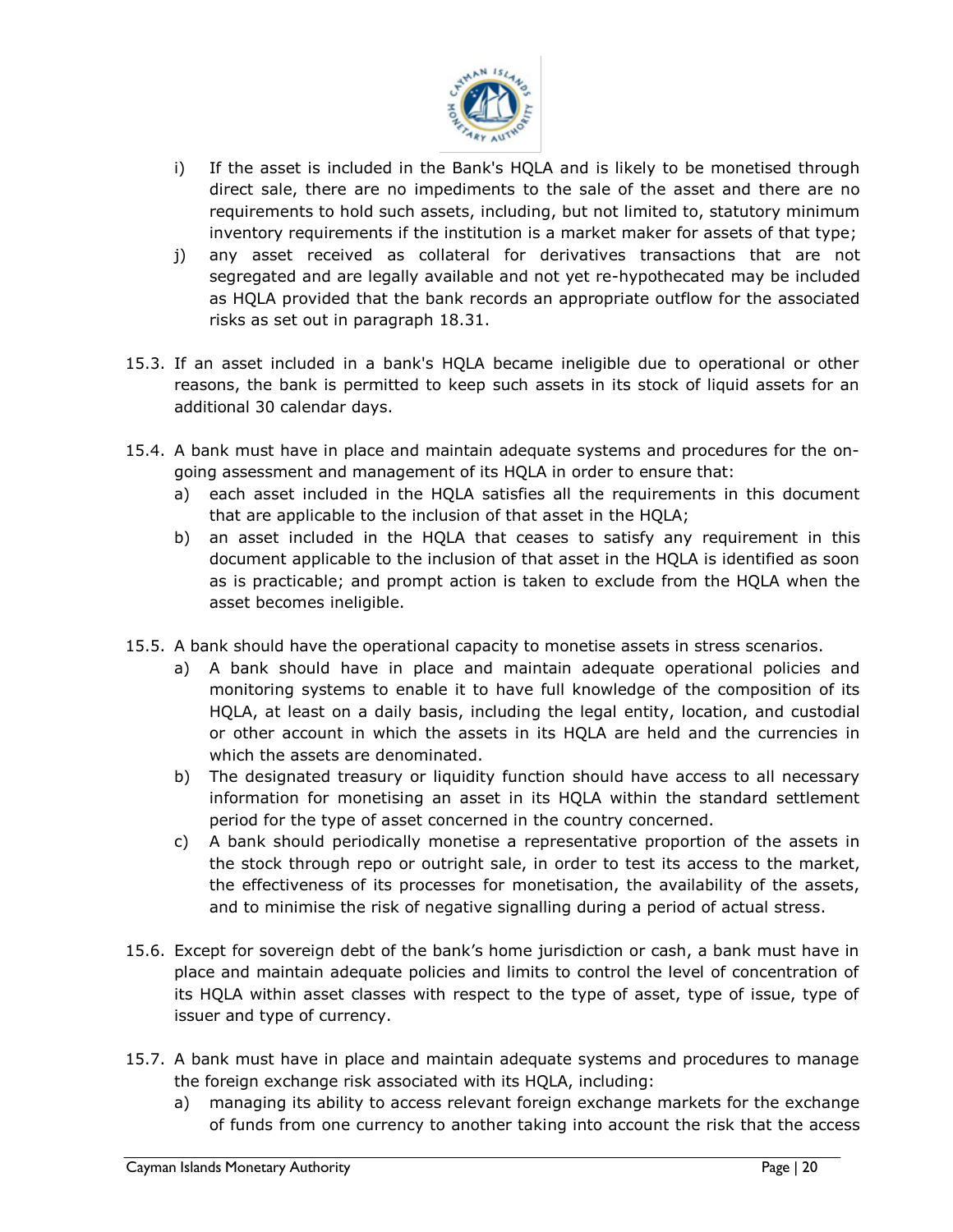i) If the asset is included in the Bank's HQLA and is likely to be monetised through direct sale, there are no impediments to the sale of the asset and there are no requirements to hold such assets, including, but not limited to, statutory minimum inventory requirements if the institution is a market maker for assets of that type;
j) any asset received as collateral for derivatives transactions that are not segregated and are legally available and not yet re-hypothecated may be included as HQLA provided that the bank records an appropriate outflow for the associated risks as set out in paragraph 18.31.

15.3. If an asset included in a bank's HQLA became ineligible due to operational or other reasons, the bank is permitted to keep such assets in its stock of liquid assets for an additional 30 calendar days.

15.4. A bank must have in place and maintain adequate systems and procedures for the on-going assessment and management of its HQLA in order to ensure that:
a) each asset included in the HQLA satisfies all the requirements in this document that are applicable to the inclusion of that asset in the HQLA;
b) an asset included in the HQLA that ceases to satisfy any requirement in this document applicable to the inclusion of that asset in the HQLA is identified as soon as is practicable; and prompt action is taken to exclude from the HQLA when the asset becomes ineligible.

15.5. A bank should have the operational capacity to monetise assets in stress scenarios.
a) A bank should have in place and maintain adequate operational policies and monitoring systems to enable it to have full knowledge of the composition of its HQLA, at least on a daily basis, including the legal entity, location, and custodial or other account in which the assets in its HQLA are held and the currencies in which the assets are denominated.
b) The designated treasury or liquidity function should have access to all necessary information for monetising an asset in its HQLA within the standard settlement period for the type of asset concerned in the country concerned.
c) A bank should periodically monetise a representative proportion of the assets in the stock through repo or outright sale, in order to test its access to the market, the effectiveness of its processes for monetisation, the availability of the assets, and to minimise the risk of negative signalling during a period of actual stress.

15.6. Except for sovereign debt of the bank's home jurisdiction or cash, a bank must have in place and maintain adequate policies and limits to control the level of concentration of its HQLA within asset classes with respect to the type of asset, type of issue, type of issuer and type of currency.

15.7. A bank must have in place and maintain adequate systems and procedures to manage the foreign exchange risk associated with its HQLA, including:
a) managing its ability to access relevant foreign exchange markets for the exchange of funds from one currency to another taking into account the risk that the access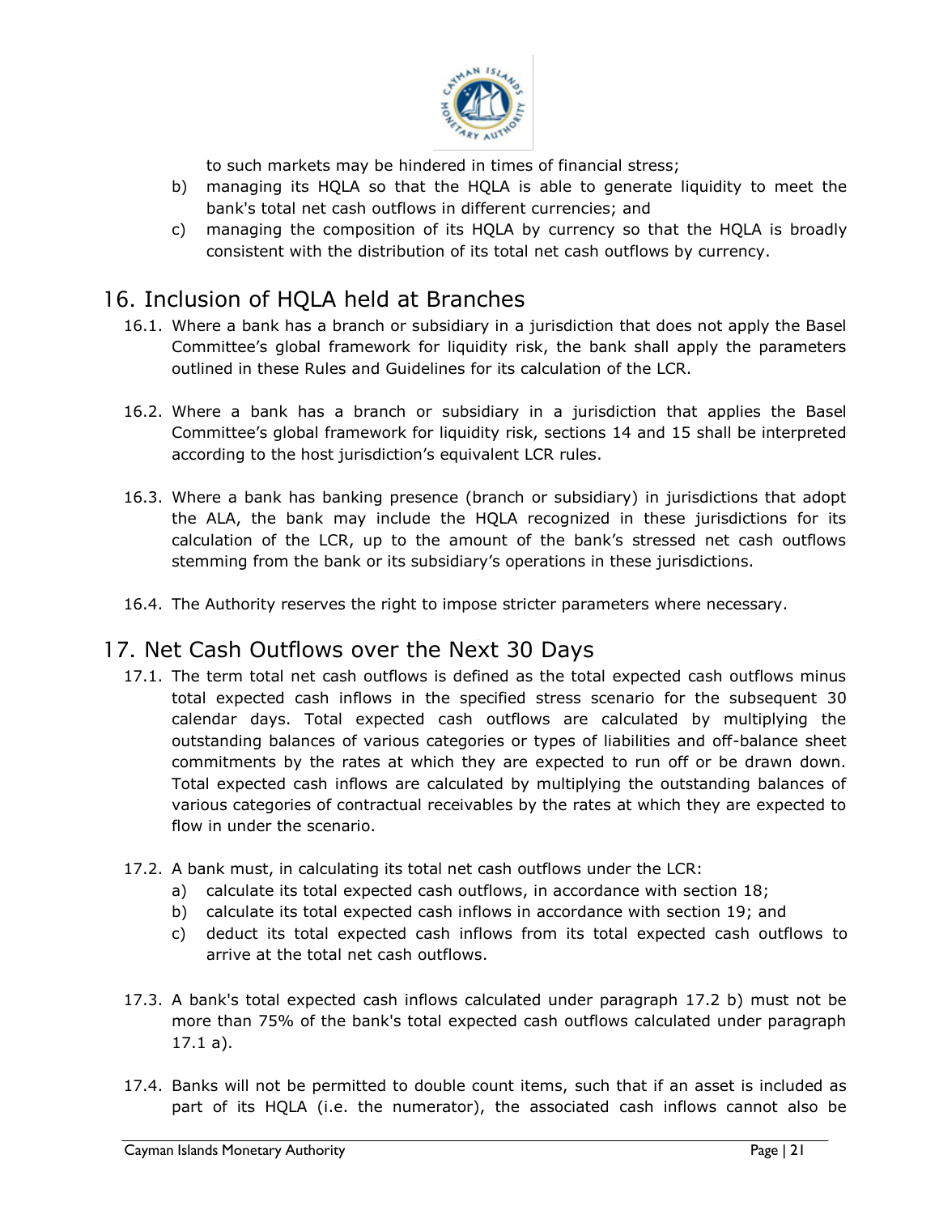to such markets may be hindered in times of financial stress;

b) managing its HQLA so that the HQLA is able to generate liquidity to meet the bank's total net cash outflows in different currencies; and

c) managing the composition of its HQLA by currency so that the HQLA is broadly consistent with the distribution of its total net cash outflows by currency.

## 16. Inclusion of HQLA held at Branches

16.1. Where a bank has a branch or subsidiary in a jurisdiction that does not apply the Basel Committee's global framework for liquidity risk, the bank shall apply the parameters outlined in these Rules and Guidelines for its calculation of the LCR.

16.2. Where a bank has a branch or subsidiary in a jurisdiction that applies the Basel Committee's global framework for liquidity risk, sections 14 and 15 shall be interpreted according to the host jurisdiction's equivalent LCR rules.

16.3. Where a bank has banking presence (branch or subsidiary) in jurisdictions that adopt the ALA, the bank may include the HQLA recognized in these jurisdictions for its calculation of the LCR, up to the amount of the bank's stressed net cash outflows stemming from the bank or its subsidiary's operations in these jurisdictions.

16.4. The Authority reserves the right to impose stricter parameters where necessary.

## 17. Net Cash Outflows over the Next 30 Days

17.1. The term total net cash outflows is defined as the total expected cash outflows minus total expected cash inflows in the specified stress scenario for the subsequent 30 calendar days. Total expected cash outflows are calculated by multiplying the outstanding balances of various categories or types of liabilities and off-balance sheet commitments by the rates at which they are expected to run off or be drawn down. Total expected cash inflows are calculated by multiplying the outstanding balances of various categories of contractual receivables by the rates at which they are expected to flow in under the scenario.

17.2. A bank must, in calculating its total net cash outflows under the LCR:

a) calculate its total expected cash outflows, in accordance with section 18;

b) calculate its total expected cash inflows in accordance with section 19; and

c) deduct its total expected cash inflows from its total expected cash outflows to arrive at the total net cash outflows.

17.3. A bank's total expected cash inflows calculated under paragraph 17.2 b) must not be more than 75% of the bank's total expected cash outflows calculated under paragraph 17.1 a).

17.4. Banks will not be permitted to double count items, such that if an asset is included as part of its HQLA (i.e. the numerator), the associated cash inflows cannot also be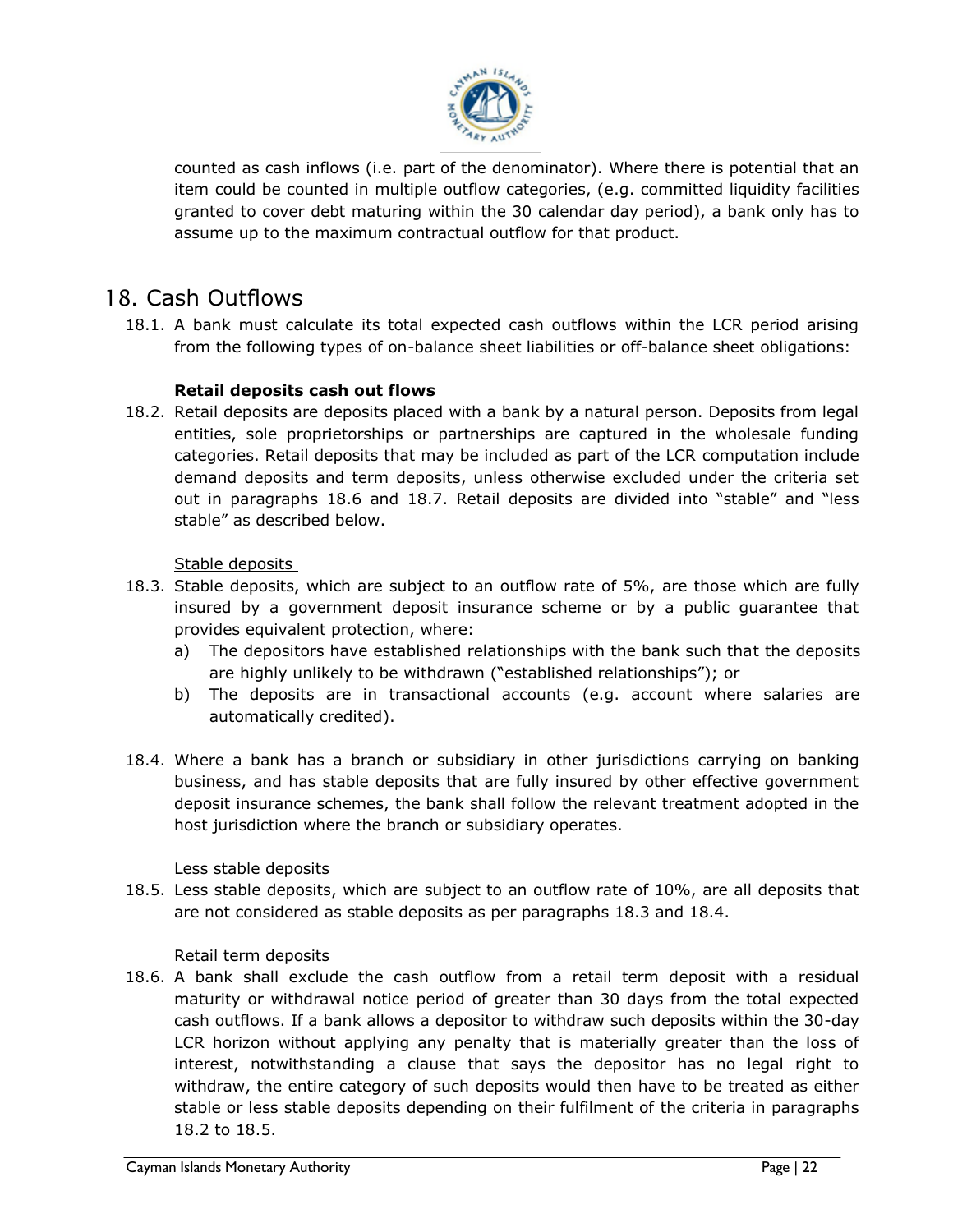counted as cash inflows (i.e. part of the denominator). Where there is potential that an item could be counted in multiple outflow categories, (e.g. committed liquidity facilities granted to cover debt maturing within the 30 calendar day period), a bank only has to assume up to the maximum contractual outflow for that product.

## 18. Cash Outflows

18.1. A bank must calculate its total expected cash outflows within the LCR period arising from the following types of on-balance sheet liabilities or off-balance sheet obligations:

**Retail deposits cash out flows**

18.2. Retail deposits are deposits placed with a bank by a natural person. Deposits from legal entities, sole proprietorships or partnerships are captured in the wholesale funding categories. Retail deposits that may be included as part of the LCR computation include demand deposits and term deposits, unless otherwise excluded under the criteria set out in paragraphs 18.6 and 18.7. Retail deposits are divided into "stable" and "less stable" as described below.

Stable deposits

18.3. Stable deposits, which are subject to an outflow rate of 5%, are those which are fully insured by a government deposit insurance scheme or by a public guarantee that provides equivalent protection, where:

a) The depositors have established relationships with the bank such that the deposits are highly unlikely to be withdrawn ("established relationships"); or
b) The deposits are in transactional accounts (e.g. account where salaries are automatically credited).

18.4. Where a bank has a branch or subsidiary in other jurisdictions carrying on banking business, and has stable deposits that are fully insured by other effective government deposit insurance schemes, the bank shall follow the relevant treatment adopted in the host jurisdiction where the branch or subsidiary operates.

Less stable deposits

18.5. Less stable deposits, which are subject to an outflow rate of 10%, are all deposits that are not considered as stable deposits as per paragraphs 18.3 and 18.4.

Retail term deposits

18.6. A bank shall exclude the cash outflow from a retail term deposit with a residual maturity or withdrawal notice period of greater than 30 days from the total expected cash outflows. If a bank allows a depositor to withdraw such deposits within the 30-day LCR horizon without applying any penalty that is materially greater than the loss of interest, notwithstanding a clause that says the depositor has no legal right to withdraw, the entire category of such deposits would then have to be treated as either stable or less stable deposits depending on their fulfilment of the criteria in paragraphs 18.2 to 18.5.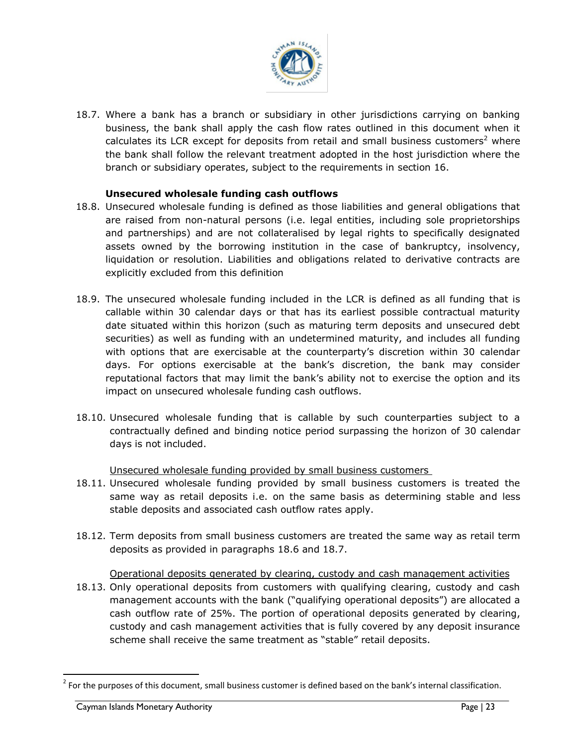18.7. Where a bank has a branch or subsidiary in other jurisdictions carrying on banking business, the bank shall apply the cash flow rates outlined in this document when it calculates its LCR except for deposits from retail and small business customers[2] where the bank shall follow the relevant treatment adopted in the host jurisdiction where the branch or subsidiary operates, subject to the requirements in section 16.

**Unsecured wholesale funding cash outflows**

18.8. Unsecured wholesale funding is defined as those liabilities and general obligations that are raised from non-natural persons (i.e. legal entities, including sole proprietorships and partnerships) and are not collateralised by legal rights to specifically designated assets owned by the borrowing institution in the case of bankruptcy, insolvency, liquidation or resolution. Liabilities and obligations related to derivative contracts are explicitly excluded from this definition

18.9. The unsecured wholesale funding included in the LCR is defined as all funding that is callable within 30 calendar days or that has its earliest possible contractual maturity date situated within this horizon (such as maturing term deposits and unsecured debt securities) as well as funding with an undetermined maturity, and includes all funding with options that are exercisable at the counterparty's discretion within 30 calendar days. For options exercisable at the bank's discretion, the bank may consider reputational factors that may limit the bank's ability not to exercise the option and its impact on unsecured wholesale funding cash outflows.

18.10. Unsecured wholesale funding that is callable by such counterparties subject to a contractually defined and binding notice period surpassing the horizon of 30 calendar days is not included.

Unsecured wholesale funding provided by small business customers

18.11. Unsecured wholesale funding provided by small business customers is treated the same way as retail deposits i.e. on the same basis as determining stable and less stable deposits and associated cash outflow rates apply.

18.12. Term deposits from small business customers are treated the same way as retail term deposits as provided in paragraphs 18.6 and 18.7.

Operational deposits generated by clearing, custody and cash management activities

18.13. Only operational deposits from customers with qualifying clearing, custody and cash management accounts with the bank ("qualifying operational deposits") are allocated a cash outflow rate of 25%. The portion of operational deposits generated by clearing, custody and cash management activities that is fully covered by any deposit insurance scheme shall receive the same treatment as "stable" retail deposits.

---

[2] For the purposes of this document, small business customer is defined based on the bank's internal classification.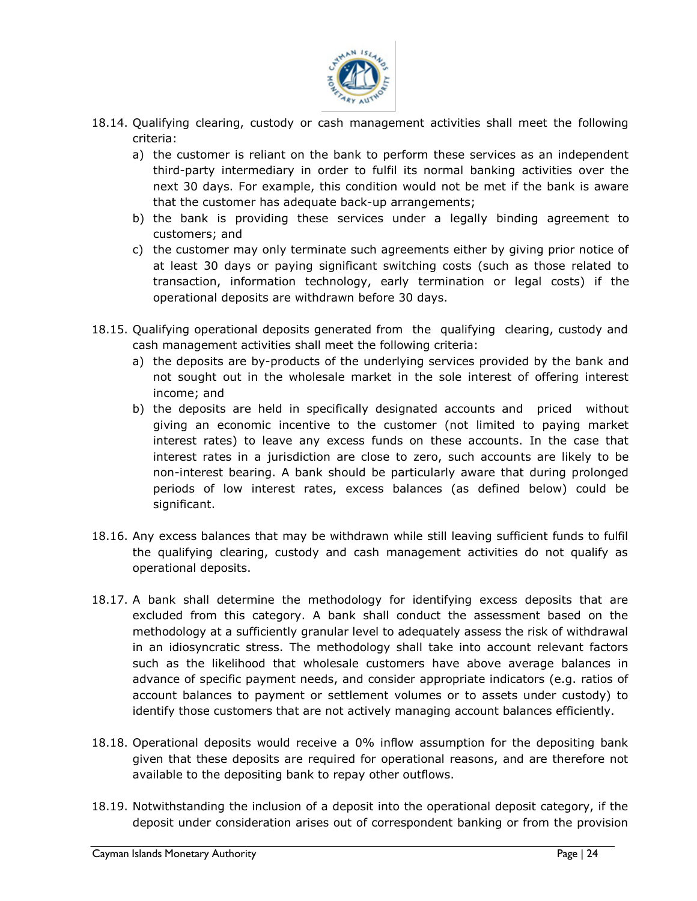18.14. Qualifying clearing, custody or cash management activities shall meet the following criteria:

   a) the customer is reliant on the bank to perform these services as an independent third-party intermediary in order to fulfil its normal banking activities over the next 30 days. For example, this condition would not be met if the bank is aware that the customer has adequate back-up arrangements;
   b) the bank is providing these services under a legally binding agreement to customers; and
   c) the customer may only terminate such agreements either by giving prior notice of at least 30 days or paying significant switching costs (such as those related to transaction, information technology, early termination or legal costs) if the operational deposits are withdrawn before 30 days.

18.15. Qualifying operational deposits generated from the qualifying clearing, custody and cash management activities shall meet the following criteria:

   a) the deposits are by-products of the underlying services provided by the bank and not sought out in the wholesale market in the sole interest of offering interest income; and
   b) the deposits are held in specifically designated accounts and priced without giving an economic incentive to the customer (not limited to paying market interest rates) to leave any excess funds on these accounts. In the case that interest rates in a jurisdiction are close to zero, such accounts are likely to be non-interest bearing. A bank should be particularly aware that during prolonged periods of low interest rates, excess balances (as defined below) could be significant.

18.16. Any excess balances that may be withdrawn while still leaving sufficient funds to fulfil the qualifying clearing, custody and cash management activities do not qualify as operational deposits.

18.17. A bank shall determine the methodology for identifying excess deposits that are excluded from this category. A bank shall conduct the assessment based on the methodology at a sufficiently granular level to adequately assess the risk of withdrawal in an idiosyncratic stress. The methodology shall take into account relevant factors such as the likelihood that wholesale customers have above average balances in advance of specific payment needs, and consider appropriate indicators (e.g. ratios of account balances to payment or settlement volumes or to assets under custody) to identify those customers that are not actively managing account balances efficiently.

18.18. Operational deposits would receive a 0% inflow assumption for the depositing bank given that these deposits are required for operational reasons, and are therefore not available to the depositing bank to repay other outflows.

18.19. Notwithstanding the inclusion of a deposit into the operational deposit category, if the deposit under consideration arises out of correspondent banking or from the provision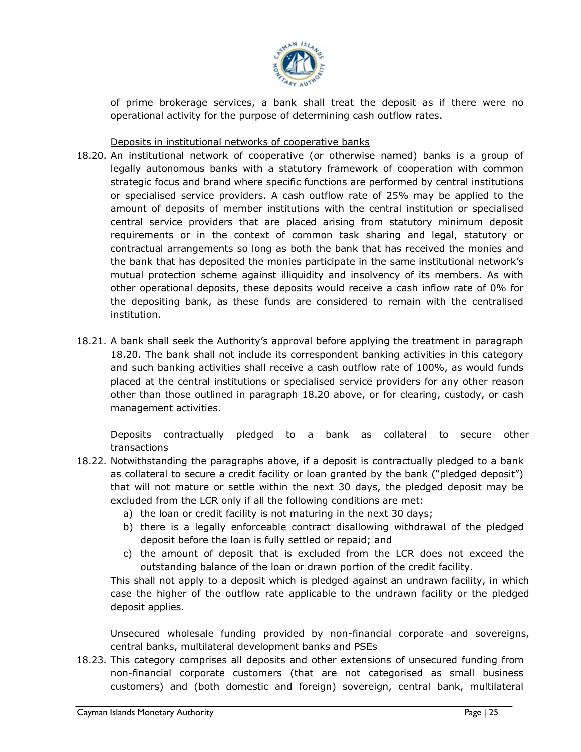of prime brokerage services, a bank shall treat the deposit as if there were no operational activity for the purpose of determining cash outflow rates.

<u>Deposits in institutional networks of cooperative banks</u>

18.20. An institutional network of cooperative (or otherwise named) banks is a group of legally autonomous banks with a statutory framework of cooperation with common strategic focus and brand where specific functions are performed by central institutions or specialised service providers. A cash outflow rate of 25% may be applied to the amount of deposits of member institutions with the central institution or specialised central service providers that are placed arising from statutory minimum deposit requirements or in the context of common task sharing and legal, statutory or contractual arrangements so long as both the bank that has received the monies and the bank that has deposited the monies participate in the same institutional network's mutual protection scheme against illiquidity and insolvency of its members. As with other operational deposits, these deposits would receive a cash inflow rate of 0% for the depositing bank, as these funds are considered to remain with the centralised institution.

18.21. A bank shall seek the Authority's approval before applying the treatment in paragraph 18.20. The bank shall not include its correspondent banking activities in this category and such banking activities shall receive a cash outflow rate of 100%, as would funds placed at the central institutions or specialised service providers for any other reason other than those outlined in paragraph 18.20 above, or for clearing, custody, or cash management activities.

<u>Deposits contractually pledged to a bank as collateral to secure other transactions</u>

18.22. Notwithstanding the paragraphs above, if a deposit is contractually pledged to a bank as collateral to secure a credit facility or loan granted by the bank ("pledged deposit") that will not mature or settle within the next 30 days, the pledged deposit may be excluded from the LCR only if all the following conditions are met:

   a) the loan or credit facility is not maturing in the next 30 days;
   b) there is a legally enforceable contract disallowing withdrawal of the pledged deposit before the loan is fully settled or repaid; and
   c) the amount of deposit that is excluded from the LCR does not exceed the outstanding balance of the loan or drawn portion of the credit facility.

This shall not apply to a deposit which is pledged against an undrawn facility, in which case the higher of the outflow rate applicable to the undrawn facility or the pledged deposit applies.

<u>Unsecured wholesale funding provided by non-financial corporate and sovereigns, central banks, multilateral development banks and PSEs</u>

18.23. This category comprises all deposits and other extensions of unsecured funding from non-financial corporate customers (that are not categorised as small business customers) and (both domestic and foreign) sovereign, central bank, multilateral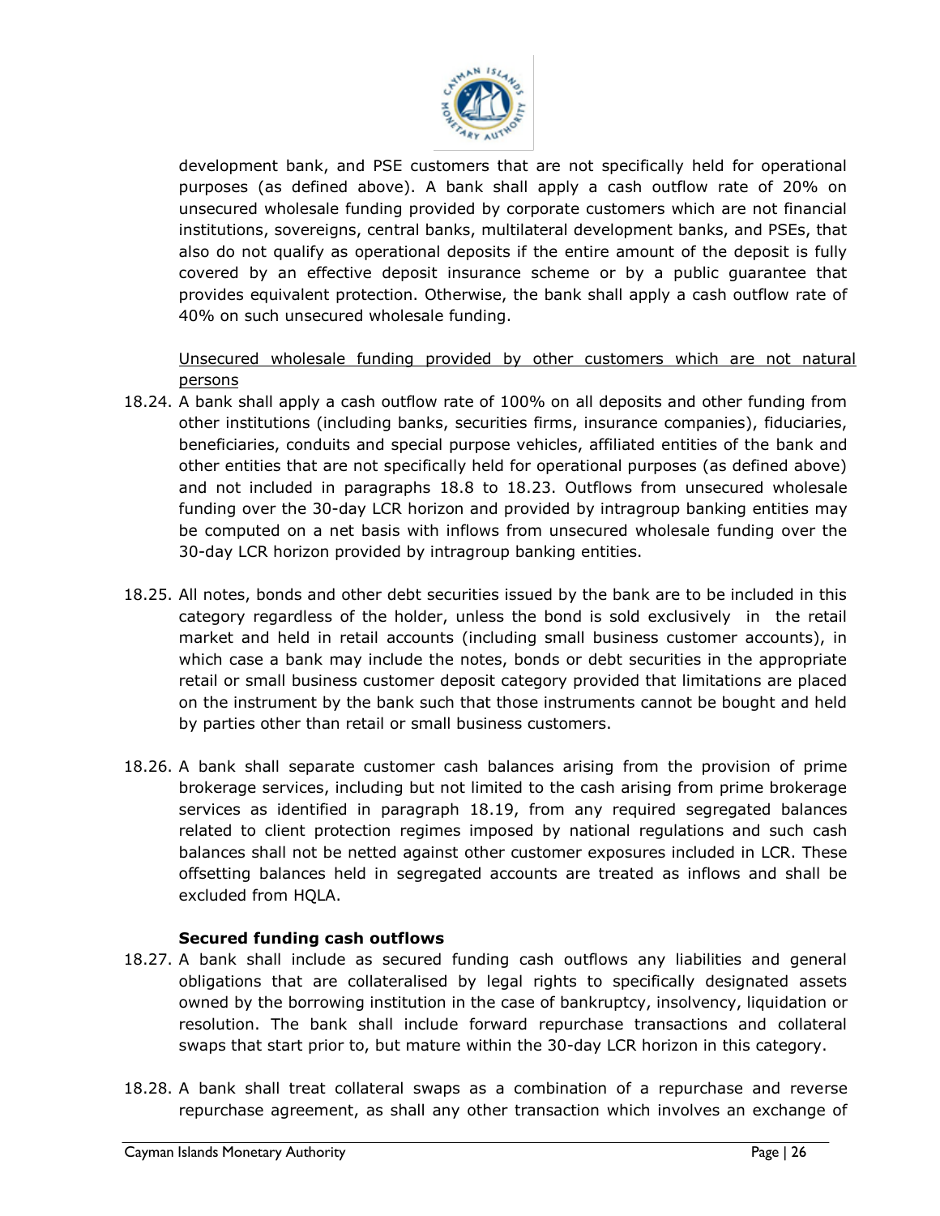development bank, and PSE customers that are not specifically held for operational purposes (as defined above). A bank shall apply a cash outflow rate of 20% on unsecured wholesale funding provided by corporate customers which are not financial institutions, sovereigns, central banks, multilateral development banks, and PSEs, that also do not qualify as operational deposits if the entire amount of the deposit is fully covered by an effective deposit insurance scheme or by a public guarantee that provides equivalent protection. Otherwise, the bank shall apply a cash outflow rate of 40% on such unsecured wholesale funding.

<u>Unsecured wholesale funding provided by other customers which are not natural persons</u>

18.24. A bank shall apply a cash outflow rate of 100% on all deposits and other funding from other institutions (including banks, securities firms, insurance companies), fiduciaries, beneficiaries, conduits and special purpose vehicles, affiliated entities of the bank and other entities that are not specifically held for operational purposes (as defined above) and not included in paragraphs 18.8 to 18.23. Outflows from unsecured wholesale funding over the 30-day LCR horizon and provided by intragroup banking entities may be computed on a net basis with inflows from unsecured wholesale funding over the 30-day LCR horizon provided by intragroup banking entities.

18.25. All notes, bonds and other debt securities issued by the bank are to be included in this category regardless of the holder, unless the bond is sold exclusively in the retail market and held in retail accounts (including small business customer accounts), in which case a bank may include the notes, bonds or debt securities in the appropriate retail or small business customer deposit category provided that limitations are placed on the instrument by the bank such that those instruments cannot be bought and held by parties other than retail or small business customers.

18.26. A bank shall separate customer cash balances arising from the provision of prime brokerage services, including but not limited to the cash arising from prime brokerage services as identified in paragraph 18.19, from any required segregated balances related to client protection regimes imposed by national regulations and such cash balances shall not be netted against other customer exposures included in LCR. These offsetting balances held in segregated accounts are treated as inflows and shall be excluded from HQLA.

**Secured funding cash outflows**

18.27. A bank shall include as secured funding cash outflows any liabilities and general obligations that are collateralised by legal rights to specifically designated assets owned by the borrowing institution in the case of bankruptcy, insolvency, liquidation or resolution. The bank shall include forward repurchase transactions and collateral swaps that start prior to, but mature within the 30-day LCR horizon in this category.

18.28. A bank shall treat collateral swaps as a combination of a repurchase and reverse repurchase agreement, as shall any other transaction which involves an exchange of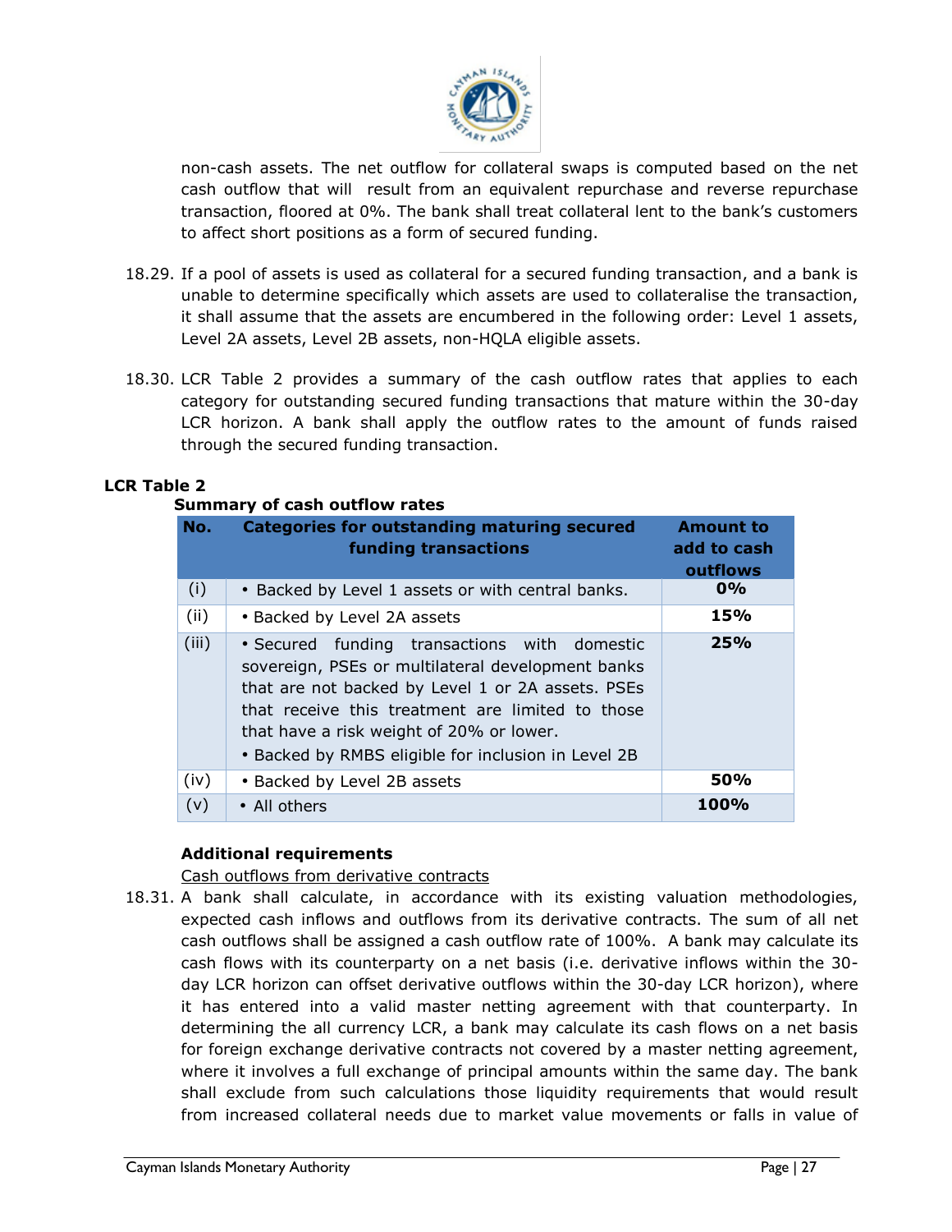non-cash assets. The net outflow for collateral swaps is computed based on the net cash outflow that will result from an equivalent repurchase and reverse repurchase transaction, floored at 0%. The bank shall treat collateral lent to the bank's customers to affect short positions as a form of secured funding.

18.29. If a pool of assets is used as collateral for a secured funding transaction, and a bank is unable to determine specifically which assets are used to collateralise the transaction, it shall assume that the assets are encumbered in the following order: Level 1 assets, Level 2A assets, Level 2B assets, non-HQLA eligible assets.

18.30. LCR Table 2 provides a summary of the cash outflow rates that applies to each category for outstanding secured funding transactions that mature within the 30-day LCR horizon. A bank shall apply the outflow rates to the amount of funds raised through the secured funding transaction.

**LCR Table 2**

**Summary of cash outflow rates**

| No. | Categories for outstanding maturing secured funding transactions | Amount to add to cash outflows |
|---|---|---|
| (i) | • Backed by Level 1 assets or with central banks. | **0%** |
| (ii) | • Backed by Level 2A assets | **15%** |
| (iii) | • Secured funding transactions with domestic sovereign, PSEs or multilateral development banks that are not backed by Level 1 or 2A assets. PSEs that receive this treatment are limited to those that have a risk weight of 20% or lower.<br>• Backed by RMBS eligible for inclusion in Level 2B | **25%** |
| (iv) | • Backed by Level 2B assets | **50%** |
| (v) | • All others | **100%** |

**Additional requirements**

Cash outflows from derivative contracts

18.31. A bank shall calculate, in accordance with its existing valuation methodologies, expected cash inflows and outflows from its derivative contracts. The sum of all net cash outflows shall be assigned a cash outflow rate of 100%. A bank may calculate its cash flows with its counterparty on a net basis (i.e. derivative inflows within the 30-day LCR horizon can offset derivative outflows within the 30-day LCR horizon), where it has entered into a valid master netting agreement with that counterparty. In determining the all currency LCR, a bank may calculate its cash flows on a net basis for foreign exchange derivative contracts not covered by a master netting agreement, where it involves a full exchange of principal amounts within the same day. The bank shall exclude from such calculations those liquidity requirements that would result from increased collateral needs due to market value movements or falls in value of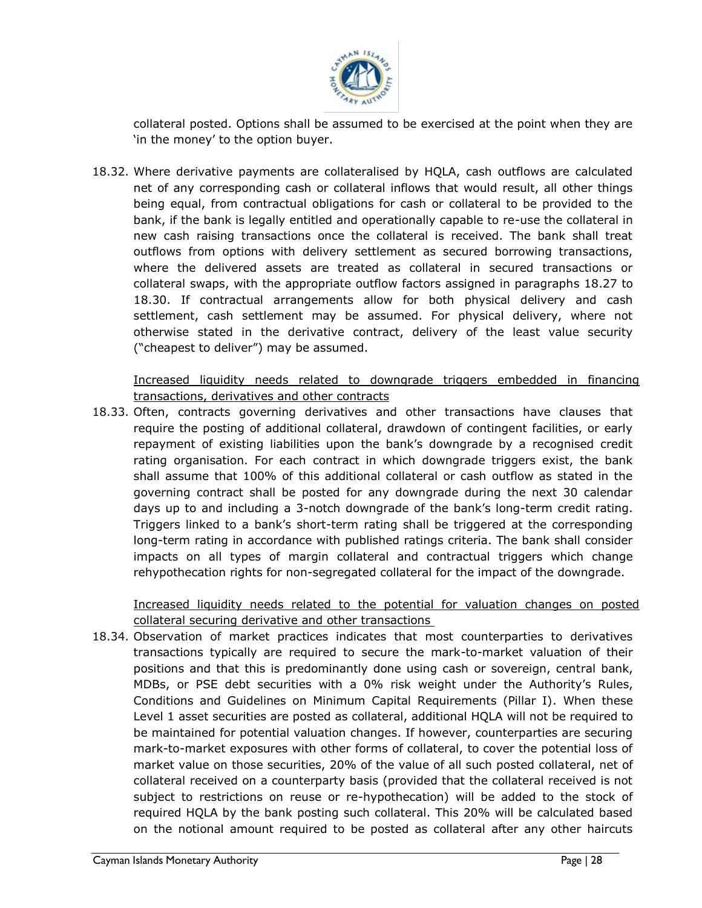collateral posted. Options shall be assumed to be exercised at the point when they are 'in the money' to the option buyer.

18.32. Where derivative payments are collateralised by HQLA, cash outflows are calculated net of any corresponding cash or collateral inflows that would result, all other things being equal, from contractual obligations for cash or collateral to be provided to the bank, if the bank is legally entitled and operationally capable to re-use the collateral in new cash raising transactions once the collateral is received. The bank shall treat outflows from options with delivery settlement as secured borrowing transactions, where the delivered assets are treated as collateral in secured transactions or collateral swaps, with the appropriate outflow factors assigned in paragraphs 18.27 to 18.30. If contractual arrangements allow for both physical delivery and cash settlement, cash settlement may be assumed. For physical delivery, where not otherwise stated in the derivative contract, delivery of the least value security ("cheapest to deliver") may be assumed.

<u>Increased liquidity needs related to downgrade triggers embedded in financing transactions, derivatives and other contracts</u>

18.33. Often, contracts governing derivatives and other transactions have clauses that require the posting of additional collateral, drawdown of contingent facilities, or early repayment of existing liabilities upon the bank's downgrade by a recognised credit rating organisation. For each contract in which downgrade triggers exist, the bank shall assume that 100% of this additional collateral or cash outflow as stated in the governing contract shall be posted for any downgrade during the next 30 calendar days up to and including a 3-notch downgrade of the bank's long-term credit rating. Triggers linked to a bank's short-term rating shall be triggered at the corresponding long-term rating in accordance with published ratings criteria. The bank shall consider impacts on all types of margin collateral and contractual triggers which change rehypothecation rights for non-segregated collateral for the impact of the downgrade.

<u>Increased liquidity needs related to the potential for valuation changes on posted collateral securing derivative and other transactions</u>

18.34. Observation of market practices indicates that most counterparties to derivatives transactions typically are required to secure the mark-to-market valuation of their positions and that this is predominantly done using cash or sovereign, central bank, MDBs, or PSE debt securities with a 0% risk weight under the Authority's Rules, Conditions and Guidelines on Minimum Capital Requirements (Pillar I). When these Level 1 asset securities are posted as collateral, additional HQLA will not be required to be maintained for potential valuation changes. If however, counterparties are securing mark-to-market exposures with other forms of collateral, to cover the potential loss of market value on those securities, 20% of the value of all such posted collateral, net of collateral received on a counterparty basis (provided that the collateral received is not subject to restrictions on reuse or re-hypothecation) will be added to the stock of required HQLA by the bank posting such collateral. This 20% will be calculated based on the notional amount required to be posted as collateral after any other haircuts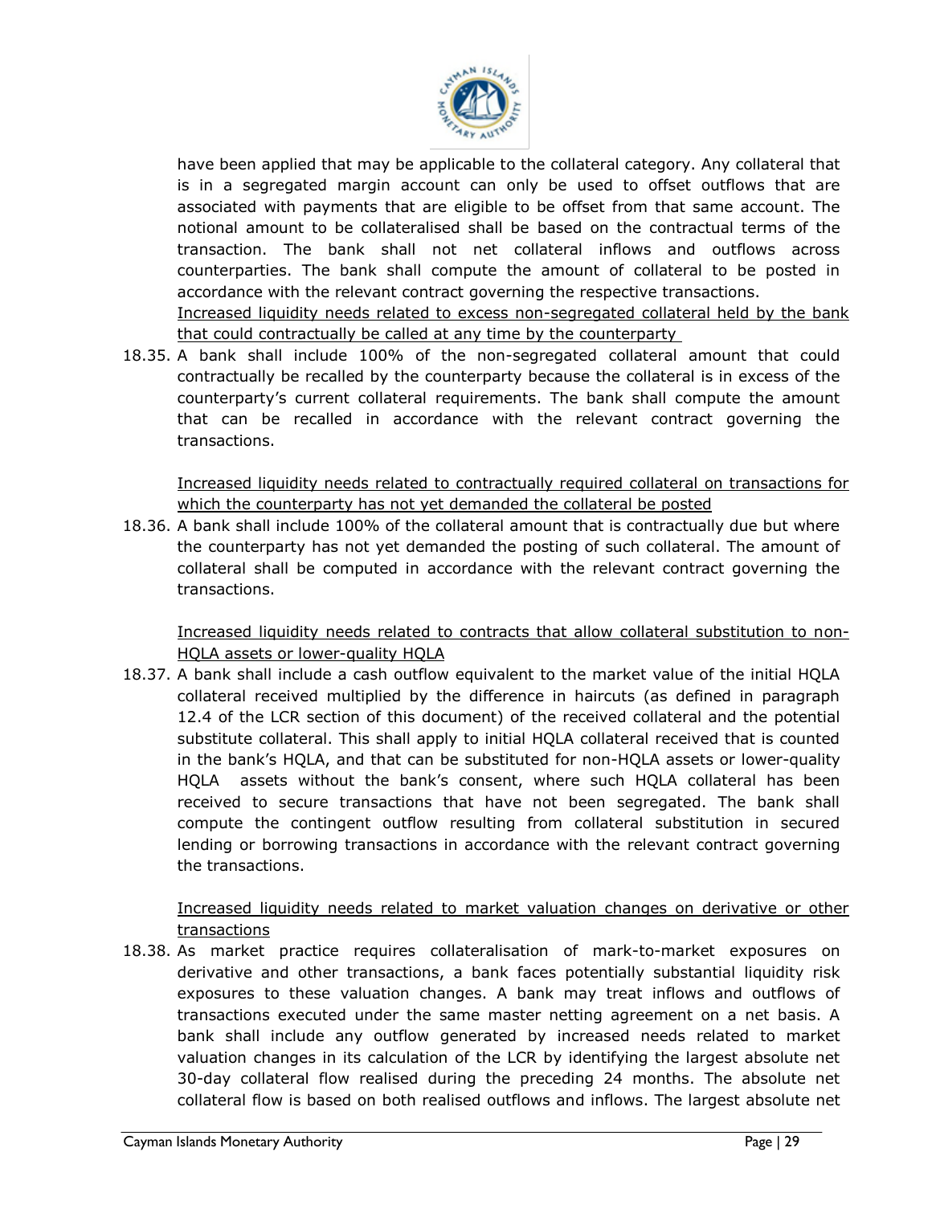have been applied that may be applicable to the collateral category. Any collateral that is in a segregated margin account can only be used to offset outflows that are associated with payments that are eligible to be offset from that same account. The notional amount to be collateralised shall be based on the contractual terms of the transaction. The bank shall not net collateral inflows and outflows across counterparties. The bank shall compute the amount of collateral to be posted in accordance with the relevant contract governing the respective transactions.

<u>Increased liquidity needs related to excess non-segregated collateral held by the bank that could contractually be called at any time by the counterparty</u>

18.35. A bank shall include 100% of the non-segregated collateral amount that could contractually be recalled by the counterparty because the collateral is in excess of the counterparty's current collateral requirements. The bank shall compute the amount that can be recalled in accordance with the relevant contract governing the transactions.

<u>Increased liquidity needs related to contractually required collateral on transactions for which the counterparty has not yet demanded the collateral be posted</u>

18.36. A bank shall include 100% of the collateral amount that is contractually due but where the counterparty has not yet demanded the posting of such collateral. The amount of collateral shall be computed in accordance with the relevant contract governing the transactions.

<u>Increased liquidity needs related to contracts that allow collateral substitution to non-HQLA assets or lower-quality HQLA</u>

18.37. A bank shall include a cash outflow equivalent to the market value of the initial HQLA collateral received multiplied by the difference in haircuts (as defined in paragraph 12.4 of the LCR section of this document) of the received collateral and the potential substitute collateral. This shall apply to initial HQLA collateral received that is counted in the bank's HQLA, and that can be substituted for non-HQLA assets or lower-quality HQLA assets without the bank's consent, where such HQLA collateral has been received to secure transactions that have not been segregated. The bank shall compute the contingent outflow resulting from collateral substitution in secured lending or borrowing transactions in accordance with the relevant contract governing the transactions.

<u>Increased liquidity needs related to market valuation changes on derivative or other transactions</u>

18.38. As market practice requires collateralisation of mark-to-market exposures on derivative and other transactions, a bank faces potentially substantial liquidity risk exposures to these valuation changes. A bank may treat inflows and outflows of transactions executed under the same master netting agreement on a net basis. A bank shall include any outflow generated by increased needs related to market valuation changes in its calculation of the LCR by identifying the largest absolute net 30-day collateral flow realised during the preceding 24 months. The absolute net collateral flow is based on both realised outflows and inflows. The largest absolute net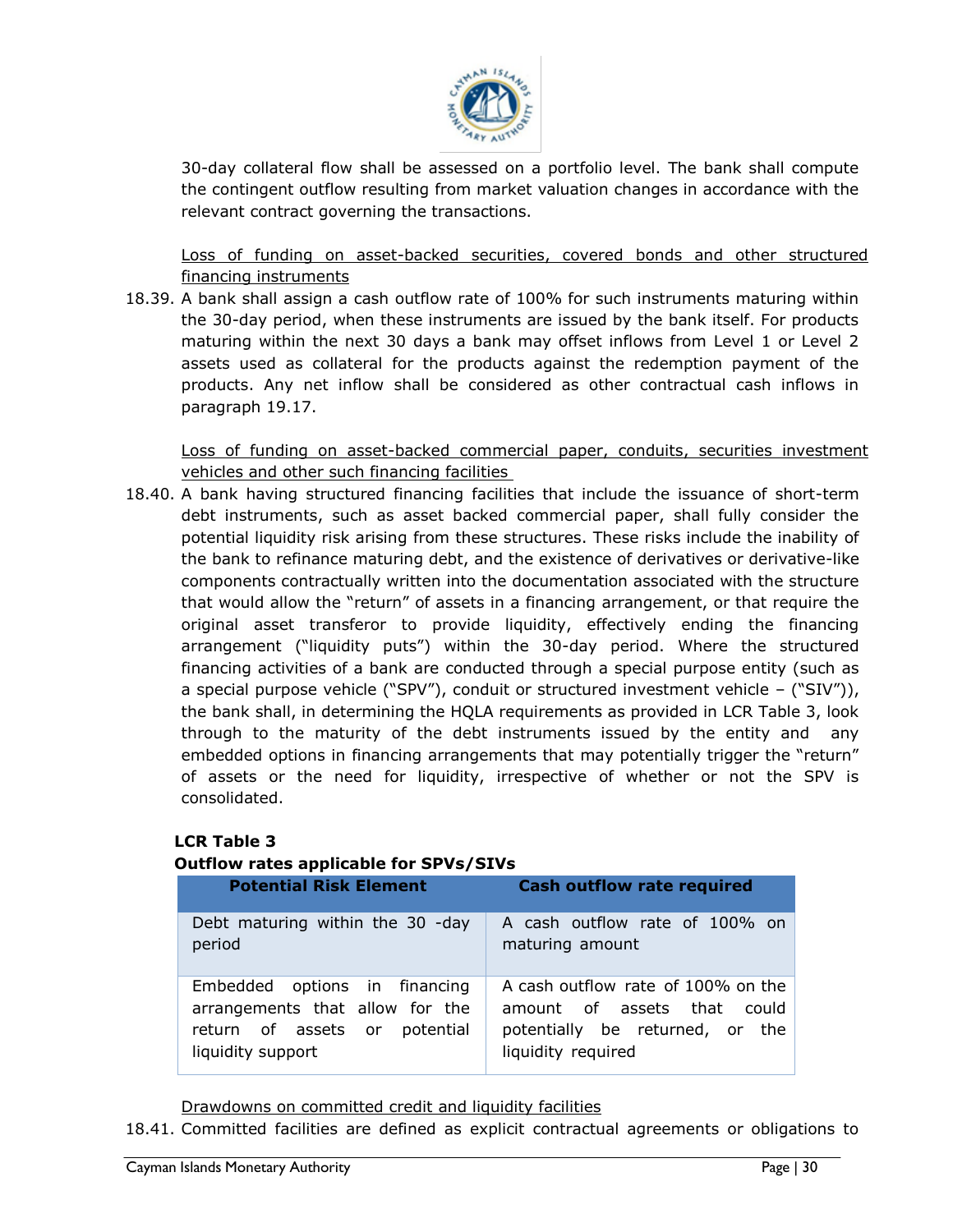30-day collateral flow shall be assessed on a portfolio level. The bank shall compute the contingent outflow resulting from market valuation changes in accordance with the relevant contract governing the transactions.

Loss of funding on asset-backed securities, covered bonds and other structured financing instruments

18.39. A bank shall assign a cash outflow rate of 100% for such instruments maturing within the 30-day period, when these instruments are issued by the bank itself. For products maturing within the next 30 days a bank may offset inflows from Level 1 or Level 2 assets used as collateral for the products against the redemption payment of the products. Any net inflow shall be considered as other contractual cash inflows in paragraph 19.17.

Loss of funding on asset-backed commercial paper, conduits, securities investment vehicles and other such financing facilities

18.40. A bank having structured financing facilities that include the issuance of short-term debt instruments, such as asset backed commercial paper, shall fully consider the potential liquidity risk arising from these structures. These risks include the inability of the bank to refinance maturing debt, and the existence of derivatives or derivative-like components contractually written into the documentation associated with the structure that would allow the "return" of assets in a financing arrangement, or that require the original asset transferor to provide liquidity, effectively ending the financing arrangement ("liquidity puts") within the 30-day period. Where the structured financing activities of a bank are conducted through a special purpose entity (such as a special purpose vehicle ("SPV"), conduit or structured investment vehicle – ("SIV")), the bank shall, in determining the HQLA requirements as provided in LCR Table 3, look through to the maturity of the debt instruments issued by the entity and any embedded options in financing arrangements that may potentially trigger the "return" of assets or the need for liquidity, irrespective of whether or not the SPV is consolidated.

**LCR Table 3**
**Outflow rates applicable for SPVs/SIVs**

| Potential Risk Element | Cash outflow rate required |
|---|---|
| Debt maturing within the 30 -day period | A cash outflow rate of 100% on maturing amount |
| Embedded options in financing arrangements that allow for the return of assets or potential liquidity support | A cash outflow rate of 100% on the amount of assets that could potentially be returned, or the liquidity required |

Drawdowns on committed credit and liquidity facilities

18.41. Committed facilities are defined as explicit contractual agreements or obligations to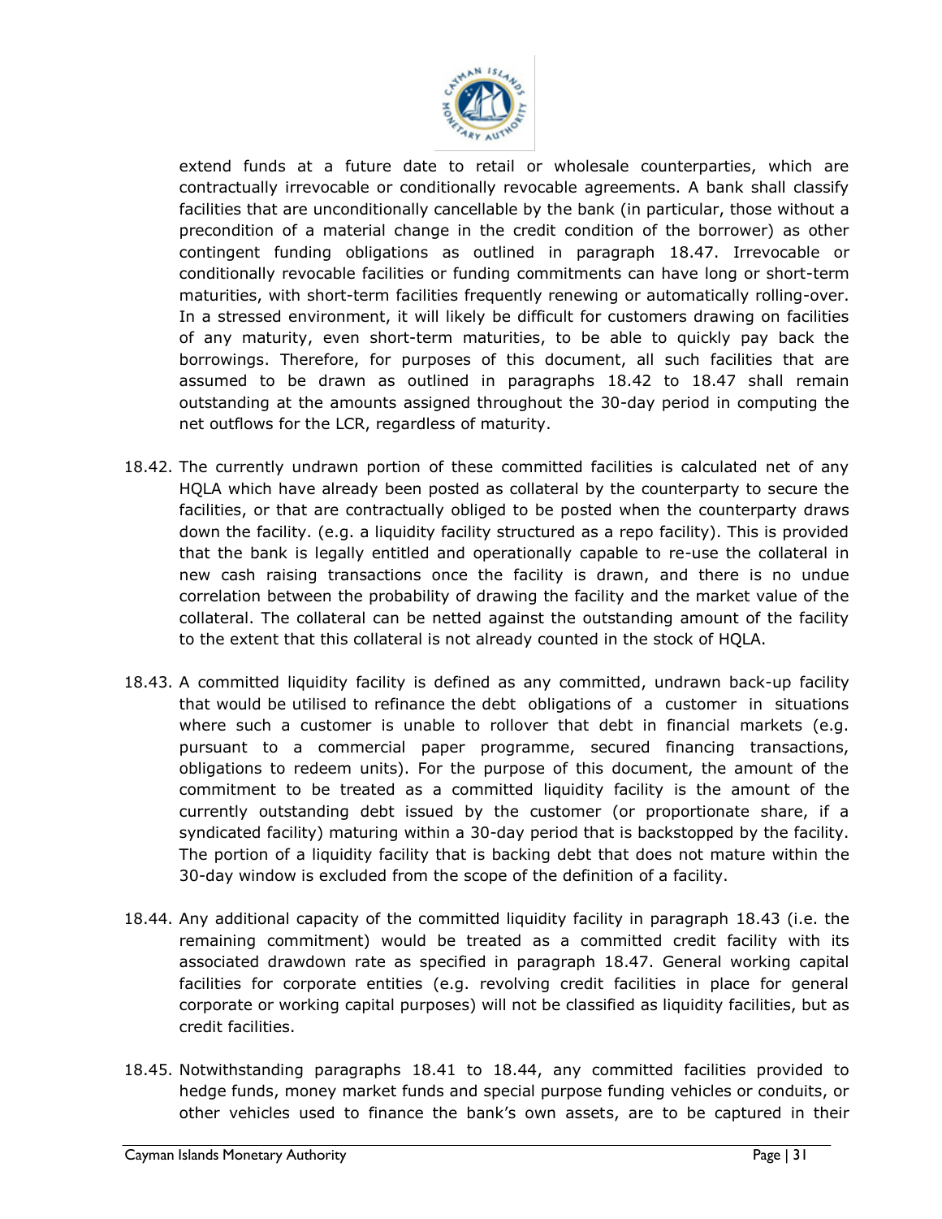extend funds at a future date to retail or wholesale counterparties, which are contractually irrevocable or conditionally revocable agreements. A bank shall classify facilities that are unconditionally cancellable by the bank (in particular, those without a precondition of a material change in the credit condition of the borrower) as other contingent funding obligations as outlined in paragraph 18.47. Irrevocable or conditionally revocable facilities or funding commitments can have long or short-term maturities, with short-term facilities frequently renewing or automatically rolling-over. In a stressed environment, it will likely be difficult for customers drawing on facilities of any maturity, even short-term maturities, to be able to quickly pay back the borrowings. Therefore, for purposes of this document, all such facilities that are assumed to be drawn as outlined in paragraphs 18.42 to 18.47 shall remain outstanding at the amounts assigned throughout the 30-day period in computing the net outflows for the LCR, regardless of maturity.

18.42. The currently undrawn portion of these committed facilities is calculated net of any HQLA which have already been posted as collateral by the counterparty to secure the facilities, or that are contractually obliged to be posted when the counterparty draws down the facility. (e.g. a liquidity facility structured as a repo facility). This is provided that the bank is legally entitled and operationally capable to re-use the collateral in new cash raising transactions once the facility is drawn, and there is no undue correlation between the probability of drawing the facility and the market value of the collateral. The collateral can be netted against the outstanding amount of the facility to the extent that this collateral is not already counted in the stock of HQLA.

18.43. A committed liquidity facility is defined as any committed, undrawn back-up facility that would be utilised to refinance the debt obligations of a customer in situations where such a customer is unable to rollover that debt in financial markets (e.g. pursuant to a commercial paper programme, secured financing transactions, obligations to redeem units). For the purpose of this document, the amount of the commitment to be treated as a committed liquidity facility is the amount of the currently outstanding debt issued by the customer (or proportionate share, if a syndicated facility) maturing within a 30-day period that is backstopped by the facility. The portion of a liquidity facility that is backing debt that does not mature within the 30-day window is excluded from the scope of the definition of a facility.

18.44. Any additional capacity of the committed liquidity facility in paragraph 18.43 (i.e. the remaining commitment) would be treated as a committed credit facility with its associated drawdown rate as specified in paragraph 18.47. General working capital facilities for corporate entities (e.g. revolving credit facilities in place for general corporate or working capital purposes) will not be classified as liquidity facilities, but as credit facilities.

18.45. Notwithstanding paragraphs 18.41 to 18.44, any committed facilities provided to hedge funds, money market funds and special purpose funding vehicles or conduits, or other vehicles used to finance the bank's own assets, are to be captured in their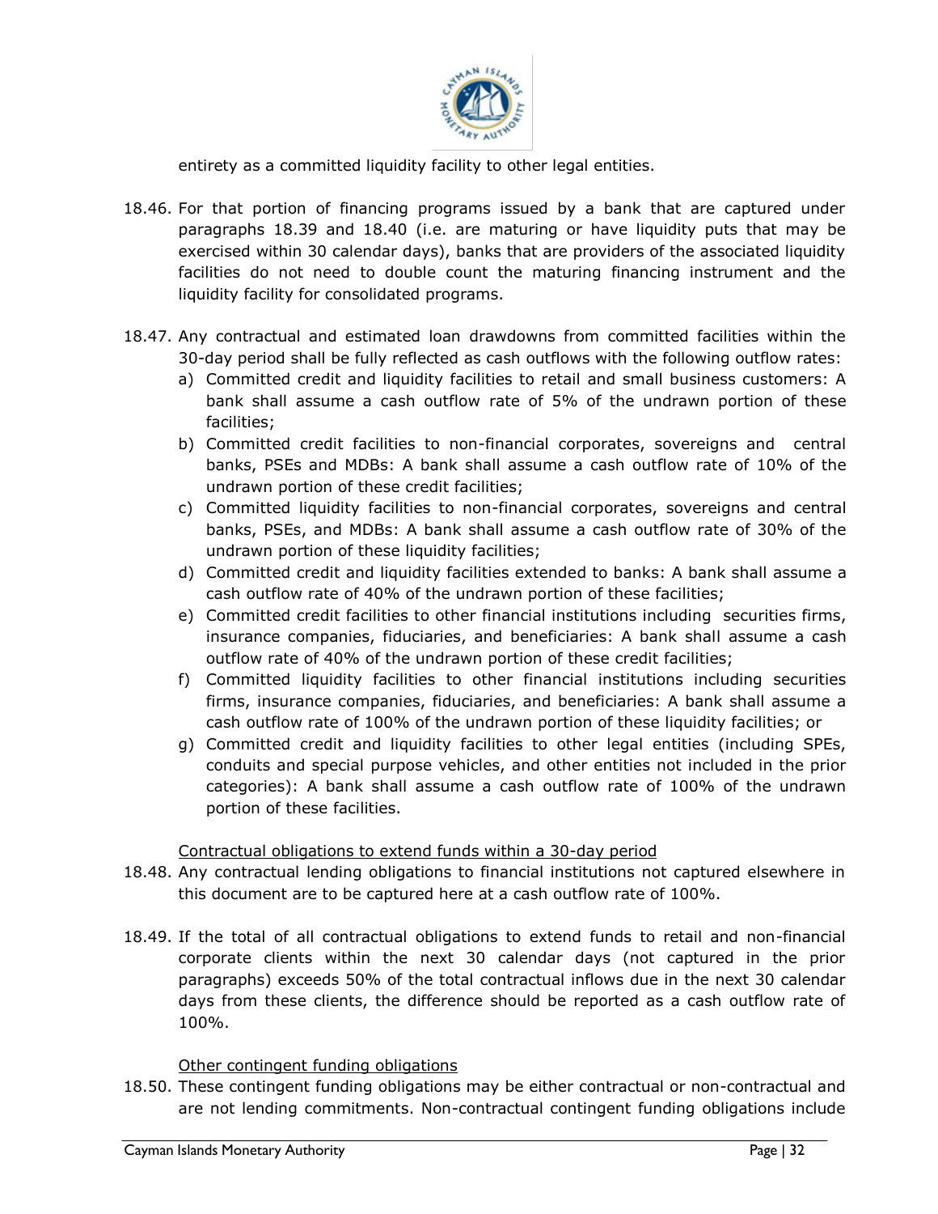entirety as a committed liquidity facility to other legal entities.

18.46. For that portion of financing programs issued by a bank that are captured under paragraphs 18.39 and 18.40 (i.e. are maturing or have liquidity puts that may be exercised within 30 calendar days), banks that are providers of the associated liquidity facilities do not need to double count the maturing financing instrument and the liquidity facility for consolidated programs.

18.47. Any contractual and estimated loan drawdowns from committed facilities within the 30-day period shall be fully reflected as cash outflows with the following outflow rates:

a) Committed credit and liquidity facilities to retail and small business customers: A bank shall assume a cash outflow rate of 5% of the undrawn portion of these facilities;
b) Committed credit facilities to non-financial corporates, sovereigns and central banks, PSEs and MDBs: A bank shall assume a cash outflow rate of 10% of the undrawn portion of these credit facilities;
c) Committed liquidity facilities to non-financial corporates, sovereigns and central banks, PSEs, and MDBs: A bank shall assume a cash outflow rate of 30% of the undrawn portion of these liquidity facilities;
d) Committed credit and liquidity facilities extended to banks: A bank shall assume a cash outflow rate of 40% of the undrawn portion of these facilities;
e) Committed credit facilities to other financial institutions including securities firms, insurance companies, fiduciaries, and beneficiaries: A bank shall assume a cash outflow rate of 40% of the undrawn portion of these credit facilities;
f) Committed liquidity facilities to other financial institutions including securities firms, insurance companies, fiduciaries, and beneficiaries: A bank shall assume a cash outflow rate of 100% of the undrawn portion of these liquidity facilities; or
g) Committed credit and liquidity facilities to other legal entities (including SPEs, conduits and special purpose vehicles, and other entities not included in the prior categories): A bank shall assume a cash outflow rate of 100% of the undrawn portion of these facilities.

Contractual obligations to extend funds within a 30-day period

18.48. Any contractual lending obligations to financial institutions not captured elsewhere in this document are to be captured here at a cash outflow rate of 100%.

18.49. If the total of all contractual obligations to extend funds to retail and non-financial corporate clients within the next 30 calendar days (not captured in the prior paragraphs) exceeds 50% of the total contractual inflows due in the next 30 calendar days from these clients, the difference should be reported as a cash outflow rate of 100%.

Other contingent funding obligations

18.50. These contingent funding obligations may be either contractual or non-contractual and are not lending commitments. Non-contractual contingent funding obligations include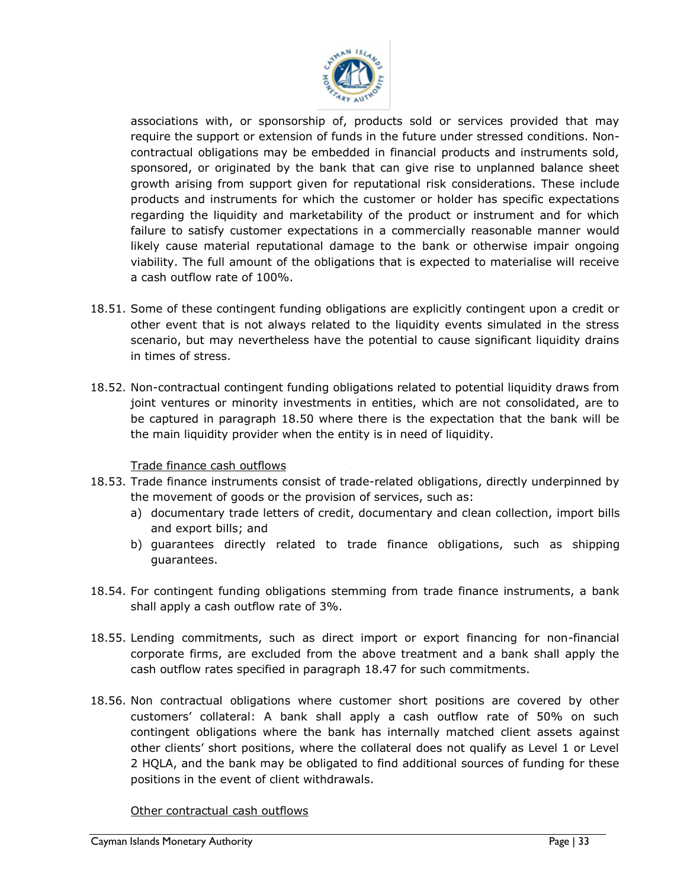associations with, or sponsorship of, products sold or services provided that may require the support or extension of funds in the future under stressed conditions. Non-contractual obligations may be embedded in financial products and instruments sold, sponsored, or originated by the bank that can give rise to unplanned balance sheet growth arising from support given for reputational risk considerations. These include products and instruments for which the customer or holder has specific expectations regarding the liquidity and marketability of the product or instrument and for which failure to satisfy customer expectations in a commercially reasonable manner would likely cause material reputational damage to the bank or otherwise impair ongoing viability. The full amount of the obligations that is expected to materialise will receive a cash outflow rate of 100%.

18.51. Some of these contingent funding obligations are explicitly contingent upon a credit or other event that is not always related to the liquidity events simulated in the stress scenario, but may nevertheless have the potential to cause significant liquidity drains in times of stress.

18.52. Non-contractual contingent funding obligations related to potential liquidity draws from joint ventures or minority investments in entities, which are not consolidated, are to be captured in paragraph 18.50 where there is the expectation that the bank will be the main liquidity provider when the entity is in need of liquidity.

Trade finance cash outflows

18.53. Trade finance instruments consist of trade-related obligations, directly underpinned by the movement of goods or the provision of services, such as:

a) documentary trade letters of credit, documentary and clean collection, import bills and export bills; and
b) guarantees directly related to trade finance obligations, such as shipping guarantees.

18.54. For contingent funding obligations stemming from trade finance instruments, a bank shall apply a cash outflow rate of 3%.

18.55. Lending commitments, such as direct import or export financing for non-financial corporate firms, are excluded from the above treatment and a bank shall apply the cash outflow rates specified in paragraph 18.47 for such commitments.

18.56. Non contractual obligations where customer short positions are covered by other customers' collateral: A bank shall apply a cash outflow rate of 50% on such contingent obligations where the bank has internally matched client assets against other clients' short positions, where the collateral does not qualify as Level 1 or Level 2 HQLA, and the bank may be obligated to find additional sources of funding for these positions in the event of client withdrawals.

Other contractual cash outflows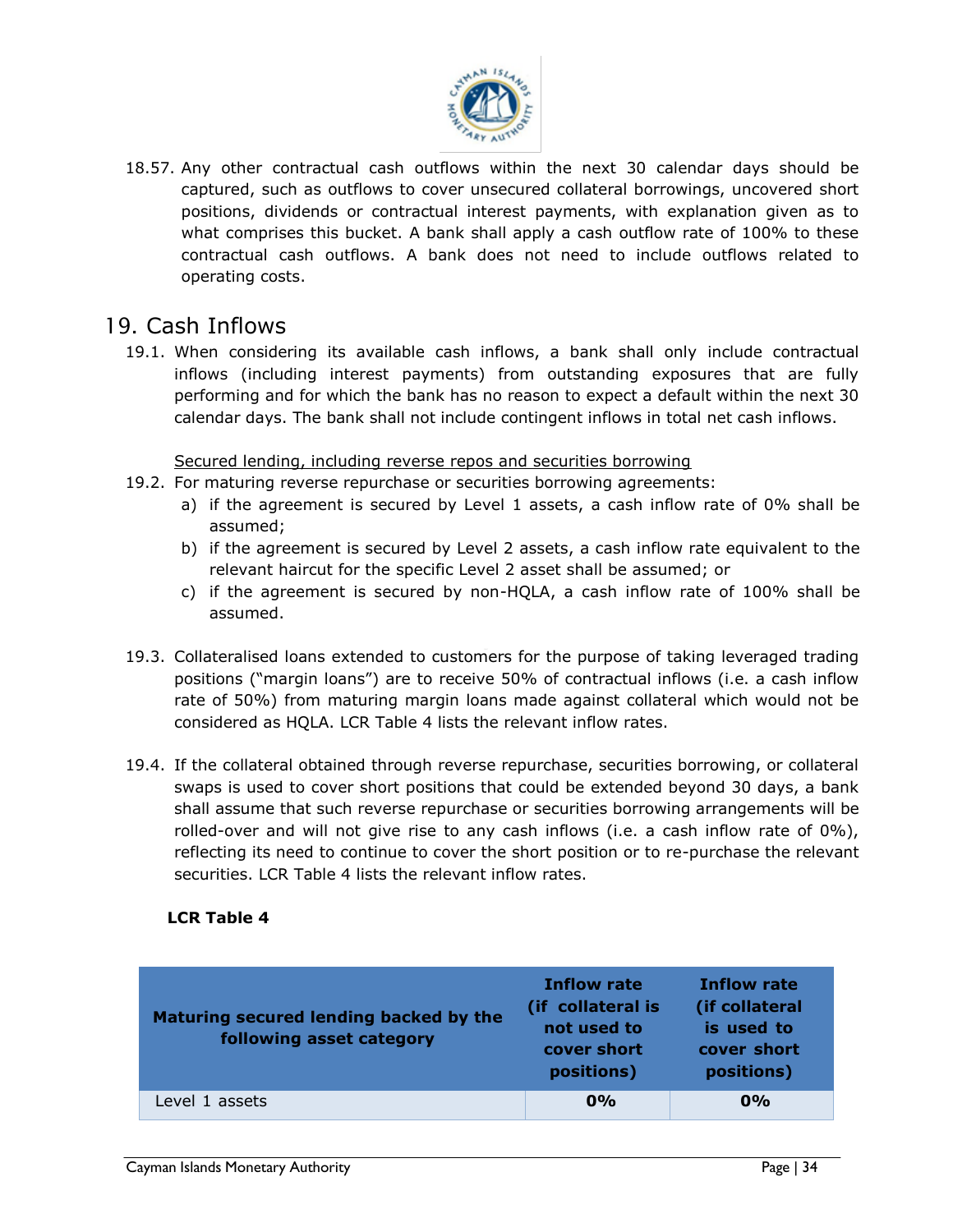18.57. Any other contractual cash outflows within the next 30 calendar days should be captured, such as outflows to cover unsecured collateral borrowings, uncovered short positions, dividends or contractual interest payments, with explanation given as to what comprises this bucket. A bank shall apply a cash outflow rate of 100% to these contractual cash outflows. A bank does not need to include outflows related to operating costs.

## 19. Cash Inflows

19.1. When considering its available cash inflows, a bank shall only include contractual inflows (including interest payments) from outstanding exposures that are fully performing and for which the bank has no reason to expect a default within the next 30 calendar days. The bank shall not include contingent inflows in total net cash inflows.

Secured lending, including reverse repos and securities borrowing

19.2. For maturing reverse repurchase or securities borrowing agreements:

a) if the agreement is secured by Level 1 assets, a cash inflow rate of 0% shall be assumed;

b) if the agreement is secured by Level 2 assets, a cash inflow rate equivalent to the relevant haircut for the specific Level 2 asset shall be assumed; or

c) if the agreement is secured by non-HQLA, a cash inflow rate of 100% shall be assumed.

19.3. Collateralised loans extended to customers for the purpose of taking leveraged trading positions ("margin loans") are to receive 50% of contractual inflows (i.e. a cash inflow rate of 50%) from maturing margin loans made against collateral which would not be considered as HQLA. LCR Table 4 lists the relevant inflow rates.

19.4. If the collateral obtained through reverse repurchase, securities borrowing, or collateral swaps is used to cover short positions that could be extended beyond 30 days, a bank shall assume that such reverse repurchase or securities borrowing arrangements will be rolled-over and will not give rise to any cash inflows (i.e. a cash inflow rate of 0%), reflecting its need to continue to cover the short position or to re-purchase the relevant securities. LCR Table 4 lists the relevant inflow rates.

**LCR Table 4**

| Maturing secured lending backed by the following asset category | Inflow rate (if collateral is not used to cover short positions) | Inflow rate (if collateral is used to cover short positions) |
|---|---|---|
| Level 1 assets | **0%** | **0%** |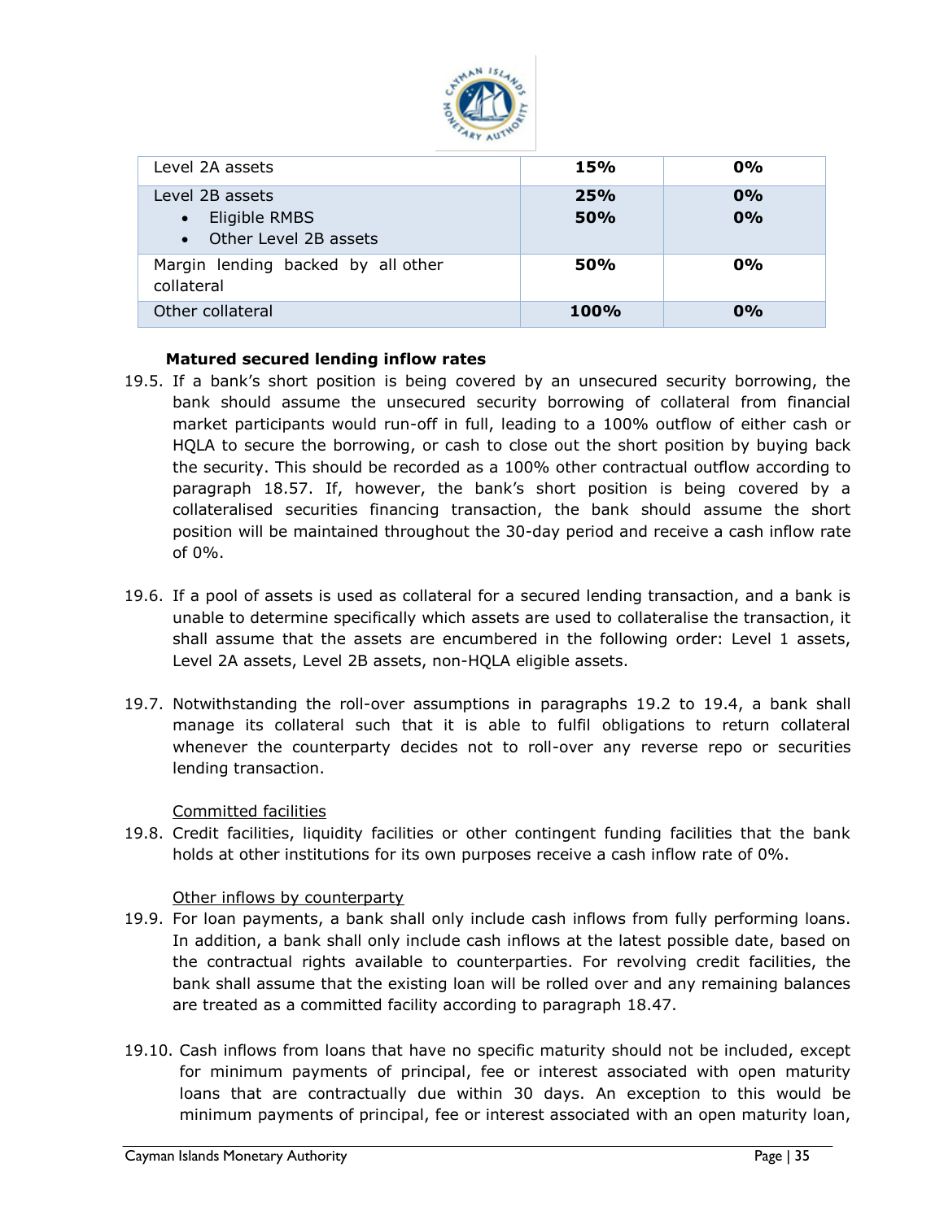| | | |
|---|---|---|
| Level 2A assets | **15%** | **0%** |
| Level 2B assets<br>• Eligible RMBS<br>• Other Level 2B assets | **25%**<br>**50%** | **0%**<br>**0%** |
| Margin lending backed by all other collateral | **50%** | **0%** |
| Other collateral | **100%** | **0%** |

**Matured secured lending inflow rates**

19.5. If a bank's short position is being covered by an unsecured security borrowing, the bank should assume the unsecured security borrowing of collateral from financial market participants would run-off in full, leading to a 100% outflow of either cash or HQLA to secure the borrowing, or cash to close out the short position by buying back the security. This should be recorded as a 100% other contractual outflow according to paragraph 18.57. If, however, the bank's short position is being covered by a collateralised securities financing transaction, the bank should assume the short position will be maintained throughout the 30-day period and receive a cash inflow rate of 0%.

19.6. If a pool of assets is used as collateral for a secured lending transaction, and a bank is unable to determine specifically which assets are used to collateralise the transaction, it shall assume that the assets are encumbered in the following order: Level 1 assets, Level 2A assets, Level 2B assets, non-HQLA eligible assets.

19.7. Notwithstanding the roll-over assumptions in paragraphs 19.2 to 19.4, a bank shall manage its collateral such that it is able to fulfil obligations to return collateral whenever the counterparty decides not to roll-over any reverse repo or securities lending transaction.

<u>Committed facilities</u>

19.8. Credit facilities, liquidity facilities or other contingent funding facilities that the bank holds at other institutions for its own purposes receive a cash inflow rate of 0%.

<u>Other inflows by counterparty</u>

19.9. For loan payments, a bank shall only include cash inflows from fully performing loans. In addition, a bank shall only include cash inflows at the latest possible date, based on the contractual rights available to counterparties. For revolving credit facilities, the bank shall assume that the existing loan will be rolled over and any remaining balances are treated as a committed facility according to paragraph 18.47.

19.10. Cash inflows from loans that have no specific maturity should not be included, except for minimum payments of principal, fee or interest associated with open maturity loans that are contractually due within 30 days. An exception to this would be minimum payments of principal, fee or interest associated with an open maturity loan,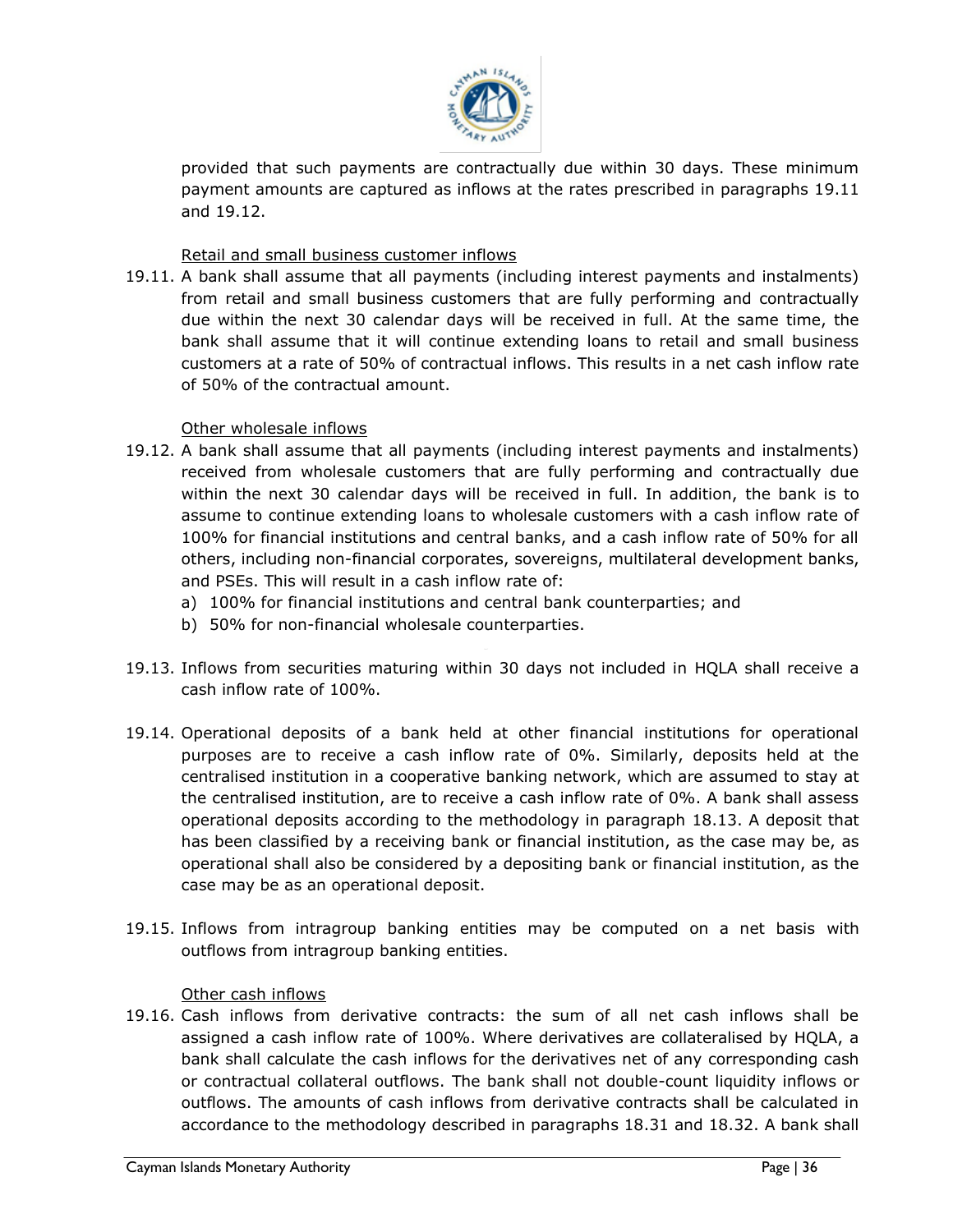provided that such payments are contractually due within 30 days. These minimum payment amounts are captured as inflows at the rates prescribed in paragraphs 19.11 and 19.12.

Retail and small business customer inflows

19.11. A bank shall assume that all payments (including interest payments and instalments) from retail and small business customers that are fully performing and contractually due within the next 30 calendar days will be received in full. At the same time, the bank shall assume that it will continue extending loans to retail and small business customers at a rate of 50% of contractual inflows. This results in a net cash inflow rate of 50% of the contractual amount.

Other wholesale inflows

19.12. A bank shall assume that all payments (including interest payments and instalments) received from wholesale customers that are fully performing and contractually due within the next 30 calendar days will be received in full. In addition, the bank is to assume to continue extending loans to wholesale customers with a cash inflow rate of 100% for financial institutions and central banks, and a cash inflow rate of 50% for all others, including non-financial corporates, sovereigns, multilateral development banks, and PSEs. This will result in a cash inflow rate of:

a) 100% for financial institutions and central bank counterparties; and
b) 50% for non-financial wholesale counterparties.

19.13. Inflows from securities maturing within 30 days not included in HQLA shall receive a cash inflow rate of 100%.

19.14. Operational deposits of a bank held at other financial institutions for operational purposes are to receive a cash inflow rate of 0%. Similarly, deposits held at the centralised institution in a cooperative banking network, which are assumed to stay at the centralised institution, are to receive a cash inflow rate of 0%. A bank shall assess operational deposits according to the methodology in paragraph 18.13. A deposit that has been classified by a receiving bank or financial institution, as the case may be, as operational shall also be considered by a depositing bank or financial institution, as the case may be as an operational deposit.

19.15. Inflows from intragroup banking entities may be computed on a net basis with outflows from intragroup banking entities.

Other cash inflows

19.16. Cash inflows from derivative contracts: the sum of all net cash inflows shall be assigned a cash inflow rate of 100%. Where derivatives are collateralised by HQLA, a bank shall calculate the cash inflows for the derivatives net of any corresponding cash or contractual collateral outflows. The bank shall not double-count liquidity inflows or outflows. The amounts of cash inflows from derivative contracts shall be calculated in accordance to the methodology described in paragraphs 18.31 and 18.32. A bank shall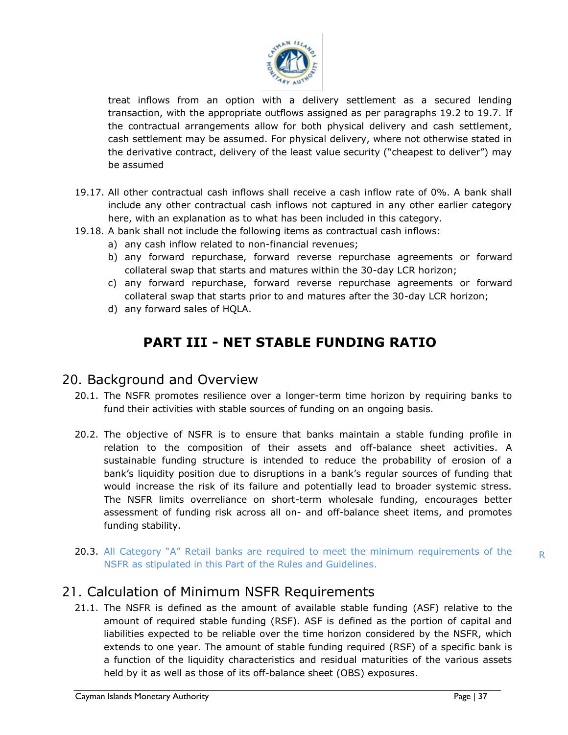treat inflows from an option with a delivery settlement as a secured lending transaction, with the appropriate outflows assigned as per paragraphs 19.2 to 19.7. If the contractual arrangements allow for both physical delivery and cash settlement, cash settlement may be assumed. For physical delivery, where not otherwise stated in the derivative contract, delivery of the least value security ("cheapest to deliver") may be assumed

19.17. All other contractual cash inflows shall receive a cash inflow rate of 0%. A bank shall include any other contractual cash inflows not captured in any other earlier category here, with an explanation as to what has been included in this category.

19.18. A bank shall not include the following items as contractual cash inflows:

a) any cash inflow related to non-financial revenues;
b) any forward repurchase, forward reverse repurchase agreements or forward collateral swap that starts and matures within the 30-day LCR horizon;
c) any forward repurchase, forward reverse repurchase agreements or forward collateral swap that starts prior to and matures after the 30-day LCR horizon;
d) any forward sales of HQLA.

# PART III - NET STABLE FUNDING RATIO

## 20. Background and Overview

20.1. The NSFR promotes resilience over a longer-term time horizon by requiring banks to fund their activities with stable sources of funding on an ongoing basis.

20.2. The objective of NSFR is to ensure that banks maintain a stable funding profile in relation to the composition of their assets and off-balance sheet activities. A sustainable funding structure is intended to reduce the probability of erosion of a bank's liquidity position due to disruptions in a bank's regular sources of funding that would increase the risk of its failure and potentially lead to broader systemic stress. The NSFR limits overreliance on short-term wholesale funding, encourages better assessment of funding risk across all on- and off-balance sheet items, and promotes funding stability.

20.3. All Category "A" Retail banks are required to meet the minimum requirements of the NSFR as stipulated in this Part of the Rules and Guidelines. R

## 21. Calculation of Minimum NSFR Requirements

21.1. The NSFR is defined as the amount of available stable funding (ASF) relative to the amount of required stable funding (RSF). ASF is defined as the portion of capital and liabilities expected to be reliable over the time horizon considered by the NSFR, which extends to one year. The amount of stable funding required (RSF) of a specific bank is a function of the liquidity characteristics and residual maturities of the various assets held by it as well as those of its off-balance sheet (OBS) exposures.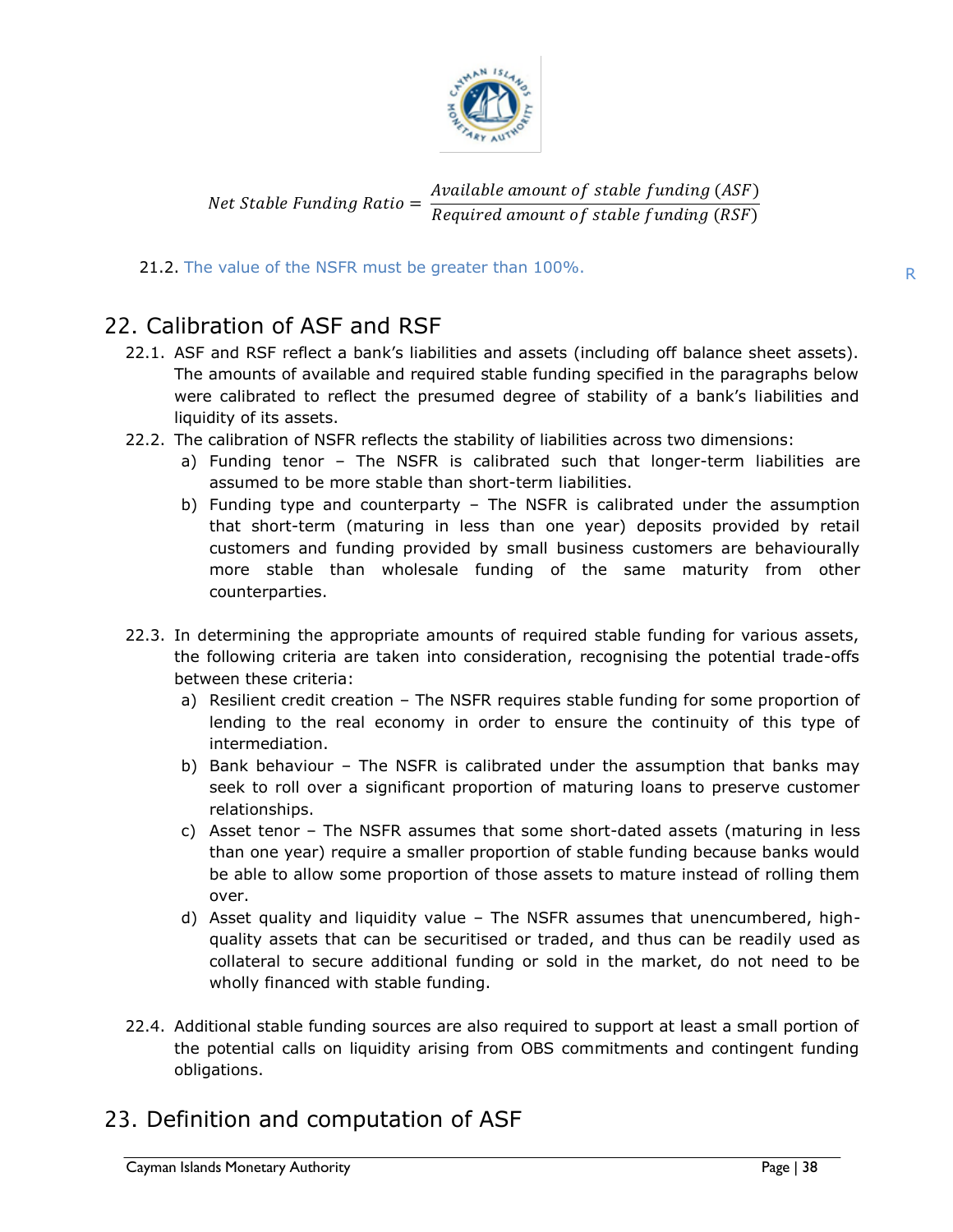$$Net\ Stable\ Funding\ Ratio = \frac{Available\ amount\ of\ stable\ funding\ (ASF)}{Required\ amount\ of\ stable\ funding\ (RSF)}$$

21.2. The value of the NSFR must be greater than 100%. R

## 22. Calibration of ASF and RSF

22.1. ASF and RSF reflect a bank's liabilities and assets (including off balance sheet assets). The amounts of available and required stable funding specified in the paragraphs below were calibrated to reflect the presumed degree of stability of a bank's liabilities and liquidity of its assets.

22.2. The calibration of NSFR reflects the stability of liabilities across two dimensions:

a) Funding tenor – The NSFR is calibrated such that longer-term liabilities are assumed to be more stable than short-term liabilities.

b) Funding type and counterparty – The NSFR is calibrated under the assumption that short-term (maturing in less than one year) deposits provided by retail customers and funding provided by small business customers are behaviourally more stable than wholesale funding of the same maturity from other counterparties.

22.3. In determining the appropriate amounts of required stable funding for various assets, the following criteria are taken into consideration, recognising the potential trade-offs between these criteria:

a) Resilient credit creation – The NSFR requires stable funding for some proportion of lending to the real economy in order to ensure the continuity of this type of intermediation.

b) Bank behaviour – The NSFR is calibrated under the assumption that banks may seek to roll over a significant proportion of maturing loans to preserve customer relationships.

c) Asset tenor – The NSFR assumes that some short-dated assets (maturing in less than one year) require a smaller proportion of stable funding because banks would be able to allow some proportion of those assets to mature instead of rolling them over.

d) Asset quality and liquidity value – The NSFR assumes that unencumbered, high-quality assets that can be securitised or traded, and thus can be readily used as collateral to secure additional funding or sold in the market, do not need to be wholly financed with stable funding.

22.4. Additional stable funding sources are also required to support at least a small portion of the potential calls on liquidity arising from OBS commitments and contingent funding obligations.

## 23. Definition and computation of ASF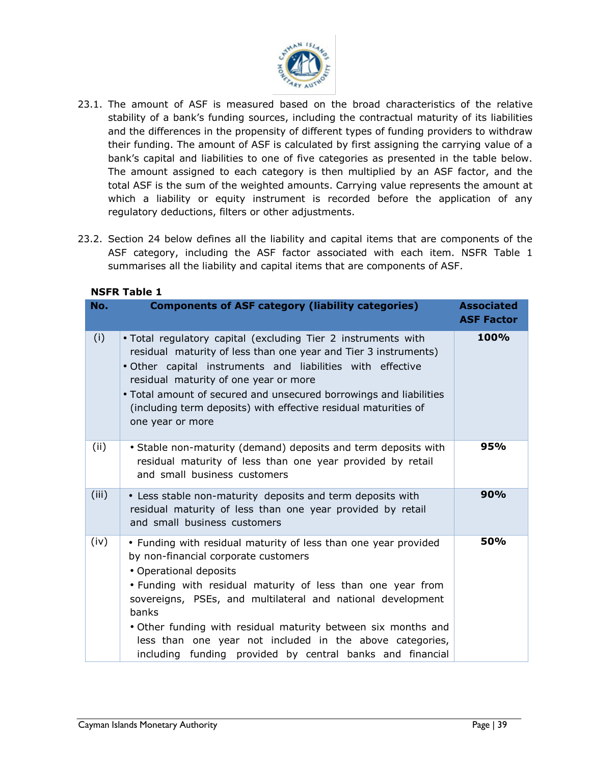23.1. The amount of ASF is measured based on the broad characteristics of the relative stability of a bank's funding sources, including the contractual maturity of its liabilities and the differences in the propensity of different types of funding providers to withdraw their funding. The amount of ASF is calculated by first assigning the carrying value of a bank's capital and liabilities to one of five categories as presented in the table below. The amount assigned to each category is then multiplied by an ASF factor, and the total ASF is the sum of the weighted amounts. Carrying value represents the amount at which a liability or equity instrument is recorded before the application of any regulatory deductions, filters or other adjustments.

23.2. Section 24 below defines all the liability and capital items that are components of the ASF category, including the ASF factor associated with each item. NSFR Table 1 summarises all the liability and capital items that are components of ASF.

**NSFR Table 1**

| No. | Components of ASF category (liability categories) | Associated ASF Factor |
|---|---|---|
| (i) | • Total regulatory capital (excluding Tier 2 instruments with residual maturity of less than one year and Tier 3 instruments)<br>• Other capital instruments and liabilities with effective residual maturity of one year or more<br>• Total amount of secured and unsecured borrowings and liabilities (including term deposits) with effective residual maturities of one year or more | 100% |
| (ii) | • Stable non-maturity (demand) deposits and term deposits with residual maturity of less than one year provided by retail and small business customers | 95% |
| (iii) | • Less stable non-maturity deposits and term deposits with residual maturity of less than one year provided by retail and small business customers | 90% |
| (iv) | • Funding with residual maturity of less than one year provided by non-financial corporate customers<br>• Operational deposits<br>• Funding with residual maturity of less than one year from sovereigns, PSEs, and multilateral and national development banks<br>• Other funding with residual maturity between six months and less than one year not included in the above categories, including funding provided by central banks and financial | 50% |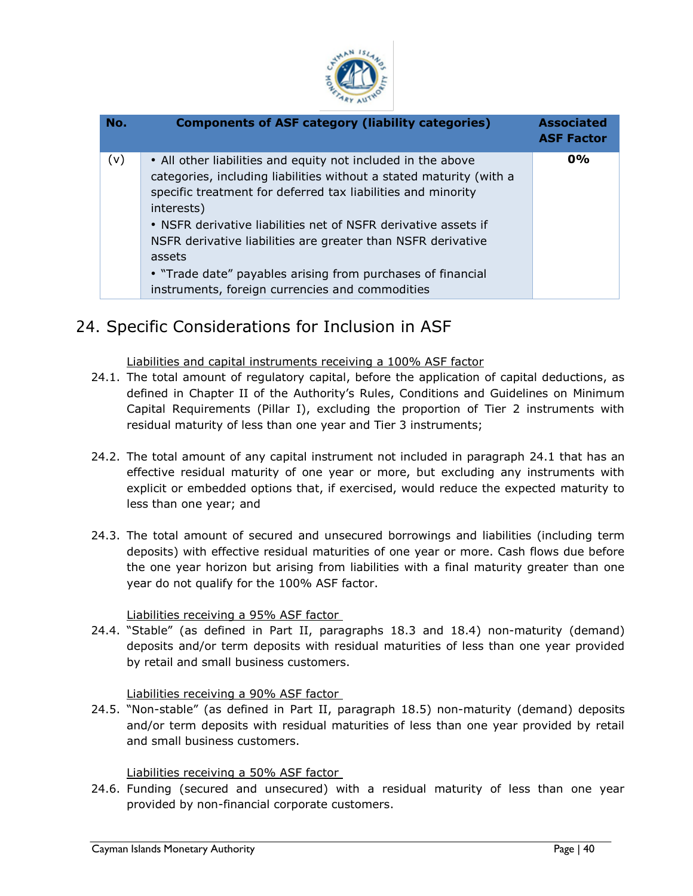| No. | Components of ASF category (liability categories) | Associated ASF Factor |
|---|---|---|
| (v) | • All other liabilities and equity not included in the above categories, including liabilities without a stated maturity (with a specific treatment for deferred tax liabilities and minority interests)<br>• NSFR derivative liabilities net of NSFR derivative assets if NSFR derivative liabilities are greater than NSFR derivative assets<br>• "Trade date" payables arising from purchases of financial instruments, foreign currencies and commodities | **0%** |

## 24. Specific Considerations for Inclusion in ASF

Liabilities and capital instruments receiving a 100% ASF factor

24.1. The total amount of regulatory capital, before the application of capital deductions, as defined in Chapter II of the Authority's Rules, Conditions and Guidelines on Minimum Capital Requirements (Pillar I), excluding the proportion of Tier 2 instruments with residual maturity of less than one year and Tier 3 instruments;

24.2. The total amount of any capital instrument not included in paragraph 24.1 that has an effective residual maturity of one year or more, but excluding any instruments with explicit or embedded options that, if exercised, would reduce the expected maturity to less than one year; and

24.3. The total amount of secured and unsecured borrowings and liabilities (including term deposits) with effective residual maturities of one year or more. Cash flows due before the one year horizon but arising from liabilities with a final maturity greater than one year do not qualify for the 100% ASF factor.

Liabilities receiving a 95% ASF factor

24.4. "Stable" (as defined in Part II, paragraphs 18.3 and 18.4) non-maturity (demand) deposits and/or term deposits with residual maturities of less than one year provided by retail and small business customers.

Liabilities receiving a 90% ASF factor

24.5. "Non-stable" (as defined in Part II, paragraph 18.5) non-maturity (demand) deposits and/or term deposits with residual maturities of less than one year provided by retail and small business customers.

Liabilities receiving a 50% ASF factor

24.6. Funding (secured and unsecured) with a residual maturity of less than one year provided by non-financial corporate customers.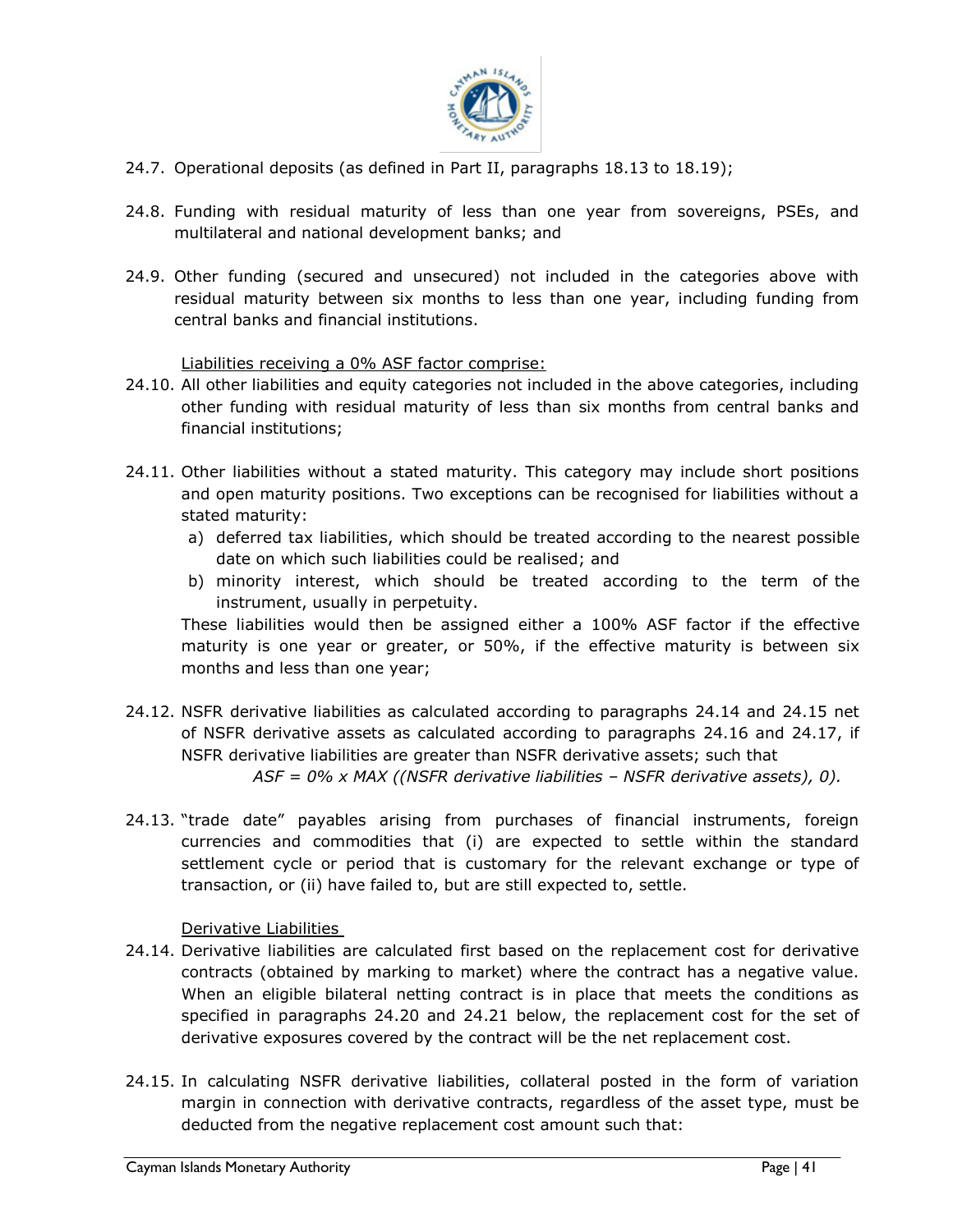24.7. Operational deposits (as defined in Part II, paragraphs 18.13 to 18.19);

24.8. Funding with residual maturity of less than one year from sovereigns, PSEs, and multilateral and national development banks; and

24.9. Other funding (secured and unsecured) not included in the categories above with residual maturity between six months to less than one year, including funding from central banks and financial institutions.

Liabilities receiving a 0% ASF factor comprise:

24.10. All other liabilities and equity categories not included in the above categories, including other funding with residual maturity of less than six months from central banks and financial institutions;

24.11. Other liabilities without a stated maturity. This category may include short positions and open maturity positions. Two exceptions can be recognised for liabilities without a stated maturity:

a) deferred tax liabilities, which should be treated according to the nearest possible date on which such liabilities could be realised; and

b) minority interest, which should be treated according to the term of the instrument, usually in perpetuity.

These liabilities would then be assigned either a 100% ASF factor if the effective maturity is one year or greater, or 50%, if the effective maturity is between six months and less than one year;

24.12. NSFR derivative liabilities as calculated according to paragraphs 24.14 and 24.15 net of NSFR derivative assets as calculated according to paragraphs 24.16 and 24.17, if NSFR derivative liabilities are greater than NSFR derivative assets; such that

*ASF = 0% x MAX ((NSFR derivative liabilities – NSFR derivative assets), 0).*

24.13. "trade date" payables arising from purchases of financial instruments, foreign currencies and commodities that (i) are expected to settle within the standard settlement cycle or period that is customary for the relevant exchange or type of transaction, or (ii) have failed to, but are still expected to, settle.

Derivative Liabilities

24.14. Derivative liabilities are calculated first based on the replacement cost for derivative contracts (obtained by marking to market) where the contract has a negative value. When an eligible bilateral netting contract is in place that meets the conditions as specified in paragraphs 24.20 and 24.21 below, the replacement cost for the set of derivative exposures covered by the contract will be the net replacement cost.

24.15. In calculating NSFR derivative liabilities, collateral posted in the form of variation margin in connection with derivative contracts, regardless of the asset type, must be deducted from the negative replacement cost amount such that: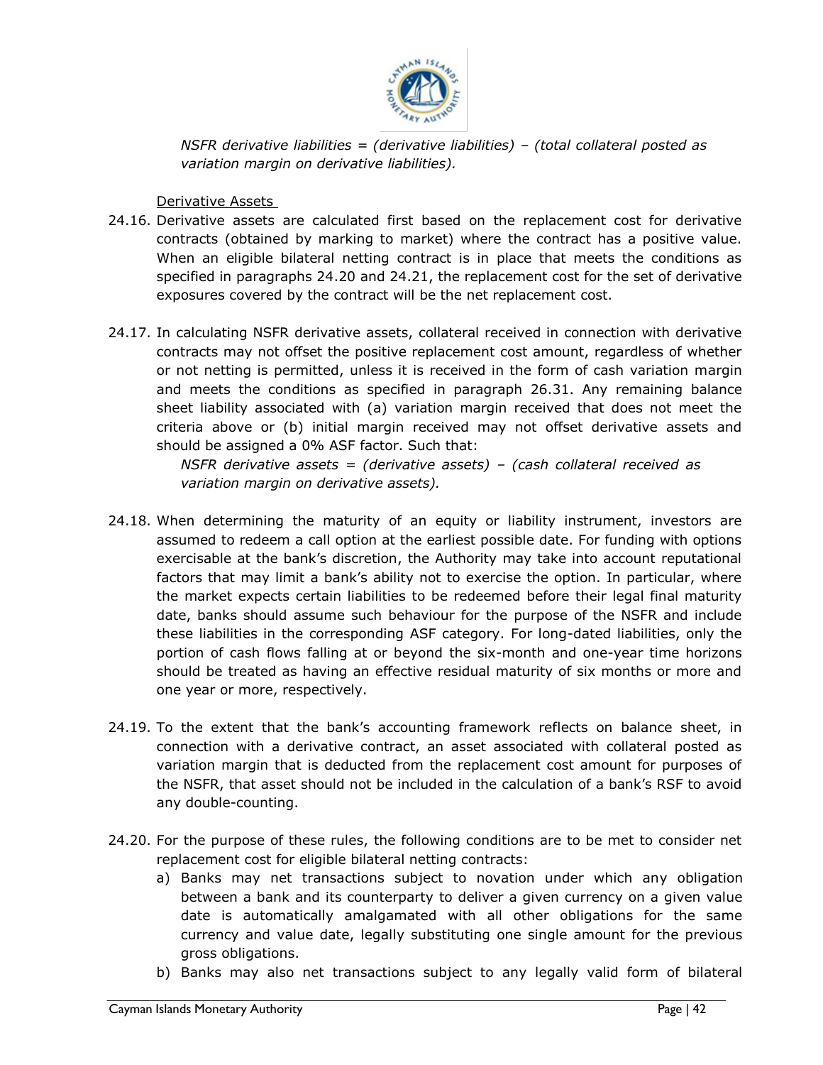*NSFR derivative liabilities = (derivative liabilities) – (total collateral posted as variation margin on derivative liabilities).*

<u>Derivative Assets</u>

24.16. Derivative assets are calculated first based on the replacement cost for derivative contracts (obtained by marking to market) where the contract has a positive value. When an eligible bilateral netting contract is in place that meets the conditions as specified in paragraphs 24.20 and 24.21, the replacement cost for the set of derivative exposures covered by the contract will be the net replacement cost.

24.17. In calculating NSFR derivative assets, collateral received in connection with derivative contracts may not offset the positive replacement cost amount, regardless of whether or not netting is permitted, unless it is received in the form of cash variation margin and meets the conditions as specified in paragraph 26.31. Any remaining balance sheet liability associated with (a) variation margin received that does not meet the criteria above or (b) initial margin received may not offset derivative assets and should be assigned a 0% ASF factor. Such that:

*NSFR derivative assets = (derivative assets) – (cash collateral received as variation margin on derivative assets).*

24.18. When determining the maturity of an equity or liability instrument, investors are assumed to redeem a call option at the earliest possible date. For funding with options exercisable at the bank's discretion, the Authority may take into account reputational factors that may limit a bank's ability not to exercise the option. In particular, where the market expects certain liabilities to be redeemed before their legal final maturity date, banks should assume such behaviour for the purpose of the NSFR and include these liabilities in the corresponding ASF category. For long-dated liabilities, only the portion of cash flows falling at or beyond the six-month and one-year time horizons should be treated as having an effective residual maturity of six months or more and one year or more, respectively.

24.19. To the extent that the bank's accounting framework reflects on balance sheet, in connection with a derivative contract, an asset associated with collateral posted as variation margin that is deducted from the replacement cost amount for purposes of the NSFR, that asset should not be included in the calculation of a bank's RSF to avoid any double-counting.

24.20. For the purpose of these rules, the following conditions are to be met to consider net replacement cost for eligible bilateral netting contracts:

a) Banks may net transactions subject to novation under which any obligation between a bank and its counterparty to deliver a given currency on a given value date is automatically amalgamated with all other obligations for the same currency and value date, legally substituting one single amount for the previous gross obligations.

b) Banks may also net transactions subject to any legally valid form of bilateral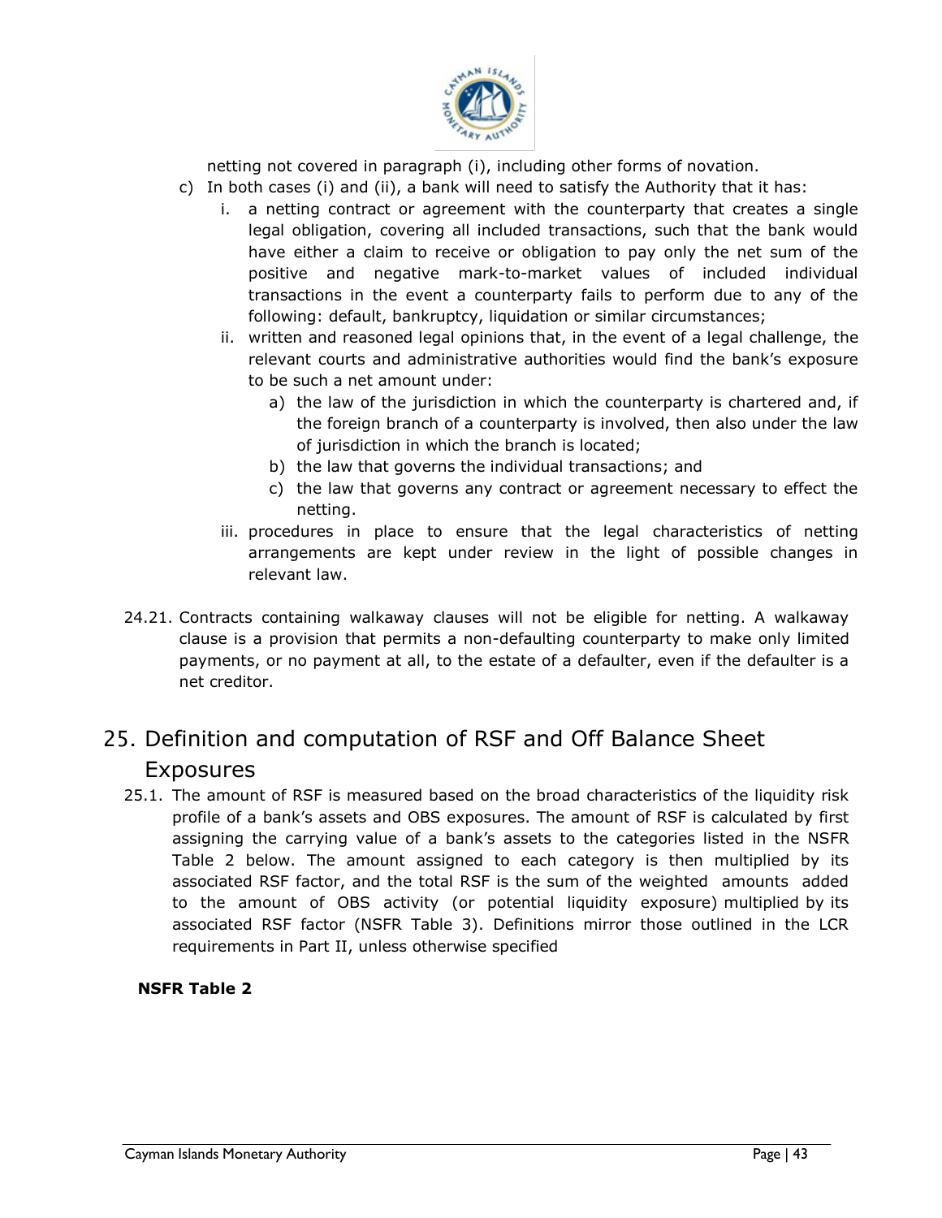netting not covered in paragraph (i), including other forms of novation.

c) In both cases (i) and (ii), a bank will need to satisfy the Authority that it has:
   i. a netting contract or agreement with the counterparty that creates a single legal obligation, covering all included transactions, such that the bank would have either a claim to receive or obligation to pay only the net sum of the positive and negative mark-to-market values of included individual transactions in the event a counterparty fails to perform due to any of the following: default, bankruptcy, liquidation or similar circumstances;
   ii. written and reasoned legal opinions that, in the event of a legal challenge, the relevant courts and administrative authorities would find the bank's exposure to be such a net amount under:
      a) the law of the jurisdiction in which the counterparty is chartered and, if the foreign branch of a counterparty is involved, then also under the law of jurisdiction in which the branch is located;
      b) the law that governs the individual transactions; and
      c) the law that governs any contract or agreement necessary to effect the netting.
   iii. procedures in place to ensure that the legal characteristics of netting arrangements are kept under review in the light of possible changes in relevant law.

24.21. Contracts containing walkaway clauses will not be eligible for netting. A walkaway clause is a provision that permits a non-defaulting counterparty to make only limited payments, or no payment at all, to the estate of a defaulter, even if the defaulter is a net creditor.

# 25. Definition and computation of RSF and Off Balance Sheet Exposures

25.1. The amount of RSF is measured based on the broad characteristics of the liquidity risk profile of a bank's assets and OBS exposures. The amount of RSF is calculated by first assigning the carrying value of a bank's assets to the categories listed in the NSFR Table 2 below. The amount assigned to each category is then multiplied by its associated RSF factor, and the total RSF is the sum of the weighted amounts added to the amount of OBS activity (or potential liquidity exposure) multiplied by its associated RSF factor (NSFR Table 3). Definitions mirror those outlined in the LCR requirements in Part II, unless otherwise specified

**NSFR Table 2**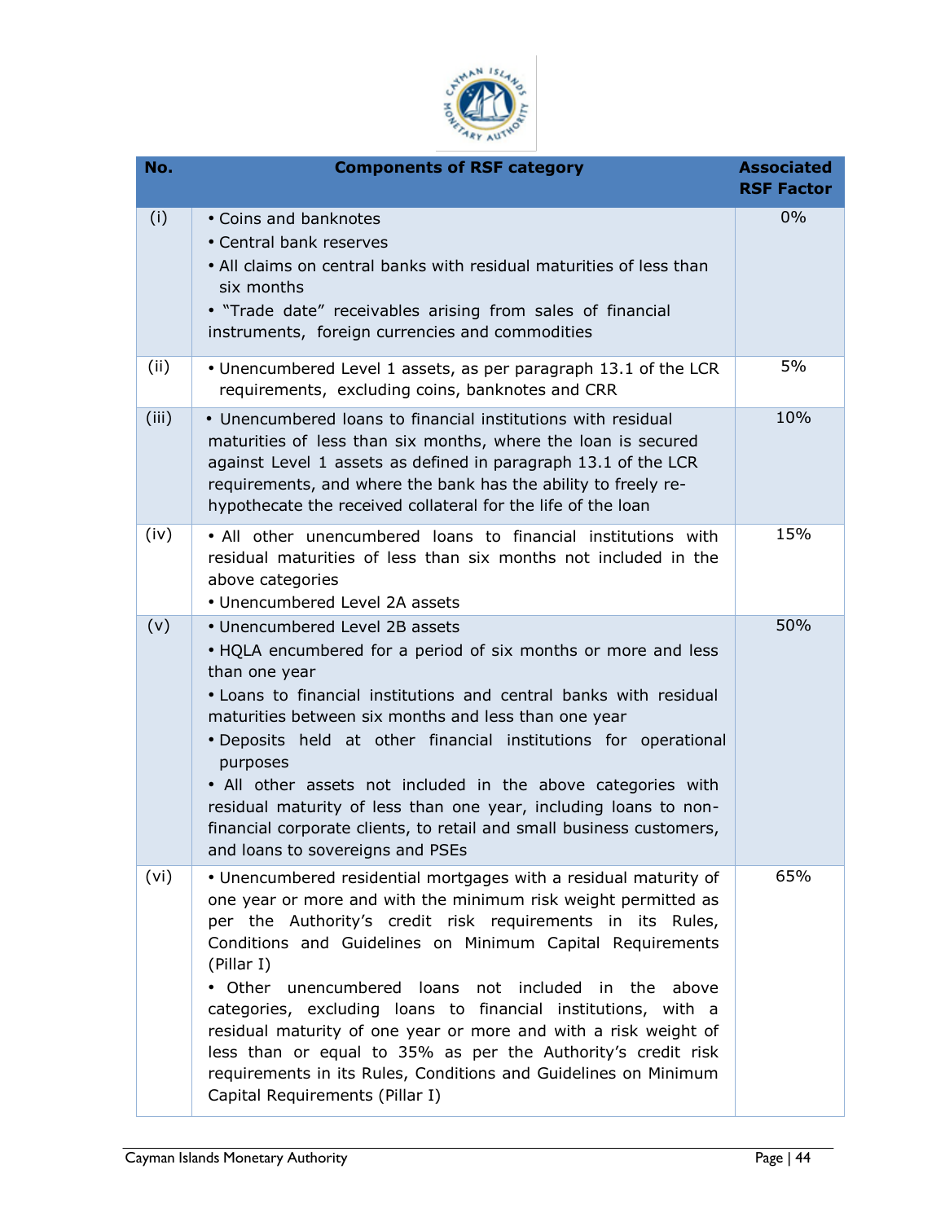| No. | Components of RSF category | Associated RSF Factor |
|---|---|---|
| (i) | • Coins and banknotes<br>• Central bank reserves<br>• All claims on central banks with residual maturities of less than six months<br>• "Trade date" receivables arising from sales of financial instruments, foreign currencies and commodities | 0% |
| (ii) | • Unencumbered Level 1 assets, as per paragraph 13.1 of the LCR requirements, excluding coins, banknotes and CRR | 5% |
| (iii) | • Unencumbered loans to financial institutions with residual maturities of less than six months, where the loan is secured against Level 1 assets as defined in paragraph 13.1 of the LCR requirements, and where the bank has the ability to freely re-hypothecate the received collateral for the life of the loan | 10% |
| (iv) | • All other unencumbered loans to financial institutions with residual maturities of less than six months not included in the above categories<br>• Unencumbered Level 2A assets | 15% |
| (v) | • Unencumbered Level 2B assets<br>• HQLA encumbered for a period of six months or more and less than one year<br>• Loans to financial institutions and central banks with residual maturities between six months and less than one year<br>• Deposits held at other financial institutions for operational purposes<br>• All other assets not included in the above categories with residual maturity of less than one year, including loans to non-financial corporate clients, to retail and small business customers, and loans to sovereigns and PSEs | 50% |
| (vi) | • Unencumbered residential mortgages with a residual maturity of one year or more and with the minimum risk weight permitted as per the Authority's credit risk requirements in its Rules, Conditions and Guidelines on Minimum Capital Requirements (Pillar I)<br>• Other unencumbered loans not included in the above categories, excluding loans to financial institutions, with a residual maturity of one year or more and with a risk weight of less than or equal to 35% as per the Authority's credit risk requirements in its Rules, Conditions and Guidelines on Minimum Capital Requirements (Pillar I) | 65% |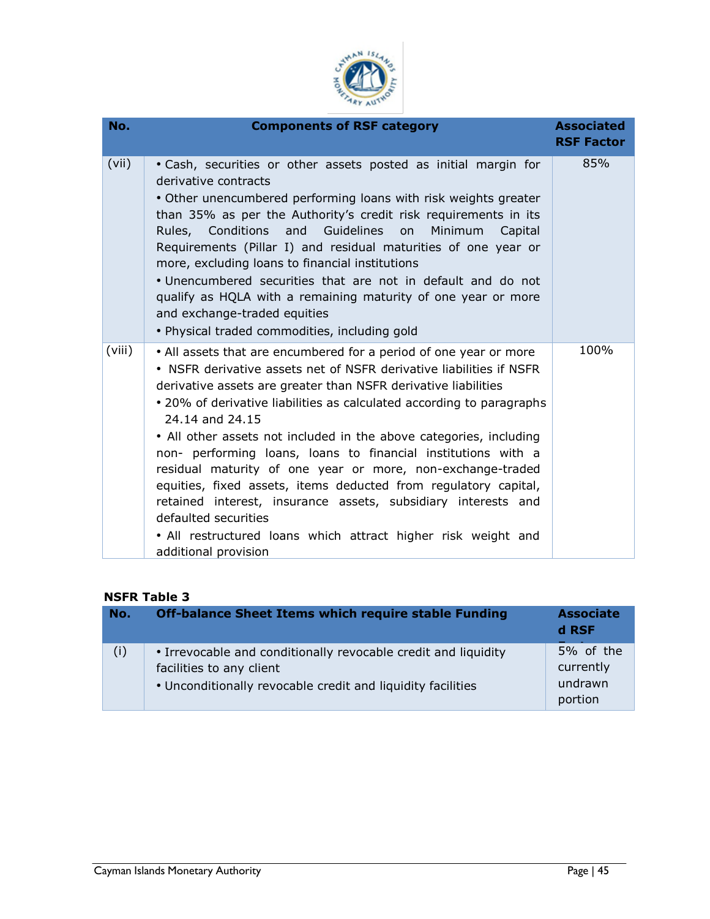| No. | Components of RSF category | Associated RSF Factor |
|---|---|---|
| (vii) | • Cash, securities or other assets posted as initial margin for derivative contracts<br>• Other unencumbered performing loans with risk weights greater than 35% as per the Authority's credit risk requirements in its Rules, Conditions and Guidelines on Minimum Capital Requirements (Pillar I) and residual maturities of one year or more, excluding loans to financial institutions<br>• Unencumbered securities that are not in default and do not qualify as HQLA with a remaining maturity of one year or more and exchange-traded equities<br>• Physical traded commodities, including gold | 85% |
| (viii) | • All assets that are encumbered for a period of one year or more<br>• NSFR derivative assets net of NSFR derivative liabilities if NSFR derivative assets are greater than NSFR derivative liabilities<br>• 20% of derivative liabilities as calculated according to paragraphs 24.14 and 24.15<br>• All other assets not included in the above categories, including non- performing loans, loans to financial institutions with a residual maturity of one year or more, non-exchange-traded equities, fixed assets, items deducted from regulatory capital, retained interest, insurance assets, subsidiary interests and defaulted securities<br>• All restructured loans which attract higher risk weight and additional provision | 100% |

**NSFR Table 3**

| No. | Off-balance Sheet Items which require stable Funding | Associated RSF Factor |
|---|---|---|
| (i) | • Irrevocable and conditionally revocable credit and liquidity facilities to any client<br>• Unconditionally revocable credit and liquidity facilities | 5% of the currently undrawn portion |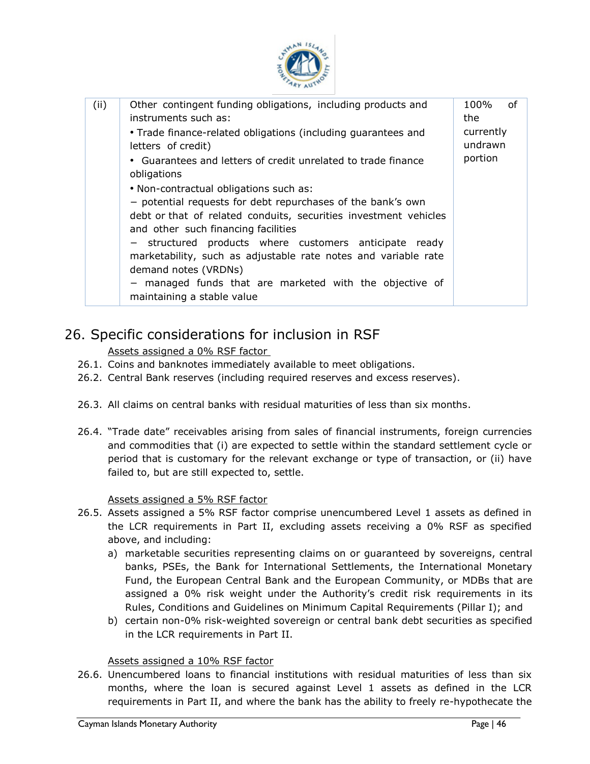| (ii) | Other contingent funding obligations, including products and instruments such as:<br>• Trade finance-related obligations (including guarantees and letters of credit)<br>• Guarantees and letters of credit unrelated to trade finance obligations<br>• Non-contractual obligations such as:<br>− potential requests for debt repurchases of the bank's own debt or that of related conduits, securities investment vehicles and other such financing facilities<br>− structured products where customers anticipate ready marketability, such as adjustable rate notes and variable rate demand notes (VRDNs)<br>− managed funds that are marketed with the objective of maintaining a stable value | 100% of the currently undrawn portion |
|---|---|---|

## 26. Specific considerations for inclusion in RSF

Assets assigned a 0% RSF factor

26.1. Coins and banknotes immediately available to meet obligations.

26.2. Central Bank reserves (including required reserves and excess reserves).

26.3. All claims on central banks with residual maturities of less than six months.

26.4. "Trade date" receivables arising from sales of financial instruments, foreign currencies and commodities that (i) are expected to settle within the standard settlement cycle or period that is customary for the relevant exchange or type of transaction, or (ii) have failed to, but are still expected to, settle.

Assets assigned a 5% RSF factor

26.5. Assets assigned a 5% RSF factor comprise unencumbered Level 1 assets as defined in the LCR requirements in Part II, excluding assets receiving a 0% RSF as specified above, and including:

a) marketable securities representing claims on or guaranteed by sovereigns, central banks, PSEs, the Bank for International Settlements, the International Monetary Fund, the European Central Bank and the European Community, or MDBs that are assigned a 0% risk weight under the Authority's credit risk requirements in its Rules, Conditions and Guidelines on Minimum Capital Requirements (Pillar I); and

b) certain non-0% risk-weighted sovereign or central bank debt securities as specified in the LCR requirements in Part II.

Assets assigned a 10% RSF factor

26.6. Unencumbered loans to financial institutions with residual maturities of less than six months, where the loan is secured against Level 1 assets as defined in the LCR requirements in Part II, and where the bank has the ability to freely re-hypothecate the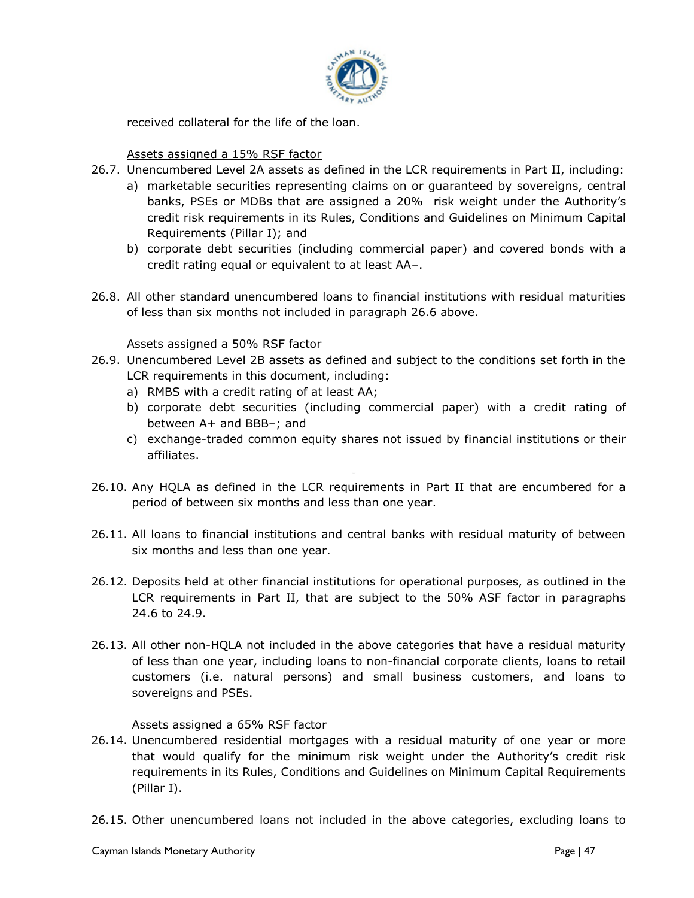received collateral for the life of the loan.

<u>Assets assigned a 15% RSF factor</u>

26.7. Unencumbered Level 2A assets as defined in the LCR requirements in Part II, including:

a) marketable securities representing claims on or guaranteed by sovereigns, central banks, PSEs or MDBs that are assigned a 20% risk weight under the Authority's credit risk requirements in its Rules, Conditions and Guidelines on Minimum Capital Requirements (Pillar I); and

b) corporate debt securities (including commercial paper) and covered bonds with a credit rating equal or equivalent to at least AA–.

26.8. All other standard unencumbered loans to financial institutions with residual maturities of less than six months not included in paragraph 26.6 above.

<u>Assets assigned a 50% RSF factor</u>

26.9. Unencumbered Level 2B assets as defined and subject to the conditions set forth in the LCR requirements in this document, including:

a) RMBS with a credit rating of at least AA;

b) corporate debt securities (including commercial paper) with a credit rating of between A+ and BBB–; and

c) exchange-traded common equity shares not issued by financial institutions or their affiliates.

26.10. Any HQLA as defined in the LCR requirements in Part II that are encumbered for a period of between six months and less than one year.

26.11. All loans to financial institutions and central banks with residual maturity of between six months and less than one year.

26.12. Deposits held at other financial institutions for operational purposes, as outlined in the LCR requirements in Part II, that are subject to the 50% ASF factor in paragraphs 24.6 to 24.9.

26.13. All other non-HQLA not included in the above categories that have a residual maturity of less than one year, including loans to non-financial corporate clients, loans to retail customers (i.e. natural persons) and small business customers, and loans to sovereigns and PSEs.

<u>Assets assigned a 65% RSF factor</u>

26.14. Unencumbered residential mortgages with a residual maturity of one year or more that would qualify for the minimum risk weight under the Authority's credit risk requirements in its Rules, Conditions and Guidelines on Minimum Capital Requirements (Pillar I).

26.15. Other unencumbered loans not included in the above categories, excluding loans to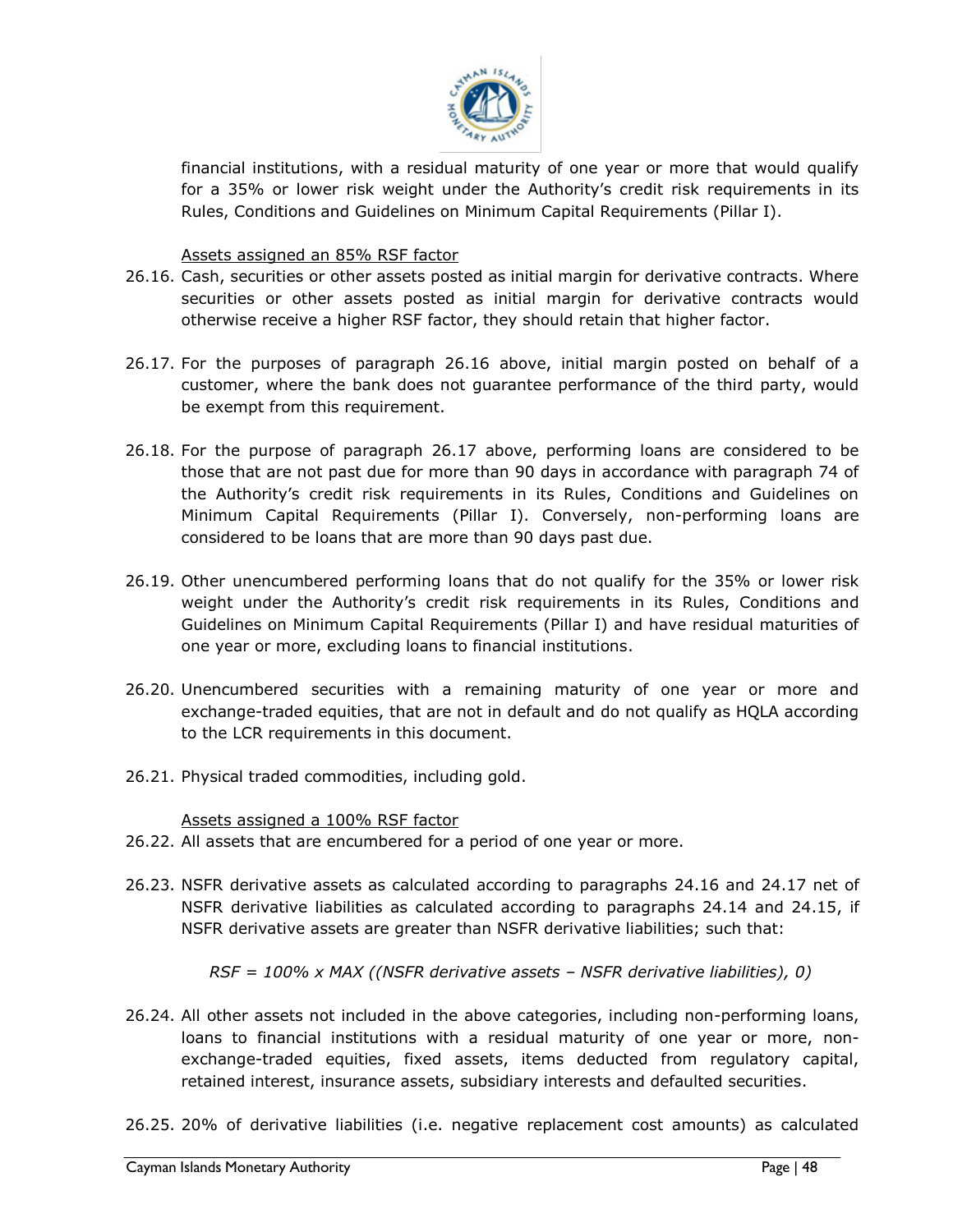financial institutions, with a residual maturity of one year or more that would qualify for a 35% or lower risk weight under the Authority's credit risk requirements in its Rules, Conditions and Guidelines on Minimum Capital Requirements (Pillar I).

Assets assigned an 85% RSF factor

26.16. Cash, securities or other assets posted as initial margin for derivative contracts. Where securities or other assets posted as initial margin for derivative contracts would otherwise receive a higher RSF factor, they should retain that higher factor.

26.17. For the purposes of paragraph 26.16 above, initial margin posted on behalf of a customer, where the bank does not guarantee performance of the third party, would be exempt from this requirement.

26.18. For the purpose of paragraph 26.17 above, performing loans are considered to be those that are not past due for more than 90 days in accordance with paragraph 74 of the Authority's credit risk requirements in its Rules, Conditions and Guidelines on Minimum Capital Requirements (Pillar I). Conversely, non-performing loans are considered to be loans that are more than 90 days past due.

26.19. Other unencumbered performing loans that do not qualify for the 35% or lower risk weight under the Authority's credit risk requirements in its Rules, Conditions and Guidelines on Minimum Capital Requirements (Pillar I) and have residual maturities of one year or more, excluding loans to financial institutions.

26.20. Unencumbered securities with a remaining maturity of one year or more and exchange-traded equities, that are not in default and do not qualify as HQLA according to the LCR requirements in this document.

26.21. Physical traded commodities, including gold.

Assets assigned a 100% RSF factor

26.22. All assets that are encumbered for a period of one year or more.

26.23. NSFR derivative assets as calculated according to paragraphs 24.16 and 24.17 net of NSFR derivative liabilities as calculated according to paragraphs 24.14 and 24.15, if NSFR derivative assets are greater than NSFR derivative liabilities; such that:

$$RSF = 100\% \times MAX\left(\left(\text{NSFR derivative assets} - \text{NSFR derivative liabilities}\right), 0\right)$$

26.24. All other assets not included in the above categories, including non-performing loans, loans to financial institutions with a residual maturity of one year or more, non-exchange-traded equities, fixed assets, items deducted from regulatory capital, retained interest, insurance assets, subsidiary interests and defaulted securities.

26.25. 20% of derivative liabilities (i.e. negative replacement cost amounts) as calculated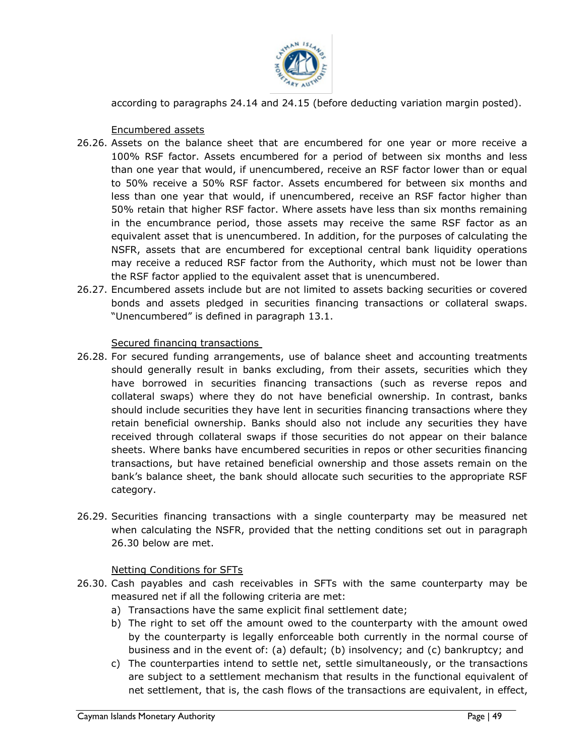according to paragraphs 24.14 and 24.15 (before deducting variation margin posted).

Encumbered assets

26.26. Assets on the balance sheet that are encumbered for one year or more receive a 100% RSF factor. Assets encumbered for a period of between six months and less than one year that would, if unencumbered, receive an RSF factor lower than or equal to 50% receive a 50% RSF factor. Assets encumbered for between six months and less than one year that would, if unencumbered, receive an RSF factor higher than 50% retain that higher RSF factor. Where assets have less than six months remaining in the encumbrance period, those assets may receive the same RSF factor as an equivalent asset that is unencumbered. In addition, for the purposes of calculating the NSFR, assets that are encumbered for exceptional central bank liquidity operations may receive a reduced RSF factor from the Authority, which must not be lower than the RSF factor applied to the equivalent asset that is unencumbered.

26.27. Encumbered assets include but are not limited to assets backing securities or covered bonds and assets pledged in securities financing transactions or collateral swaps. "Unencumbered" is defined in paragraph 13.1.

Secured financing transactions

26.28. For secured funding arrangements, use of balance sheet and accounting treatments should generally result in banks excluding, from their assets, securities which they have borrowed in securities financing transactions (such as reverse repos and collateral swaps) where they do not have beneficial ownership. In contrast, banks should include securities they have lent in securities financing transactions where they retain beneficial ownership. Banks should also not include any securities they have received through collateral swaps if those securities do not appear on their balance sheets. Where banks have encumbered securities in repos or other securities financing transactions, but have retained beneficial ownership and those assets remain on the bank's balance sheet, the bank should allocate such securities to the appropriate RSF category.

26.29. Securities financing transactions with a single counterparty may be measured net when calculating the NSFR, provided that the netting conditions set out in paragraph 26.30 below are met.

Netting Conditions for SFTs

26.30. Cash payables and cash receivables in SFTs with the same counterparty may be measured net if all the following criteria are met:

a) Transactions have the same explicit final settlement date;
b) The right to set off the amount owed to the counterparty with the amount owed by the counterparty is legally enforceable both currently in the normal course of business and in the event of: (a) default; (b) insolvency; and (c) bankruptcy; and
c) The counterparties intend to settle net, settle simultaneously, or the transactions are subject to a settlement mechanism that results in the functional equivalent of net settlement, that is, the cash flows of the transactions are equivalent, in effect,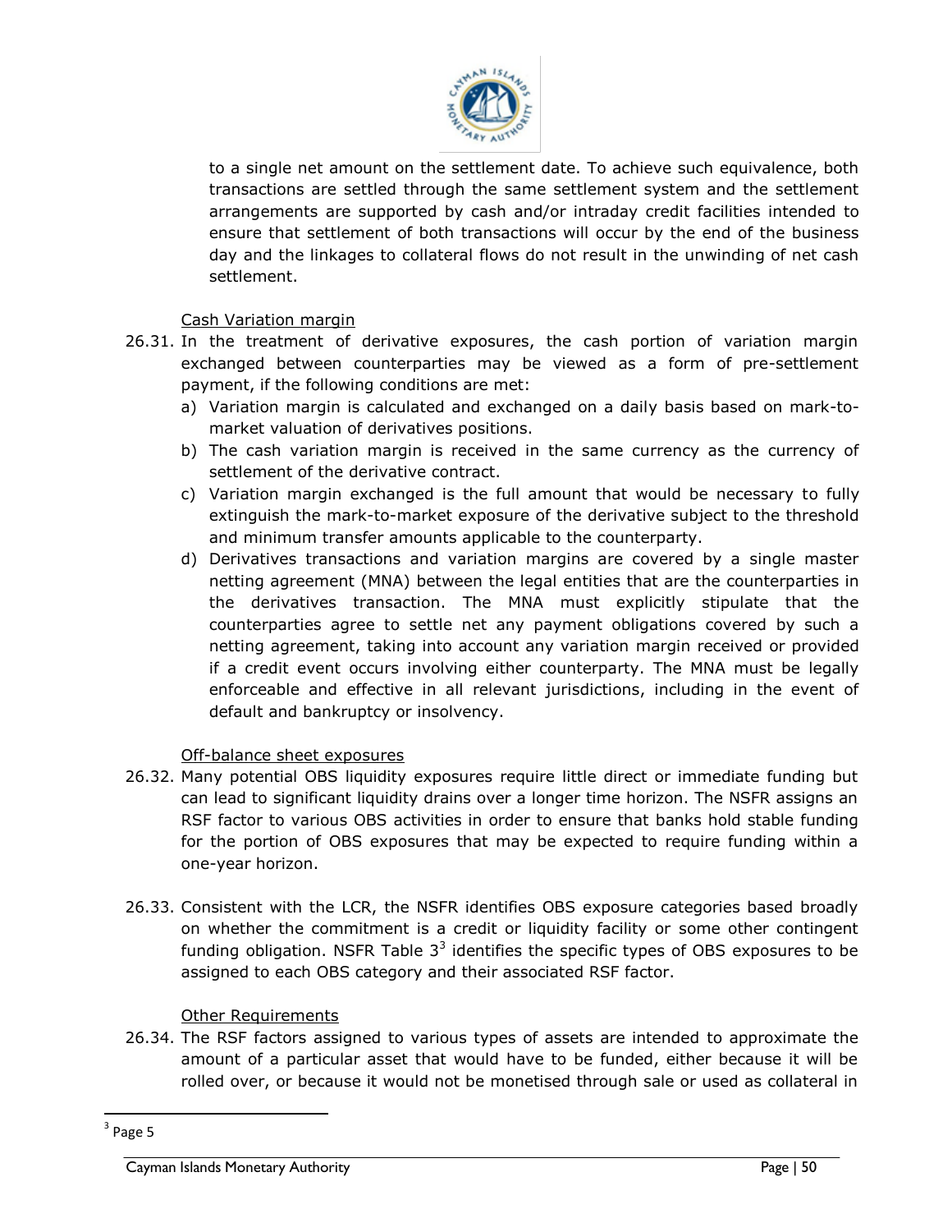to a single net amount on the settlement date. To achieve such equivalence, both transactions are settled through the same settlement system and the settlement arrangements are supported by cash and/or intraday credit facilities intended to ensure that settlement of both transactions will occur by the end of the business day and the linkages to collateral flows do not result in the unwinding of net cash settlement.

Cash Variation margin

26.31. In the treatment of derivative exposures, the cash portion of variation margin exchanged between counterparties may be viewed as a form of pre-settlement payment, if the following conditions are met:

a) Variation margin is calculated and exchanged on a daily basis based on mark-to-market valuation of derivatives positions.
b) The cash variation margin is received in the same currency as the currency of settlement of the derivative contract.
c) Variation margin exchanged is the full amount that would be necessary to fully extinguish the mark-to-market exposure of the derivative subject to the threshold and minimum transfer amounts applicable to the counterparty.
d) Derivatives transactions and variation margins are covered by a single master netting agreement (MNA) between the legal entities that are the counterparties in the derivatives transaction. The MNA must explicitly stipulate that the counterparties agree to settle net any payment obligations covered by such a netting agreement, taking into account any variation margin received or provided if a credit event occurs involving either counterparty. The MNA must be legally enforceable and effective in all relevant jurisdictions, including in the event of default and bankruptcy or insolvency.

Off-balance sheet exposures

26.32. Many potential OBS liquidity exposures require little direct or immediate funding but can lead to significant liquidity drains over a longer time horizon. The NSFR assigns an RSF factor to various OBS activities in order to ensure that banks hold stable funding for the portion of OBS exposures that may be expected to require funding within a one-year horizon.

26.33. Consistent with the LCR, the NSFR identifies OBS exposure categories based broadly on whether the commitment is a credit or liquidity facility or some other contingent funding obligation. NSFR Table 3[3] identifies the specific types of OBS exposures to be assigned to each OBS category and their associated RSF factor.

Other Requirements

26.34. The RSF factors assigned to various types of assets are intended to approximate the amount of a particular asset that would have to be funded, either because it will be rolled over, or because it would not be monetised through sale or used as collateral in

[3] Page 5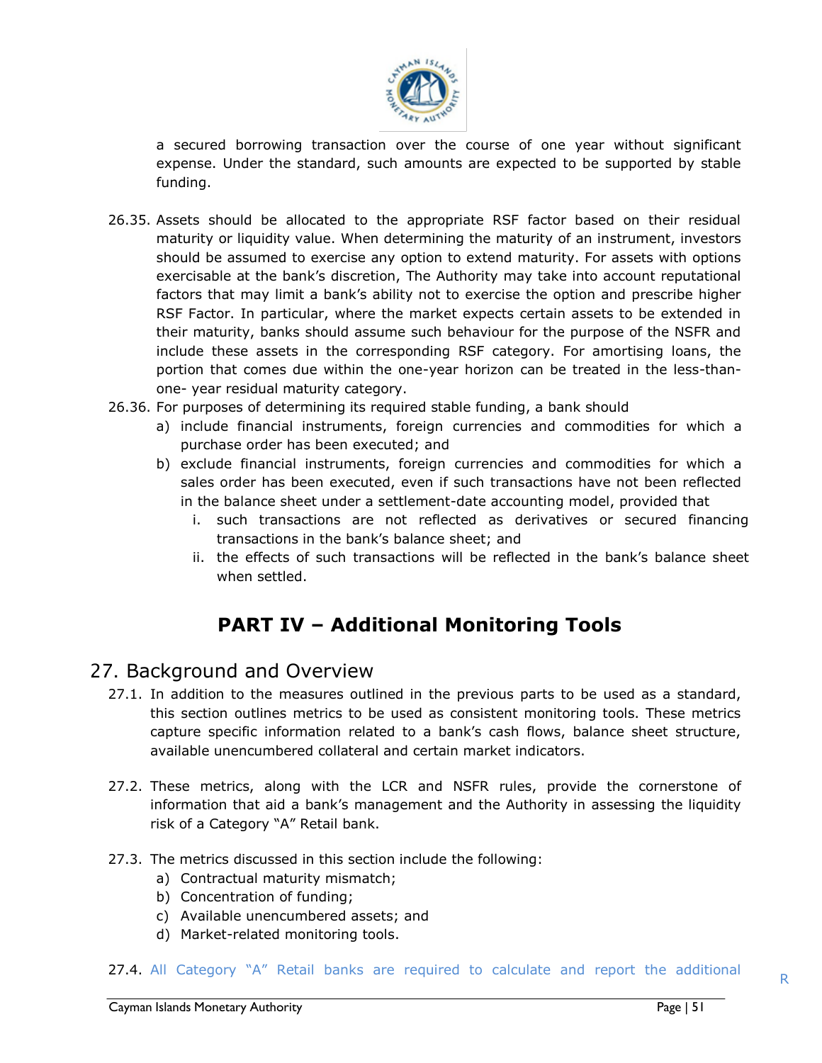a secured borrowing transaction over the course of one year without significant expense. Under the standard, such amounts are expected to be supported by stable funding.

26.35. Assets should be allocated to the appropriate RSF factor based on their residual maturity or liquidity value. When determining the maturity of an instrument, investors should be assumed to exercise any option to extend maturity. For assets with options exercisable at the bank's discretion, The Authority may take into account reputational factors that may limit a bank's ability not to exercise the option and prescribe higher RSF Factor. In particular, where the market expects certain assets to be extended in their maturity, banks should assume such behaviour for the purpose of the NSFR and include these assets in the corresponding RSF category. For amortising loans, the portion that comes due within the one-year horizon can be treated in the less-than-one- year residual maturity category.

26.36. For purposes of determining its required stable funding, a bank should
- a) include financial instruments, foreign currencies and commodities for which a purchase order has been executed; and
- b) exclude financial instruments, foreign currencies and commodities for which a sales order has been executed, even if such transactions have not been reflected in the balance sheet under a settlement-date accounting model, provided that
  - i. such transactions are not reflected as derivatives or secured financing transactions in the bank's balance sheet; and
  - ii. the effects of such transactions will be reflected in the bank's balance sheet when settled.

# PART IV – Additional Monitoring Tools

## 27. Background and Overview

27.1. In addition to the measures outlined in the previous parts to be used as a standard, this section outlines metrics to be used as consistent monitoring tools. These metrics capture specific information related to a bank's cash flows, balance sheet structure, available unencumbered collateral and certain market indicators.

27.2. These metrics, along with the LCR and NSFR rules, provide the cornerstone of information that aid a bank's management and the Authority in assessing the liquidity risk of a Category "A" Retail bank.

27.3. The metrics discussed in this section include the following:
- a) Contractual maturity mismatch;
- b) Concentration of funding;
- c) Available unencumbered assets; and
- d) Market-related monitoring tools.

27.4. All Category "A" Retail banks are required to calculate and report the additional R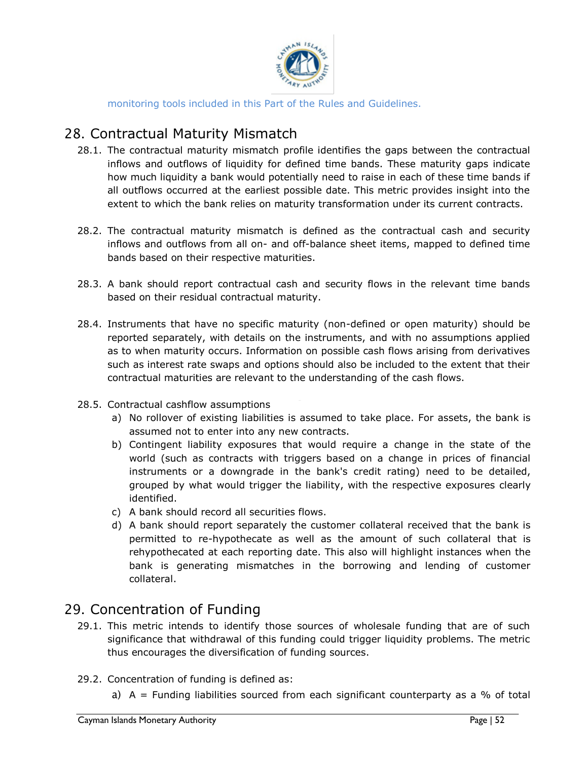monitoring tools included in this Part of the Rules and Guidelines.

## 28. Contractual Maturity Mismatch

28.1. The contractual maturity mismatch profile identifies the gaps between the contractual inflows and outflows of liquidity for defined time bands. These maturity gaps indicate how much liquidity a bank would potentially need to raise in each of these time bands if all outflows occurred at the earliest possible date. This metric provides insight into the extent to which the bank relies on maturity transformation under its current contracts.

28.2. The contractual maturity mismatch is defined as the contractual cash and security inflows and outflows from all on- and off-balance sheet items, mapped to defined time bands based on their respective maturities.

28.3. A bank should report contractual cash and security flows in the relevant time bands based on their residual contractual maturity.

28.4. Instruments that have no specific maturity (non-defined or open maturity) should be reported separately, with details on the instruments, and with no assumptions applied as to when maturity occurs. Information on possible cash flows arising from derivatives such as interest rate swaps and options should also be included to the extent that their contractual maturities are relevant to the understanding of the cash flows.

28.5. Contractual cashflow assumptions

a) No rollover of existing liabilities is assumed to take place. For assets, the bank is assumed not to enter into any new contracts.
b) Contingent liability exposures that would require a change in the state of the world (such as contracts with triggers based on a change in prices of financial instruments or a downgrade in the bank's credit rating) need to be detailed, grouped by what would trigger the liability, with the respective exposures clearly identified.
c) A bank should record all securities flows.
d) A bank should report separately the customer collateral received that the bank is permitted to re-hypothecate as well as the amount of such collateral that is rehypothecated at each reporting date. This also will highlight instances when the bank is generating mismatches in the borrowing and lending of customer collateral.

## 29. Concentration of Funding

29.1. This metric intends to identify those sources of wholesale funding that are of such significance that withdrawal of this funding could trigger liquidity problems. The metric thus encourages the diversification of funding sources.

29.2. Concentration of funding is defined as:

a) A = Funding liabilities sourced from each significant counterparty as a % of total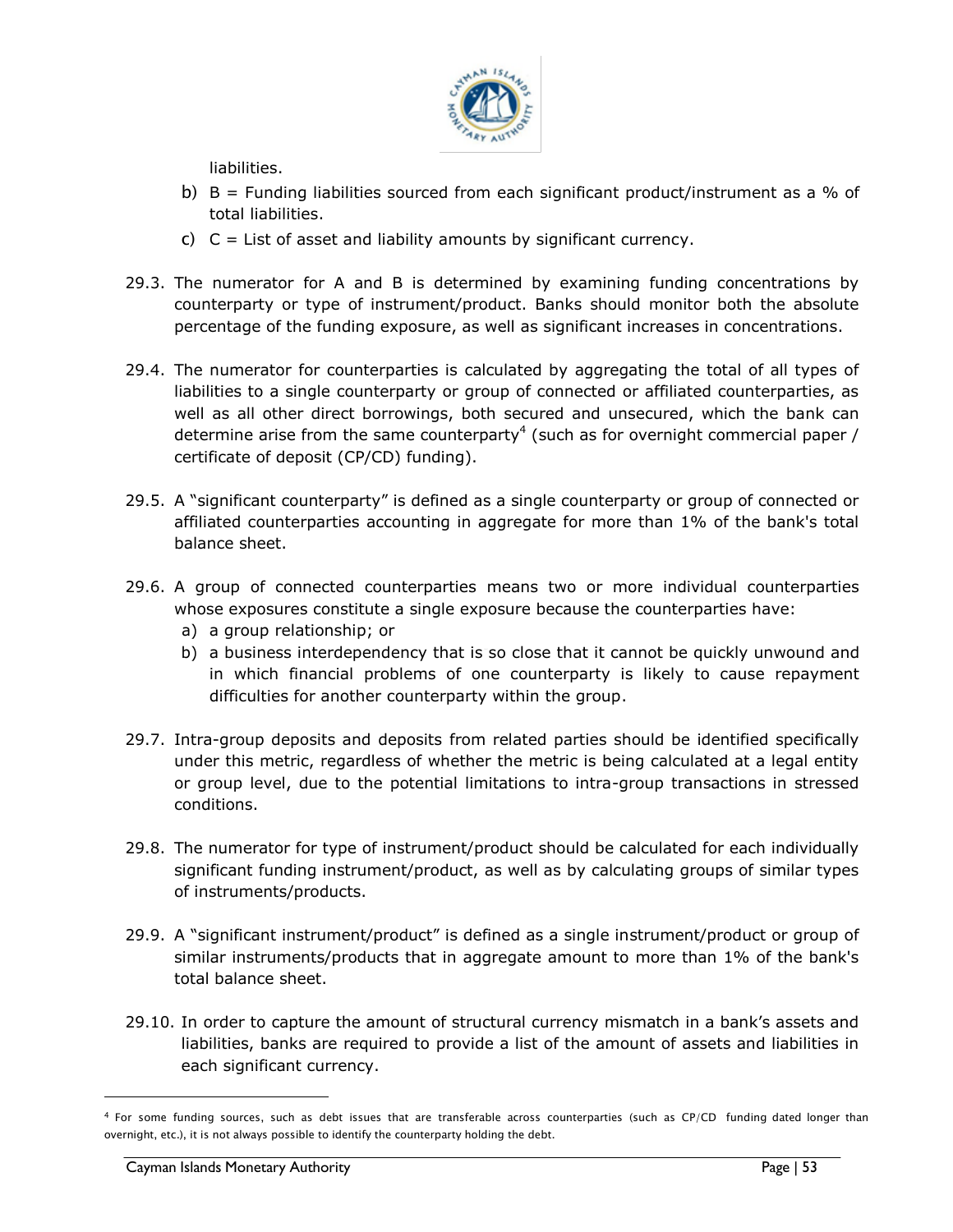liabilities.

b) B = Funding liabilities sourced from each significant product/instrument as a % of total liabilities.

c) C = List of asset and liability amounts by significant currency.

29.3. The numerator for A and B is determined by examining funding concentrations by counterparty or type of instrument/product. Banks should monitor both the absolute percentage of the funding exposure, as well as significant increases in concentrations.

29.4. The numerator for counterparties is calculated by aggregating the total of all types of liabilities to a single counterparty or group of connected or affiliated counterparties, as well as all other direct borrowings, both secured and unsecured, which the bank can determine arise from the same counterparty[4] (such as for overnight commercial paper / certificate of deposit (CP/CD) funding).

29.5. A "significant counterparty" is defined as a single counterparty or group of connected or affiliated counterparties accounting in aggregate for more than 1% of the bank's total balance sheet.

29.6. A group of connected counterparties means two or more individual counterparties whose exposures constitute a single exposure because the counterparties have:

a) a group relationship; or

b) a business interdependency that is so close that it cannot be quickly unwound and in which financial problems of one counterparty is likely to cause repayment difficulties for another counterparty within the group.

29.7. Intra-group deposits and deposits from related parties should be identified specifically under this metric, regardless of whether the metric is being calculated at a legal entity or group level, due to the potential limitations to intra-group transactions in stressed conditions.

29.8. The numerator for type of instrument/product should be calculated for each individually significant funding instrument/product, as well as by calculating groups of similar types of instruments/products.

29.9. A "significant instrument/product" is defined as a single instrument/product or group of similar instruments/products that in aggregate amount to more than 1% of the bank's total balance sheet.

29.10. In order to capture the amount of structural currency mismatch in a bank's assets and liabilities, banks are required to provide a list of the amount of assets and liabilities in each significant currency.

[4] For some funding sources, such as debt issues that are transferable across counterparties (such as CP/CD funding dated longer than overnight, etc.), it is not always possible to identify the counterparty holding the debt.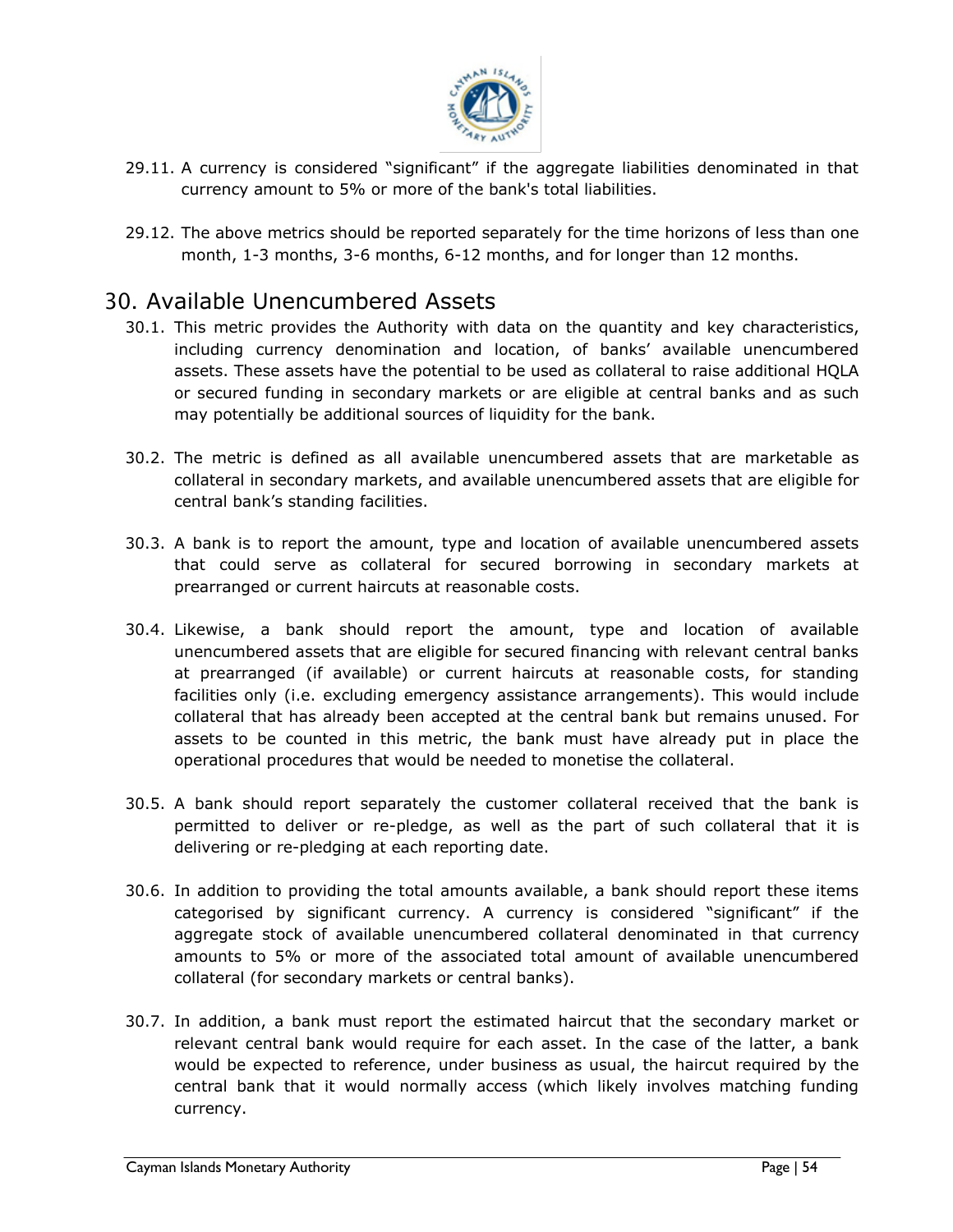29.11. A currency is considered "significant" if the aggregate liabilities denominated in that currency amount to 5% or more of the bank's total liabilities.

29.12. The above metrics should be reported separately for the time horizons of less than one month, 1-3 months, 3-6 months, 6-12 months, and for longer than 12 months.

## 30. Available Unencumbered Assets

30.1. This metric provides the Authority with data on the quantity and key characteristics, including currency denomination and location, of banks' available unencumbered assets. These assets have the potential to be used as collateral to raise additional HQLA or secured funding in secondary markets or are eligible at central banks and as such may potentially be additional sources of liquidity for the bank.

30.2. The metric is defined as all available unencumbered assets that are marketable as collateral in secondary markets, and available unencumbered assets that are eligible for central bank's standing facilities.

30.3. A bank is to report the amount, type and location of available unencumbered assets that could serve as collateral for secured borrowing in secondary markets at prearranged or current haircuts at reasonable costs.

30.4. Likewise, a bank should report the amount, type and location of available unencumbered assets that are eligible for secured financing with relevant central banks at prearranged (if available) or current haircuts at reasonable costs, for standing facilities only (i.e. excluding emergency assistance arrangements). This would include collateral that has already been accepted at the central bank but remains unused. For assets to be counted in this metric, the bank must have already put in place the operational procedures that would be needed to monetise the collateral.

30.5. A bank should report separately the customer collateral received that the bank is permitted to deliver or re-pledge, as well as the part of such collateral that it is delivering or re-pledging at each reporting date.

30.6. In addition to providing the total amounts available, a bank should report these items categorised by significant currency. A currency is considered "significant" if the aggregate stock of available unencumbered collateral denominated in that currency amounts to 5% or more of the associated total amount of available unencumbered collateral (for secondary markets or central banks).

30.7. In addition, a bank must report the estimated haircut that the secondary market or relevant central bank would require for each asset. In the case of the latter, a bank would be expected to reference, under business as usual, the haircut required by the central bank that it would normally access (which likely involves matching funding currency.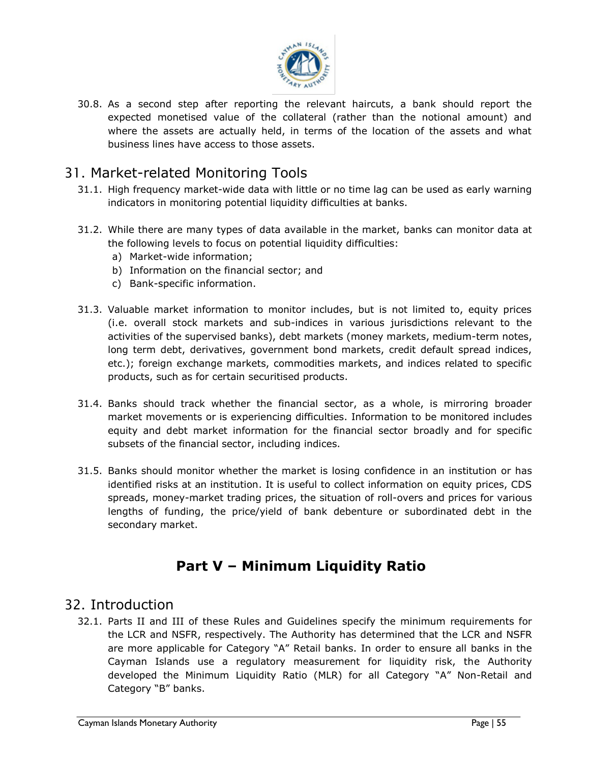30.8. As a second step after reporting the relevant haircuts, a bank should report the expected monetised value of the collateral (rather than the notional amount) and where the assets are actually held, in terms of the location of the assets and what business lines have access to those assets.

## 31. Market-related Monitoring Tools

31.1. High frequency market-wide data with little or no time lag can be used as early warning indicators in monitoring potential liquidity difficulties at banks.

31.2. While there are many types of data available in the market, banks can monitor data at the following levels to focus on potential liquidity difficulties:

a) Market-wide information;
b) Information on the financial sector; and
c) Bank-specific information.

31.3. Valuable market information to monitor includes, but is not limited to, equity prices (i.e. overall stock markets and sub-indices in various jurisdictions relevant to the activities of the supervised banks), debt markets (money markets, medium-term notes, long term debt, derivatives, government bond markets, credit default spread indices, etc.); foreign exchange markets, commodities markets, and indices related to specific products, such as for certain securitised products.

31.4. Banks should track whether the financial sector, as a whole, is mirroring broader market movements or is experiencing difficulties. Information to be monitored includes equity and debt market information for the financial sector broadly and for specific subsets of the financial sector, including indices.

31.5. Banks should monitor whether the market is losing confidence in an institution or has identified risks at an institution. It is useful to collect information on equity prices, CDS spreads, money-market trading prices, the situation of roll-overs and prices for various lengths of funding, the price/yield of bank debenture or subordinated debt in the secondary market.

# Part V – Minimum Liquidity Ratio

## 32. Introduction

32.1. Parts II and III of these Rules and Guidelines specify the minimum requirements for the LCR and NSFR, respectively. The Authority has determined that the LCR and NSFR are more applicable for Category "A" Retail banks. In order to ensure all banks in the Cayman Islands use a regulatory measurement for liquidity risk, the Authority developed the Minimum Liquidity Ratio (MLR) for all Category "A" Non-Retail and Category "B" banks.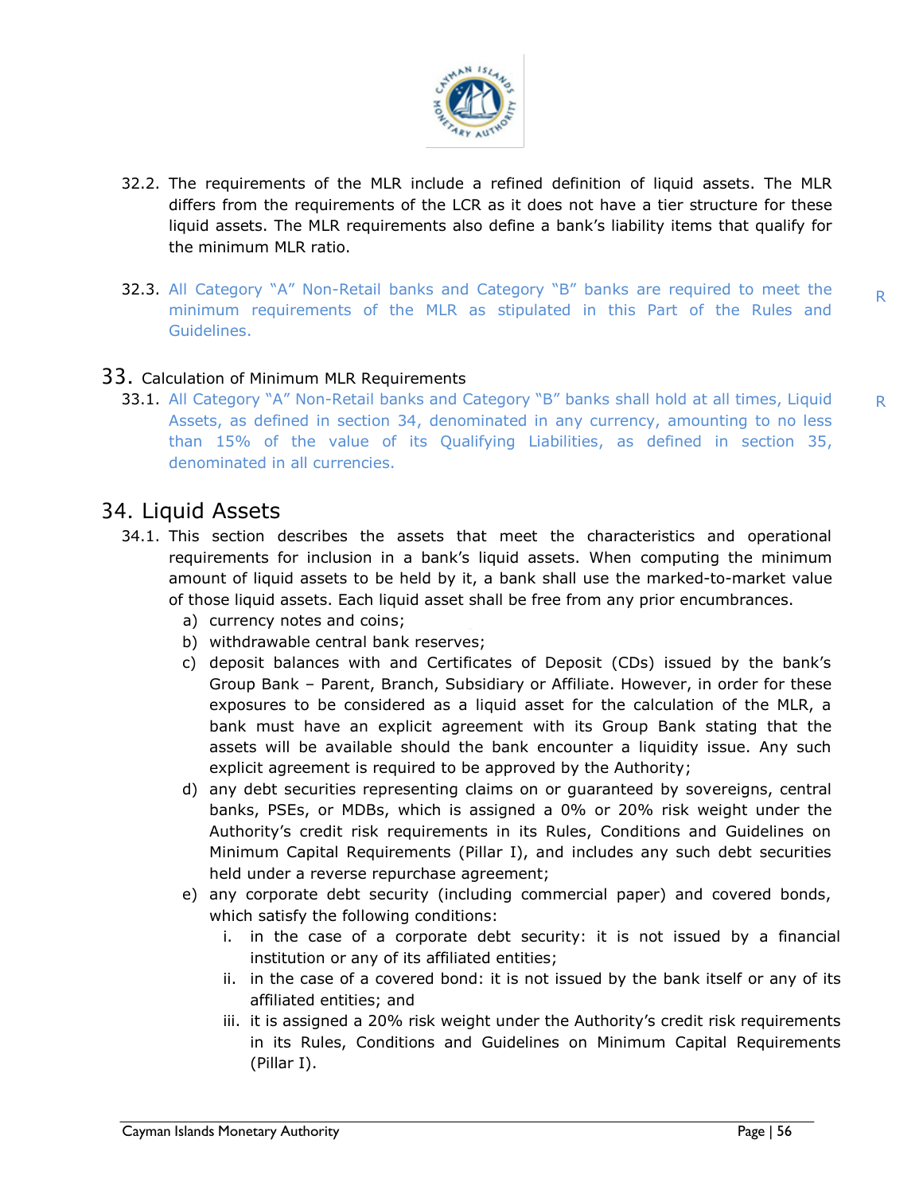32.2. The requirements of the MLR include a refined definition of liquid assets. The MLR differs from the requirements of the LCR as it does not have a tier structure for these liquid assets. The MLR requirements also define a bank's liability items that qualify for the minimum MLR ratio.

32.3. All Category "A" Non-Retail banks and Category "B" banks are required to meet the minimum requirements of the MLR as stipulated in this Part of the Rules and Guidelines. R

## 33. Calculation of Minimum MLR Requirements

33.1. All Category "A" Non-Retail banks and Category "B" banks shall hold at all times, Liquid Assets, as defined in section 34, denominated in any currency, amounting to no less than 15% of the value of its Qualifying Liabilities, as defined in section 35, denominated in all currencies. R

## 34. Liquid Assets

34.1. This section describes the assets that meet the characteristics and operational requirements for inclusion in a bank's liquid assets. When computing the minimum amount of liquid assets to be held by it, a bank shall use the marked-to-market value of those liquid assets. Each liquid asset shall be free from any prior encumbrances.

a) currency notes and coins;
b) withdrawable central bank reserves;
c) deposit balances with and Certificates of Deposit (CDs) issued by the bank's Group Bank – Parent, Branch, Subsidiary or Affiliate. However, in order for these exposures to be considered as a liquid asset for the calculation of the MLR, a bank must have an explicit agreement with its Group Bank stating that the assets will be available should the bank encounter a liquidity issue. Any such explicit agreement is required to be approved by the Authority;
d) any debt securities representing claims on or guaranteed by sovereigns, central banks, PSEs, or MDBs, which is assigned a 0% or 20% risk weight under the Authority's credit risk requirements in its Rules, Conditions and Guidelines on Minimum Capital Requirements (Pillar I), and includes any such debt securities held under a reverse repurchase agreement;
e) any corporate debt security (including commercial paper) and covered bonds, which satisfy the following conditions:
   i. in the case of a corporate debt security: it is not issued by a financial institution or any of its affiliated entities;
   ii. in the case of a covered bond: it is not issued by the bank itself or any of its affiliated entities; and
   iii. it is assigned a 20% risk weight under the Authority's credit risk requirements in its Rules, Conditions and Guidelines on Minimum Capital Requirements (Pillar I).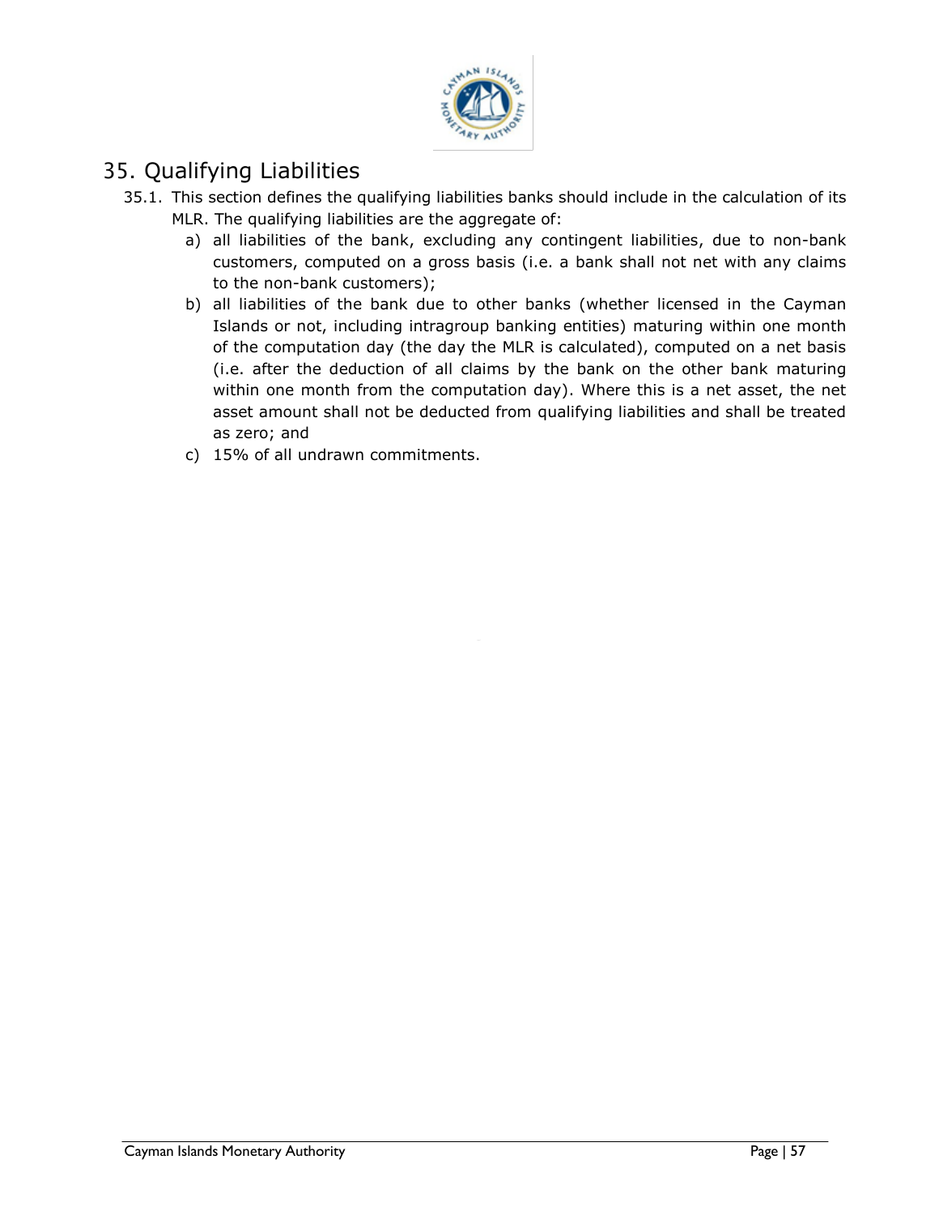## 35. Qualifying Liabilities

35.1. This section defines the qualifying liabilities banks should include in the calculation of its MLR. The qualifying liabilities are the aggregate of:

a) all liabilities of the bank, excluding any contingent liabilities, due to non-bank customers, computed on a gross basis (i.e. a bank shall not net with any claims to the non-bank customers);

b) all liabilities of the bank due to other banks (whether licensed in the Cayman Islands or not, including intragroup banking entities) maturing within one month of the computation day (the day the MLR is calculated), computed on a net basis (i.e. after the deduction of all claims by the bank on the other bank maturing within one month from the computation day). Where this is a net asset, the net asset amount shall not be deducted from qualifying liabilities and shall be treated as zero; and

c) 15% of all undrawn commitments.